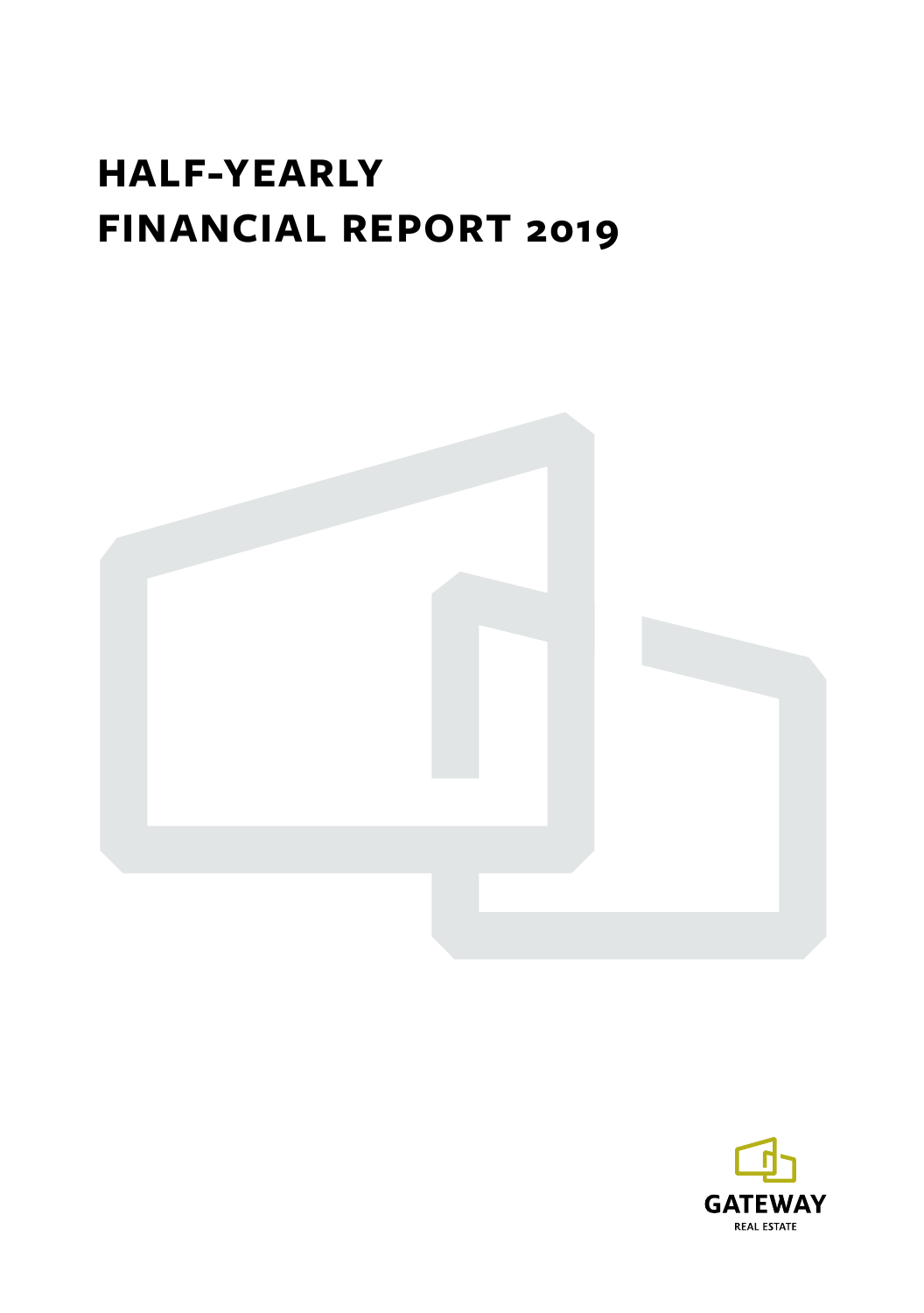# HALF-YEARLY FINANCIAL REPORT 2019

GATEWAY

REAL ESTATE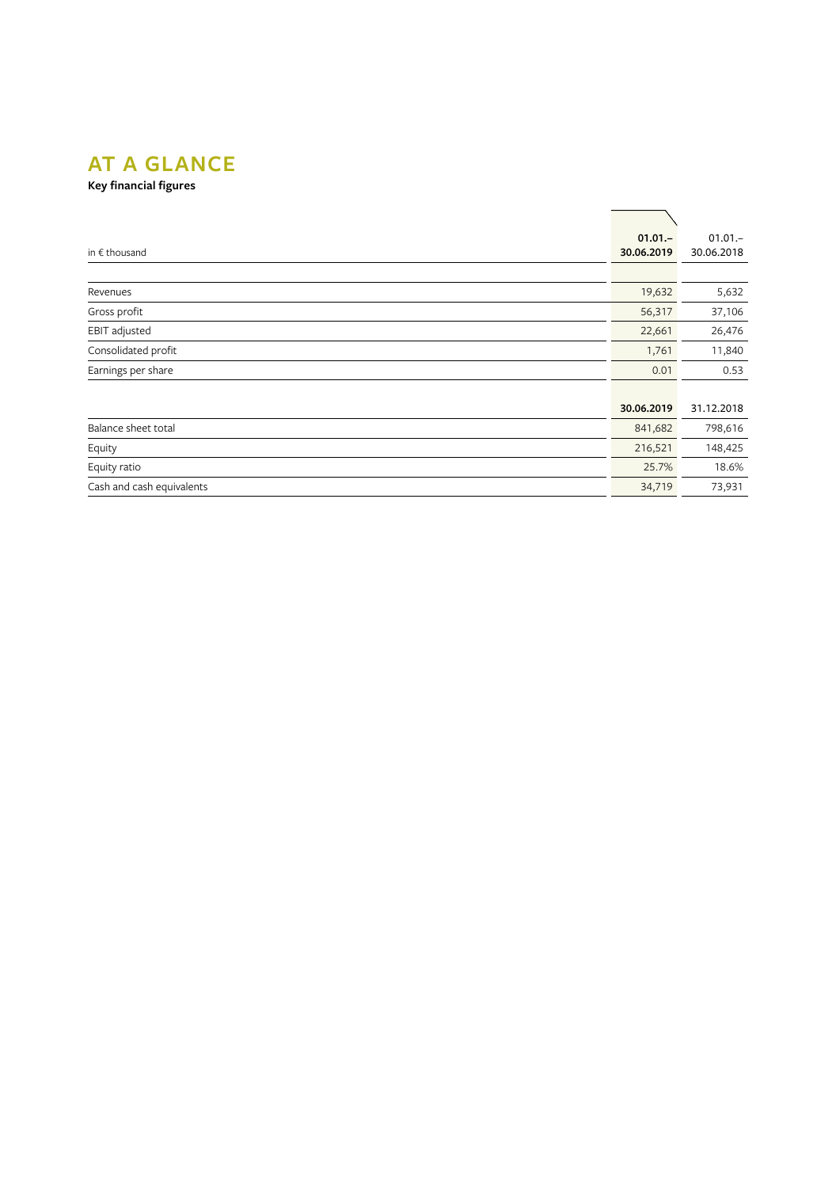# AT A GLANCE

**Key financial figures**

| in € thousand | **01.01.–30.06.2019** | 01.01.–30.06.2018 |
|---|---|---|
| Revenues | 19,632 | 5,632 |
| Gross profit | 56,317 | 37,106 |
| EBIT adjusted | 22,661 | 26,476 |
| Consolidated profit | 1,761 | 11,840 |
| Earnings per share | 0.01 | 0.53 |
| | **30.06.2019** | 31.12.2018 |
| Balance sheet total | 841,682 | 798,616 |
| Equity | 216,521 | 148,425 |
| Equity ratio | 25.7% | 18.6% |
| Cash and cash equivalents | 34,719 | 73,931 |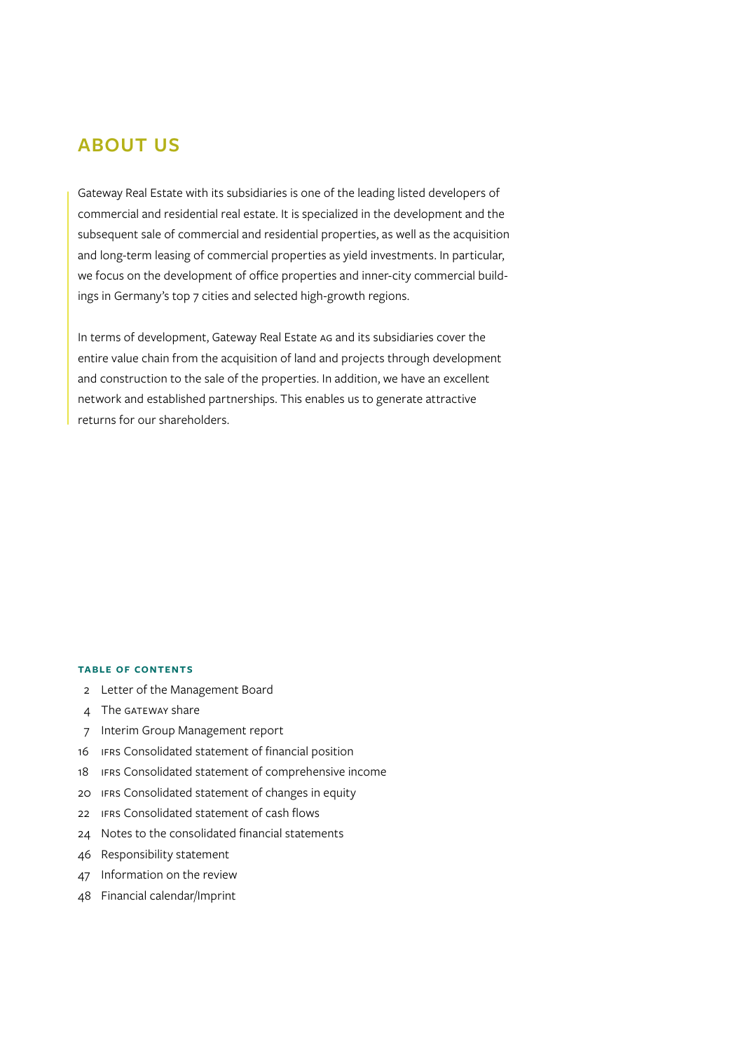# ABOUT US

Gateway Real Estate with its subsidiaries is one of the leading listed developers of commercial and residential real estate. It is specialized in the development and the subsequent sale of commercial and residential properties, as well as the acquisition and long-term leasing of commercial properties as yield investments. In particular, we focus on the development of office properties and inner-city commercial buildings in Germany's top 7 cities and selected high-growth regions.

In terms of development, Gateway Real Estate AG and its subsidiaries cover the entire value chain from the acquisition of land and projects through development and construction to the sale of the properties. In addition, we have an excellent network and established partnerships. This enables us to generate attractive returns for our shareholders.

**TABLE OF CONTENTS**

- 2 Letter of the Management Board
- 4 The GATEWAY share
- 7 Interim Group Management report
- 16 IFRS Consolidated statement of financial position
- 18 IFRS Consolidated statement of comprehensive income
- 20 IFRS Consolidated statement of changes in equity
- 22 IFRS Consolidated statement of cash flows
- 24 Notes to the consolidated financial statements
- 46 Responsibility statement
- 47 Information on the review
- 48 Financial calendar/Imprint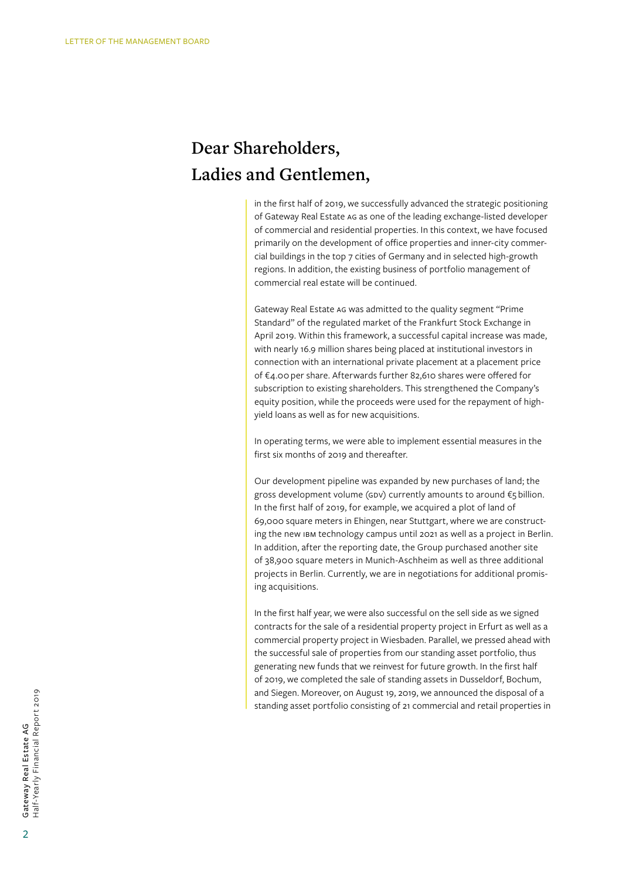# Dear Shareholders, Ladies and Gentlemen,

in the first half of 2019, we successfully advanced the strategic positioning of Gateway Real Estate AG as one of the leading exchange-listed developer of commercial and residential properties. In this context, we have focused primarily on the development of office properties and inner-city commercial buildings in the top 7 cities of Germany and in selected high-growth regions. In addition, the existing business of portfolio management of commercial real estate will be continued.

Gateway Real Estate AG was admitted to the quality segment "Prime Standard" of the regulated market of the Frankfurt Stock Exchange in April 2019. Within this framework, a successful capital increase was made, with nearly 16.9 million shares being placed at institutional investors in connection with an international private placement at a placement price of €4.00 per share. Afterwards further 82,610 shares were offered for subscription to existing shareholders. This strengthened the Company's equity position, while the proceeds were used for the repayment of high-yield loans as well as for new acquisitions.

In operating terms, we were able to implement essential measures in the first six months of 2019 and thereafter.

Our development pipeline was expanded by new purchases of land; the gross development volume (GDV) currently amounts to around €5 billion. In the first half of 2019, for example, we acquired a plot of land of 69,000 square meters in Ehingen, near Stuttgart, where we are constructing the new IBM technology campus until 2021 as well as a project in Berlin. In addition, after the reporting date, the Group purchased another site of 38,900 square meters in Munich-Aschheim as well as three additional projects in Berlin. Currently, we are in negotiations for additional promising acquisitions.

In the first half year, we were also successful on the sell side as we signed contracts for the sale of a residential property project in Erfurt as well as a commercial property project in Wiesbaden. Parallel, we pressed ahead with the successful sale of properties from our standing asset portfolio, thus generating new funds that we reinvest for future growth. In the first half of 2019, we completed the sale of standing assets in Dusseldorf, Bochum, and Siegen. Moreover, on August 19, 2019, we announced the disposal of a standing asset portfolio consisting of 21 commercial and retail properties in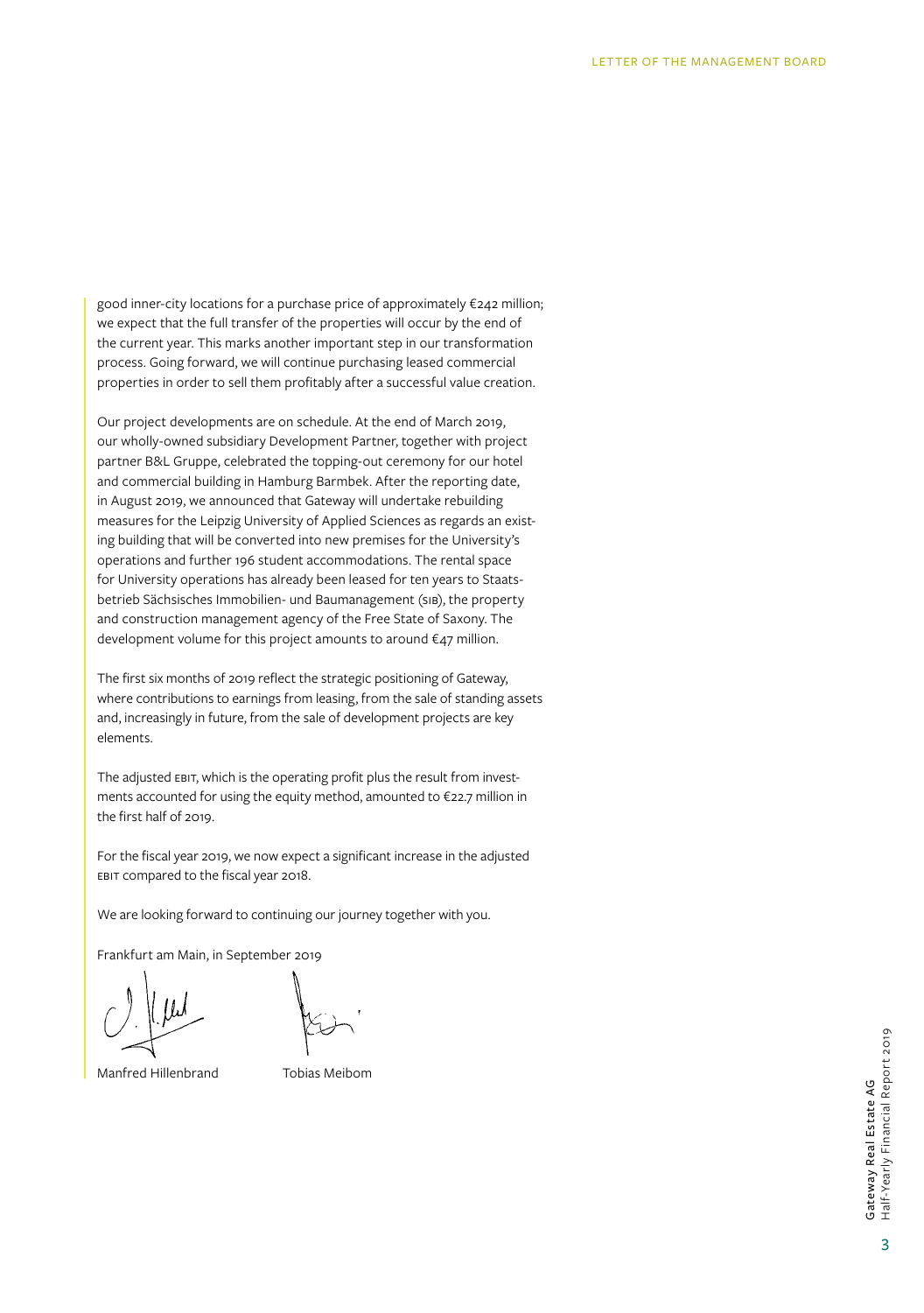good inner-city locations for a purchase price of approximately €242 million; we expect that the full transfer of the properties will occur by the end of the current year. This marks another important step in our transformation process. Going forward, we will continue purchasing leased commercial properties in order to sell them profitably after a successful value creation.

Our project developments are on schedule. At the end of March 2019, our wholly-owned subsidiary Development Partner, together with project partner B&L Gruppe, celebrated the topping-out ceremony for our hotel and commercial building in Hamburg Barmbek. After the reporting date, in August 2019, we announced that Gateway will undertake rebuilding measures for the Leipzig University of Applied Sciences as regards an existing building that will be converted into new premises for the University's operations and further 196 student accommodations. The rental space for University operations has already been leased for ten years to Staatsbetrieb Sächsisches Immobilien- und Baumanagement (SIB), the property and construction management agency of the Free State of Saxony. The development volume for this project amounts to around €47 million.

The first six months of 2019 reflect the strategic positioning of Gateway, where contributions to earnings from leasing, from the sale of standing assets and, increasingly in future, from the sale of development projects are key elements.

The adjusted EBIT, which is the operating profit plus the result from investments accounted for using the equity method, amounted to €22.7 million in the first half of 2019.

For the fiscal year 2019, we now expect a significant increase in the adjusted EBIT compared to the fiscal year 2018.

We are looking forward to continuing our journey together with you.

Frankfurt am Main, in September 2019

Manfred Hillenbrand Tobias Meibom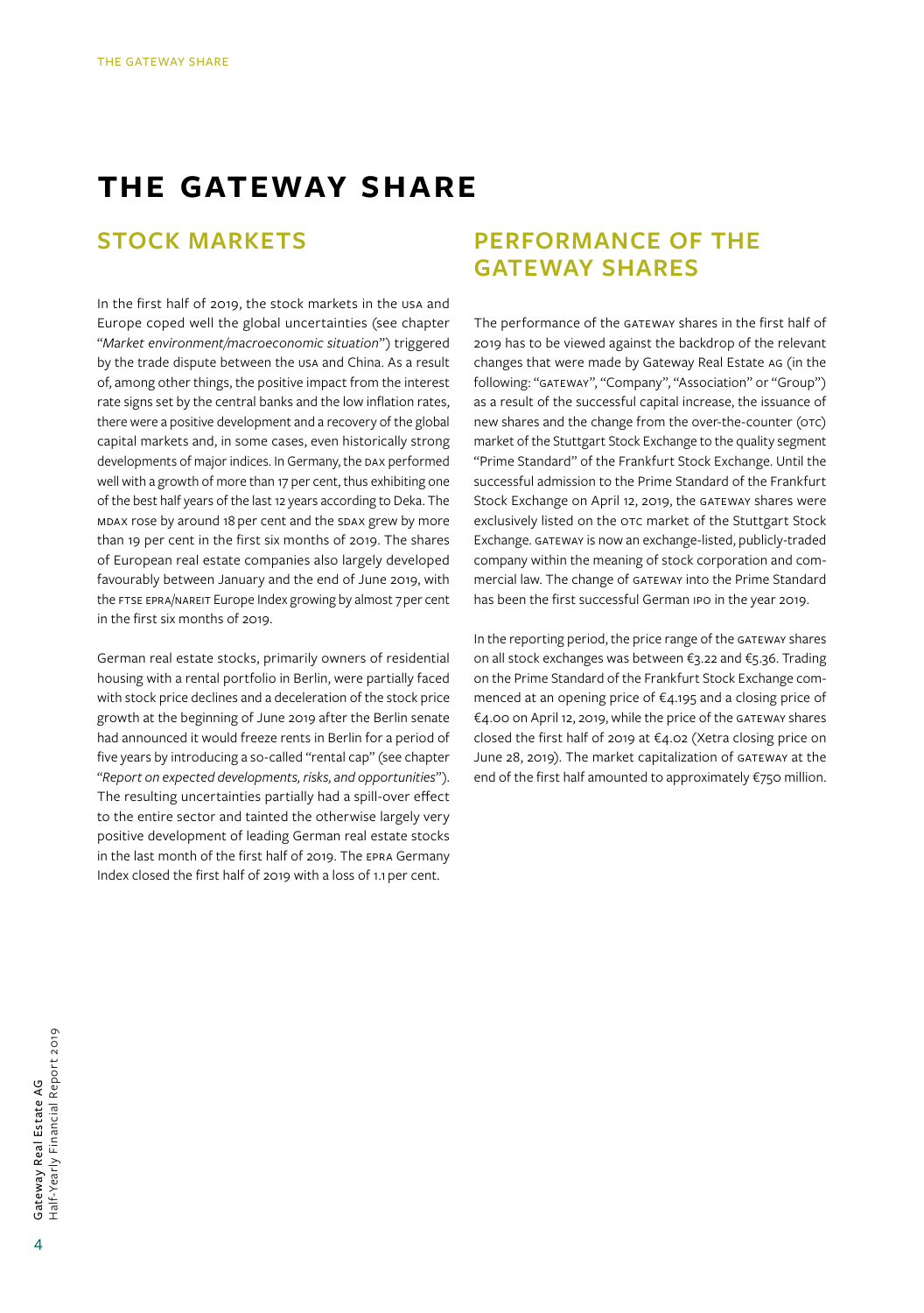# THE GATEWAY SHARE

## STOCK MARKETS

In the first half of 2019, the stock markets in the USA and Europe coped well the global uncertainties (see chapter "*Market environment/macroeconomic situation*") triggered by the trade dispute between the USA and China. As a result of, among other things, the positive impact from the interest rate signs set by the central banks and the low inflation rates, there were a positive development and a recovery of the global capital markets and, in some cases, even historically strong developments of major indices. In Germany, the DAX performed well with a growth of more than 17 per cent, thus exhibiting one of the best half years of the last 12 years according to Deka. The MDAX rose by around 18 per cent and the SDAX grew by more than 19 per cent in the first six months of 2019. The shares of European real estate companies also largely developed favourably between January and the end of June 2019, with the FTSE EPRA/NAREIT Europe Index growing by almost 7 per cent in the first six months of 2019.

German real estate stocks, primarily owners of residential housing with a rental portfolio in Berlin, were partially faced with stock price declines and a deceleration of the stock price growth at the beginning of June 2019 after the Berlin senate had announced it would freeze rents in Berlin for a period of five years by introducing a so-called "rental cap" (see chapter "*Report on expected developments, risks, and opportunities*"). The resulting uncertainties partially had a spill-over effect to the entire sector and tainted the otherwise largely very positive development of leading German real estate stocks in the last month of the first half of 2019. The EPRA Germany Index closed the first half of 2019 with a loss of 1.1 per cent.

## PERFORMANCE OF THE GATEWAY SHARES

The performance of the GATEWAY shares in the first half of 2019 has to be viewed against the backdrop of the relevant changes that were made by Gateway Real Estate AG (in the following: "GATEWAY", "Company", "Association" or "Group") as a result of the successful capital increase, the issuance of new shares and the change from the over-the-counter (OTC) market of the Stuttgart Stock Exchange to the quality segment "Prime Standard" of the Frankfurt Stock Exchange. Until the successful admission to the Prime Standard of the Frankfurt Stock Exchange on April 12, 2019, the GATEWAY shares were exclusively listed on the OTC market of the Stuttgart Stock Exchange. GATEWAY is now an exchange-listed, publicly-traded company within the meaning of stock corporation and commercial law. The change of GATEWAY into the Prime Standard has been the first successful German IPO in the year 2019.

In the reporting period, the price range of the GATEWAY shares on all stock exchanges was between €3.22 and €5.36. Trading on the Prime Standard of the Frankfurt Stock Exchange commenced at an opening price of €4.195 and a closing price of €4.00 on April 12, 2019, while the price of the GATEWAY shares closed the first half of 2019 at €4.02 (Xetra closing price on June 28, 2019). The market capitalization of GATEWAY at the end of the first half amounted to approximately €750 million.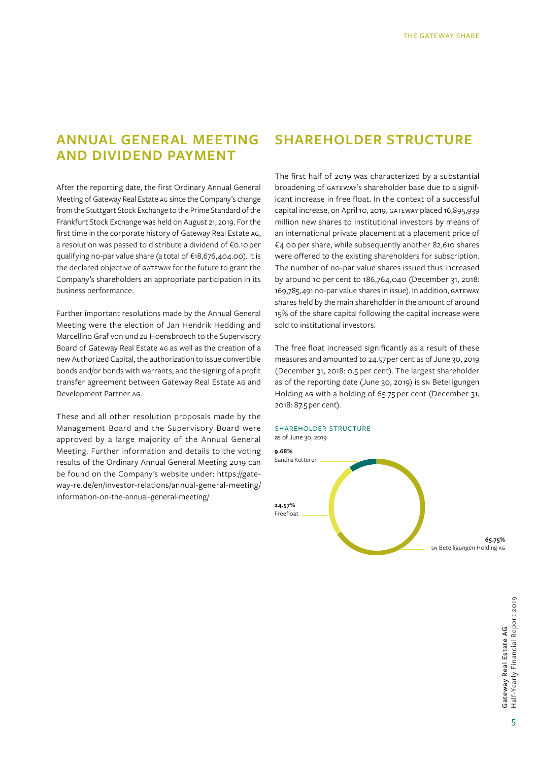## ANNUAL GENERAL MEETING AND DIVIDEND PAYMENT

After the reporting date, the first Ordinary Annual General Meeting of Gateway Real Estate AG since the Company's change from the Stuttgart Stock Exchange to the Prime Standard of the Frankfurt Stock Exchange was held on August 21, 2019. For the first time in the corporate history of Gateway Real Estate AG, a resolution was passed to distribute a dividend of €0.10 per qualifying no-par value share (a total of €18,676,404.00). It is the declared objective of GATEWAY for the future to grant the Company's shareholders an appropriate participation in its business performance.

Further important resolutions made by the Annual General Meeting were the election of Jan Hendrik Hedding and Marcellino Graf von und zu Hoensbroech to the Supervisory Board of Gateway Real Estate AG as well as the creation of a new Authorized Capital, the authorization to issue convertible bonds and/or bonds with warrants, and the signing of a profit transfer agreement between Gateway Real Estate AG and Development Partner AG.

These and all other resolution proposals made by the Management Board and the Supervisory Board were approved by a large majority of the Annual General Meeting. Further information and details to the voting results of the Ordinary Annual General Meeting 2019 can be found on the Company's website under: https://gateway-re.de/en/investor-relations/annual-general-meeting/information-on-the-annual-general-meeting/

## SHAREHOLDER STRUCTURE

The first half of 2019 was characterized by a substantial broadening of GATEWAY's shareholder base due to a significant increase in free float. In the context of a successful capital increase, on April 10, 2019, GATEWAY placed 16,895,939 million new shares to institutional investors by means of an international private placement at a placement price of €4.00 per share, while subsequently another 82,610 shares were offered to the existing shareholders for subscription. The number of no-par value shares issued thus increased by around 10 per cent to 186,764,040 (December 31, 2018: 169,785,491 no-par value shares in issue). In addition, GATEWAY shares held by the main shareholder in the amount of around 15% of the share capital following the capital increase were sold to institutional investors.

The free float increased significantly as a result of these measures and amounted to 24.57 per cent as of June 30, 2019 (December 31, 2018: 0.5 per cent). The largest shareholder as of the reporting date (June 30, 2019) is SN Beteiligungen Holding AG with a holding of 65.75 per cent (December 31, 2018: 87.5 per cent).

SHAREHOLDER STRUCTURE
as of June 30, 2019

| Shareholder | Share |
|---|---|
| Sandra Ketterer | 9.68% |
| Freefloat | 24.57% |
| SN Beteiligungen Holding AG | 65.75% |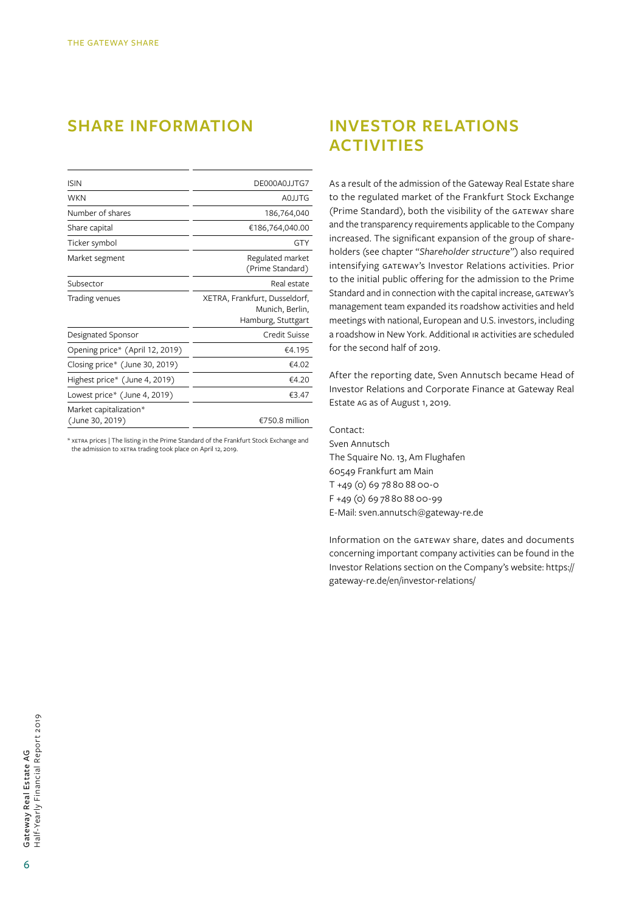## SHARE INFORMATION

| | |
|---|---|
| ISIN | DE000A0JJTG7 |
| WKN | A0JJTG |
| Number of shares | 186,764,040 |
| Share capital | €186,764,040.00 |
| Ticker symbol | GTY |
| Market segment | Regulated market (Prime Standard) |
| Subsector | Real estate |
| Trading venues | XETRA, Frankfurt, Dusseldorf, Munich, Berlin, Hamburg, Stuttgart |
| Designated Sponsor | Credit Suisse |
| Opening price* (April 12, 2019) | €4.195 |
| Closing price* (June 30, 2019) | €4.02 |
| Highest price* (June 4, 2019) | €4.20 |
| Lowest price* (June 4, 2019) | €3.47 |
| Market capitalization* (June 30, 2019) | €750.8 million |

* XETRA prices | The listing in the Prime Standard of the Frankfurt Stock Exchange and the admission to XETRA trading took place on April 12, 2019.

## INVESTOR RELATIONS ACTIVITIES

As a result of the admission of the Gateway Real Estate share to the regulated market of the Frankfurt Stock Exchange (Prime Standard), both the visibility of the GATEWAY share and the transparency requirements applicable to the Company increased. The significant expansion of the group of shareholders (see chapter "*Shareholder structure*") also required intensifying GATEWAY's Investor Relations activities. Prior to the initial public offering for the admission to the Prime Standard and in connection with the capital increase, GATEWAY's management team expanded its roadshow activities and held meetings with national, European and U.S. investors, including a roadshow in New York. Additional IR activities are scheduled for the second half of 2019.

After the reporting date, Sven Annutsch became Head of Investor Relations and Corporate Finance at Gateway Real Estate AG as of August 1, 2019.

Contact:
Sven Annutsch
The Squaire No. 13, Am Flughafen
60549 Frankfurt am Main
T +49 (0) 69 78 80 88 00-0
F +49 (0) 69 78 80 88 00-99
E-Mail: sven.annutsch@gateway-re.de

Information on the GATEWAY share, dates and documents concerning important company activities can be found in the Investor Relations section on the Company's website: https://gateway-re.de/en/investor-relations/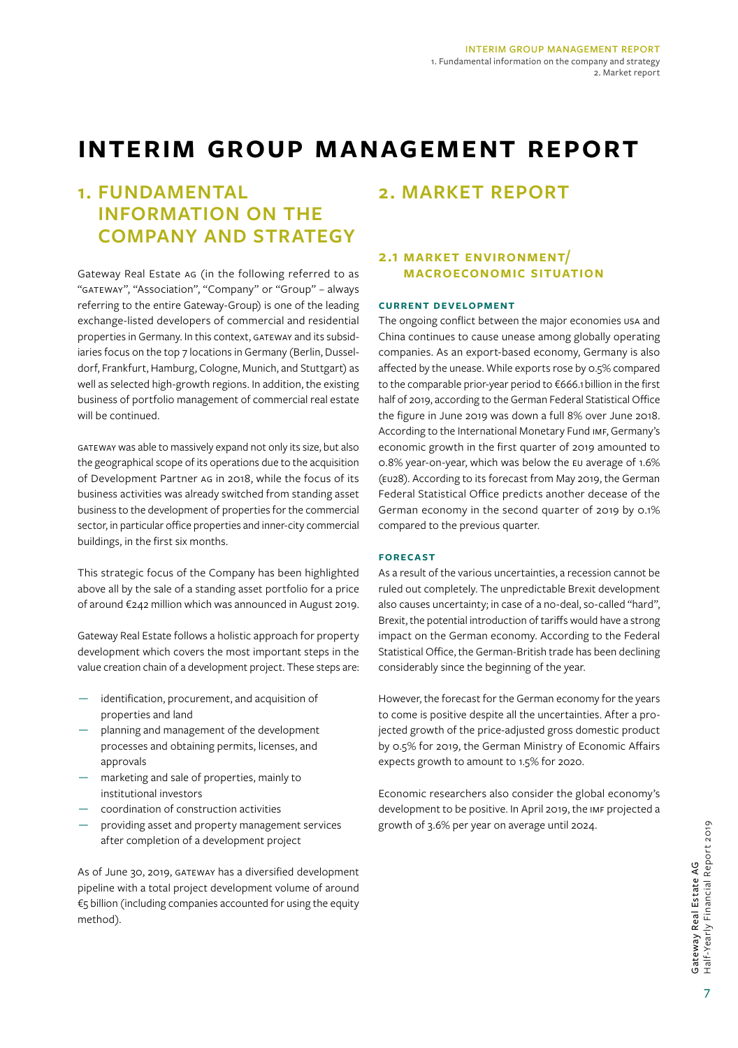# INTERIM GROUP MANAGEMENT REPORT

## 1. FUNDAMENTAL INFORMATION ON THE COMPANY AND STRATEGY

Gateway Real Estate AG (in the following referred to as "GATEWAY", "Association", "Company" or "Group" – always referring to the entire Gateway-Group) is one of the leading exchange-listed developers of commercial and residential properties in Germany. In this context, GATEWAY and its subsidiaries focus on the top 7 locations in Germany (Berlin, Dusseldorf, Frankfurt, Hamburg, Cologne, Munich, and Stuttgart) as well as selected high-growth regions. In addition, the existing business of portfolio management of commercial real estate will be continued.

GATEWAY was able to massively expand not only its size, but also the geographical scope of its operations due to the acquisition of Development Partner AG in 2018, while the focus of its business activities was already switched from standing asset business to the development of properties for the commercial sector, in particular office properties and inner-city commercial buildings, in the first six months.

This strategic focus of the Company has been highlighted above all by the sale of a standing asset portfolio for a price of around €242 million which was announced in August 2019.

Gateway Real Estate follows a holistic approach for property development which covers the most important steps in the value creation chain of a development project. These steps are:

- identification, procurement, and acquisition of properties and land
- planning and management of the development processes and obtaining permits, licenses, and approvals
- marketing and sale of properties, mainly to institutional investors
- coordination of construction activities
- providing asset and property management services after completion of a development project

As of June 30, 2019, GATEWAY has a diversified development pipeline with a total project development volume of around €5 billion (including companies accounted for using the equity method).

## 2. MARKET REPORT

### 2.1 MARKET ENVIRONMENT/ MACROECONOMIC SITUATION

#### CURRENT DEVELOPMENT

The ongoing conflict between the major economies USA and China continues to cause unease among globally operating companies. As an export-based economy, Germany is also affected by the unease. While exports rose by 0.5% compared to the comparable prior-year period to €666.1 billion in the first half of 2019, according to the German Federal Statistical Office the figure in June 2019 was down a full 8% over June 2018. According to the International Monetary Fund IMF, Germany's economic growth in the first quarter of 2019 amounted to 0.8% year-on-year, which was below the EU average of 1.6% (EU28). According to its forecast from May 2019, the German Federal Statistical Office predicts another decease of the German economy in the second quarter of 2019 by 0.1% compared to the previous quarter.

#### FORECAST

As a result of the various uncertainties, a recession cannot be ruled out completely. The unpredictable Brexit development also causes uncertainty; in case of a no-deal, so-called "hard", Brexit, the potential introduction of tariffs would have a strong impact on the German economy. According to the Federal Statistical Office, the German-British trade has been declining considerably since the beginning of the year.

However, the forecast for the German economy for the years to come is positive despite all the uncertainties. After a projected growth of the price-adjusted gross domestic product by 0.5% for 2019, the German Ministry of Economic Affairs expects growth to amount to 1.5% for 2020.

Economic researchers also consider the global economy's development to be positive. In April 2019, the IMF projected a growth of 3.6% per year on average until 2024.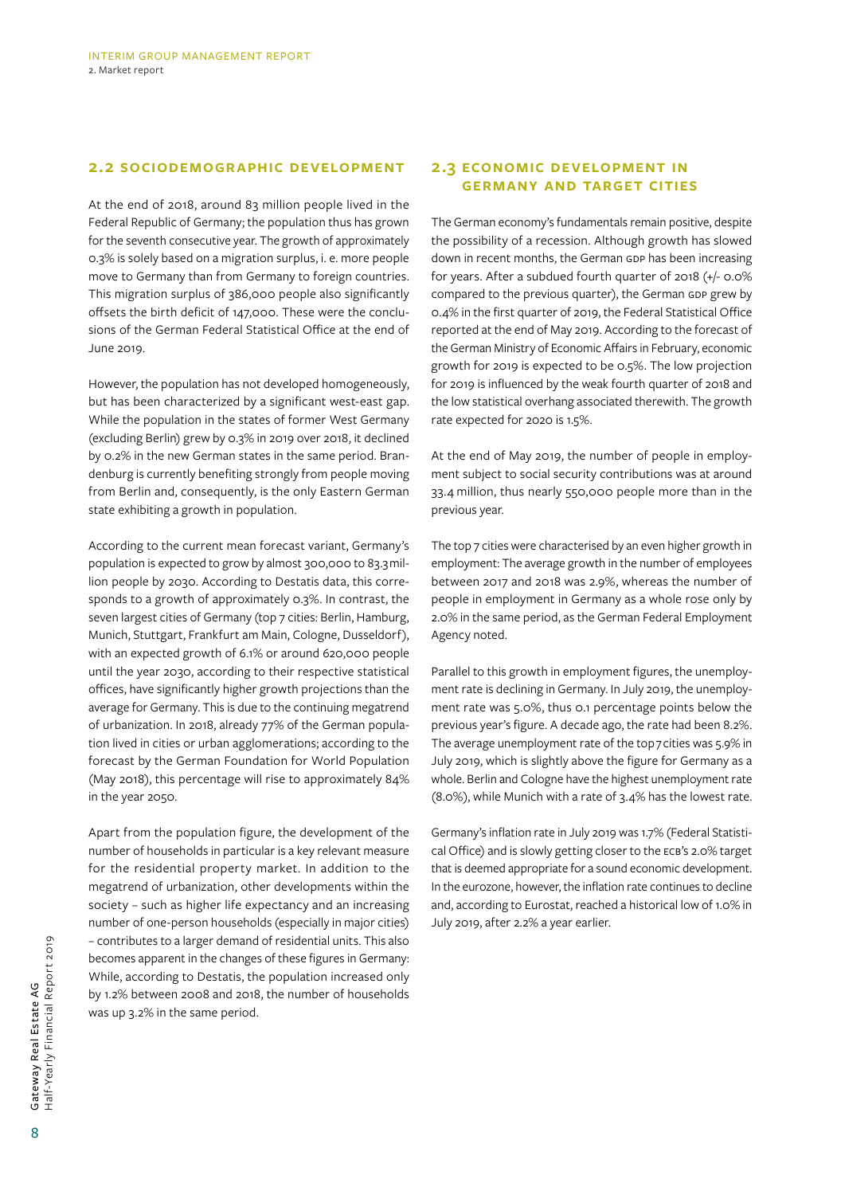## 2.2 Sociodemographic development

At the end of 2018, around 83 million people lived in the Federal Republic of Germany; the population thus has grown for the seventh consecutive year. The growth of approximately 0.3% is solely based on a migration surplus, i. e. more people move to Germany than from Germany to foreign countries. This migration surplus of 386,000 people also significantly offsets the birth deficit of 147,000. These were the conclusions of the German Federal Statistical Office at the end of June 2019.

However, the population has not developed homogeneously, but has been characterized by a significant west-east gap. While the population in the states of former West Germany (excluding Berlin) grew by 0.3% in 2019 over 2018, it declined by 0.2% in the new German states in the same period. Brandenburg is currently benefiting strongly from people moving from Berlin and, consequently, is the only Eastern German state exhibiting a growth in population.

According to the current mean forecast variant, Germany's population is expected to grow by almost 300,000 to 83.3 million people by 2030. According to Destatis data, this corresponds to a growth of approximately 0.3%. In contrast, the seven largest cities of Germany (top 7 cities: Berlin, Hamburg, Munich, Stuttgart, Frankfurt am Main, Cologne, Dusseldorf), with an expected growth of 6.1% or around 620,000 people until the year 2030, according to their respective statistical offices, have significantly higher growth projections than the average for Germany. This is due to the continuing megatrend of urbanization. In 2018, already 77% of the German population lived in cities or urban agglomerations; according to the forecast by the German Foundation for World Population (May 2018), this percentage will rise to approximately 84% in the year 2050.

Apart from the population figure, the development of the number of households in particular is a key relevant measure for the residential property market. In addition to the megatrend of urbanization, other developments within the society – such as higher life expectancy and an increasing number of one-person households (especially in major cities) – contributes to a larger demand of residential units. This also becomes apparent in the changes of these figures in Germany: While, according to Destatis, the population increased only by 1.2% between 2008 and 2018, the number of households was up 3.2% in the same period.

## 2.3 Economic development in Germany and target cities

The German economy's fundamentals remain positive, despite the possibility of a recession. Although growth has slowed down in recent months, the German GDP has been increasing for years. After a subdued fourth quarter of 2018 (+/- 0.0% compared to the previous quarter), the German GDP grew by 0.4% in the first quarter of 2019, the Federal Statistical Office reported at the end of May 2019. According to the forecast of the German Ministry of Economic Affairs in February, economic growth for 2019 is expected to be 0.5%. The low projection for 2019 is influenced by the weak fourth quarter of 2018 and the low statistical overhang associated therewith. The growth rate expected for 2020 is 1.5%.

At the end of May 2019, the number of people in employment subject to social security contributions was at around 33.4 million, thus nearly 550,000 people more than in the previous year.

The top 7 cities were characterised by an even higher growth in employment: The average growth in the number of employees between 2017 and 2018 was 2.9%, whereas the number of people in employment in Germany as a whole rose only by 2.0% in the same period, as the German Federal Employment Agency noted.

Parallel to this growth in employment figures, the unemployment rate is declining in Germany. In July 2019, the unemployment rate was 5.0%, thus 0.1 percentage points below the previous year's figure. A decade ago, the rate had been 8.2%. The average unemployment rate of the top 7 cities was 5.9% in July 2019, which is slightly above the figure for Germany as a whole. Berlin and Cologne have the highest unemployment rate (8.0%), while Munich with a rate of 3.4% has the lowest rate.

Germany's inflation rate in July 2019 was 1.7% (Federal Statistical Office) and is slowly getting closer to the ECB's 2.0% target that is deemed appropriate for a sound economic development. In the eurozone, however, the inflation rate continues to decline and, according to Eurostat, reached a historical low of 1.0% in July 2019, after 2.2% a year earlier.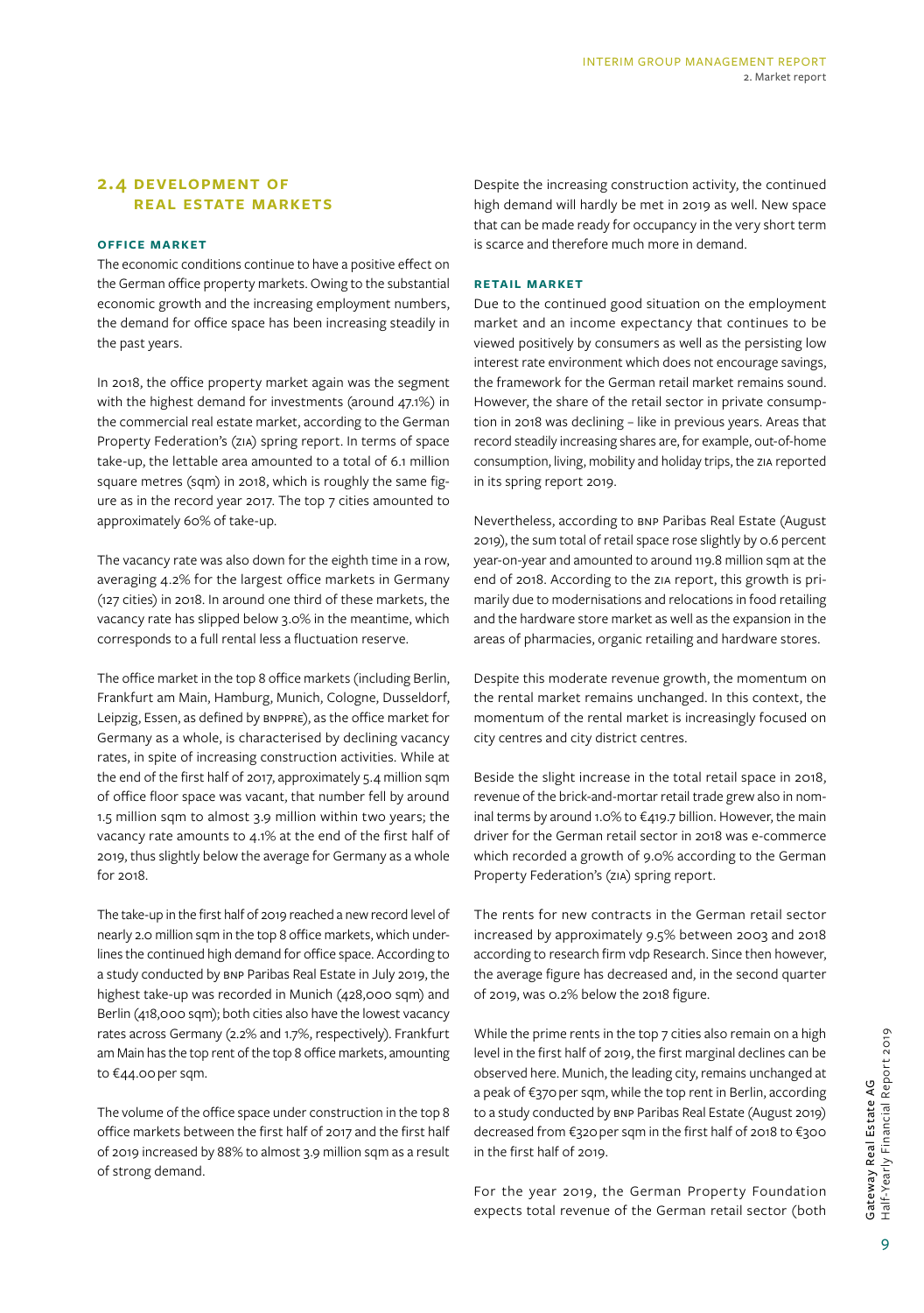## 2.4 DEVELOPMENT OF REAL ESTATE MARKETS

### OFFICE MARKET

The economic conditions continue to have a positive effect on the German office property markets. Owing to the substantial economic growth and the increasing employment numbers, the demand for office space has been increasing steadily in the past years.

In 2018, the office property market again was the segment with the highest demand for investments (around 47.1%) in the commercial real estate market, according to the German Property Federation's (ZIA) spring report. In terms of space take-up, the lettable area amounted to a total of 6.1 million square metres (sqm) in 2018, which is roughly the same figure as in the record year 2017. The top 7 cities amounted to approximately 60% of take-up.

The vacancy rate was also down for the eighth time in a row, averaging 4.2% for the largest office markets in Germany (127 cities) in 2018. In around one third of these markets, the vacancy rate has slipped below 3.0% in the meantime, which corresponds to a full rental less a fluctuation reserve.

The office market in the top 8 office markets (including Berlin, Frankfurt am Main, Hamburg, Munich, Cologne, Dusseldorf, Leipzig, Essen, as defined by BNPPRE), as the office market for Germany as a whole, is characterised by declining vacancy rates, in spite of increasing construction activities. While at the end of the first half of 2017, approximately 5.4 million sqm of office floor space was vacant, that number fell by around 1.5 million sqm to almost 3.9 million within two years; the vacancy rate amounts to 4.1% at the end of the first half of 2019, thus slightly below the average for Germany as a whole for 2018.

The take-up in the first half of 2019 reached a new record level of nearly 2.0 million sqm in the top 8 office markets, which underlines the continued high demand for office space. According to a study conducted by BNP Paribas Real Estate in July 2019, the highest take-up was recorded in Munich (428,000 sqm) and Berlin (418,000 sqm); both cities also have the lowest vacancy rates across Germany (2.2% and 1.7%, respectively). Frankfurt am Main has the top rent of the top 8 office markets, amounting to €44.00 per sqm.

The volume of the office space under construction in the top 8 office markets between the first half of 2017 and the first half of 2019 increased by 88% to almost 3.9 million sqm as a result of strong demand.

Despite the increasing construction activity, the continued high demand will hardly be met in 2019 as well. New space that can be made ready for occupancy in the very short term is scarce and therefore much more in demand.

### RETAIL MARKET

Due to the continued good situation on the employment market and an income expectancy that continues to be viewed positively by consumers as well as the persisting low interest rate environment which does not encourage savings, the framework for the German retail market remains sound. However, the share of the retail sector in private consumption in 2018 was declining – like in previous years. Areas that record steadily increasing shares are, for example, out-of-home consumption, living, mobility and holiday trips, the ZIA reported in its spring report 2019.

Nevertheless, according to BNP Paribas Real Estate (August 2019), the sum total of retail space rose slightly by 0.6 percent year-on-year and amounted to around 119.8 million sqm at the end of 2018. According to the ZIA report, this growth is primarily due to modernisations and relocations in food retailing and the hardware store market as well as the expansion in the areas of pharmacies, organic retailing and hardware stores.

Despite this moderate revenue growth, the momentum on the rental market remains unchanged. In this context, the momentum of the rental market is increasingly focused on city centres and city district centres.

Beside the slight increase in the total retail space in 2018, revenue of the brick-and-mortar retail trade grew also in nominal terms by around 1.0% to €419.7 billion. However, the main driver for the German retail sector in 2018 was e-commerce which recorded a growth of 9.0% according to the German Property Federation's (ZIA) spring report.

The rents for new contracts in the German retail sector increased by approximately 9.5% between 2003 and 2018 according to research firm vdp Research. Since then however, the average figure has decreased and, in the second quarter of 2019, was 0.2% below the 2018 figure.

While the prime rents in the top 7 cities also remain on a high level in the first half of 2019, the first marginal declines can be observed here. Munich, the leading city, remains unchanged at a peak of €370 per sqm, while the top rent in Berlin, according to a study conducted by BNP Paribas Real Estate (August 2019) decreased from €320 per sqm in the first half of 2018 to €300 in the first half of 2019.

For the year 2019, the German Property Foundation expects total revenue of the German retail sector (both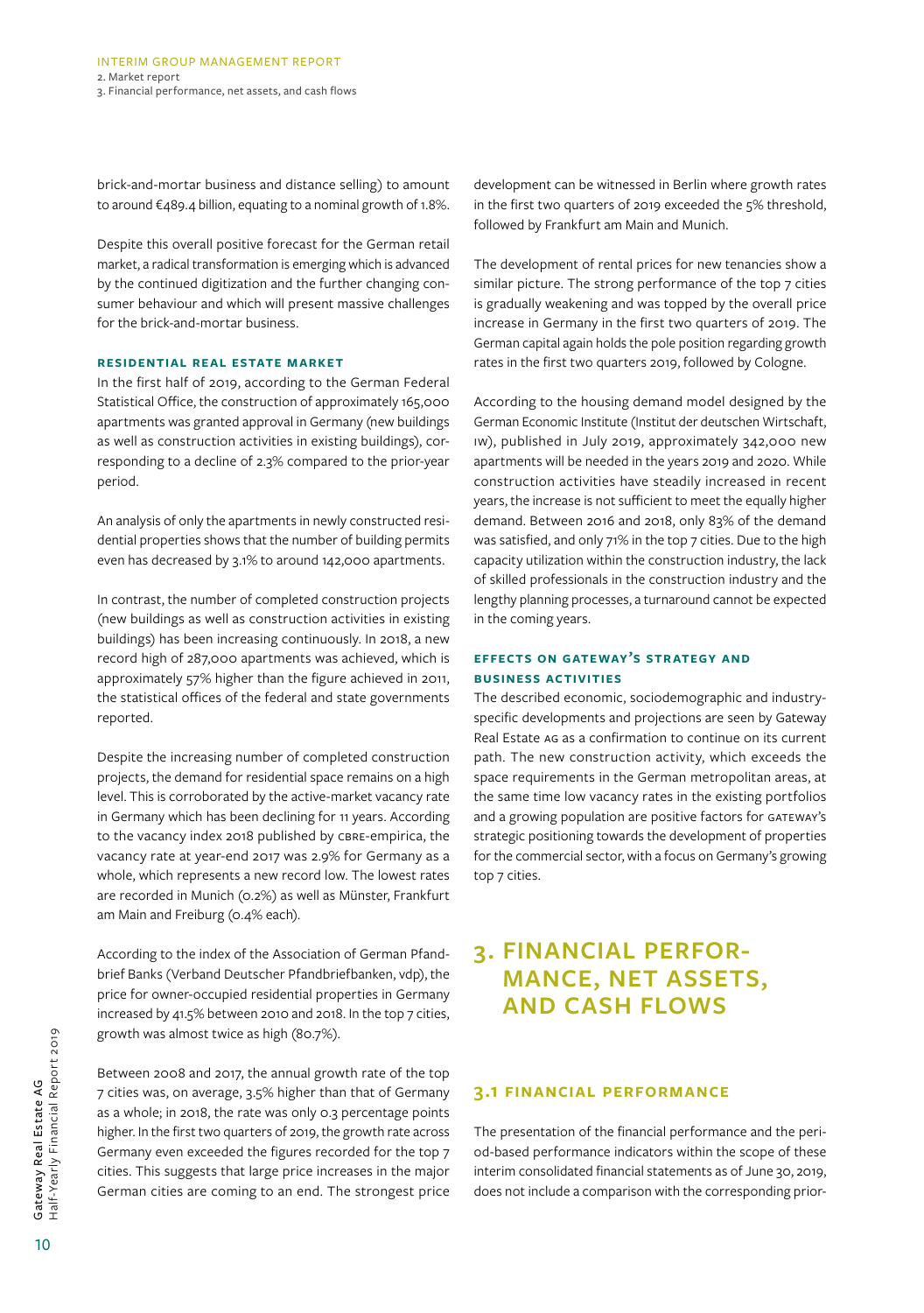brick-and-mortar business and distance selling) to amount to around €489.4 billion, equating to a nominal growth of 1.8%.

Despite this overall positive forecast for the German retail market, a radical transformation is emerging which is advanced by the continued digitization and the further changing consumer behaviour and which will present massive challenges for the brick-and-mortar business.

#### RESIDENTIAL REAL ESTATE MARKET

In the first half of 2019, according to the German Federal Statistical Office, the construction of approximately 165,000 apartments was granted approval in Germany (new buildings as well as construction activities in existing buildings), corresponding to a decline of 2.3% compared to the prior-year period.

An analysis of only the apartments in newly constructed residential properties shows that the number of building permits even has decreased by 3.1% to around 142,000 apartments.

In contrast, the number of completed construction projects (new buildings as well as construction activities in existing buildings) has been increasing continuously. In 2018, a new record high of 287,000 apartments was achieved, which is approximately 57% higher than the figure achieved in 2011, the statistical offices of the federal and state governments reported.

Despite the increasing number of completed construction projects, the demand for residential space remains on a high level. This is corroborated by the active-market vacancy rate in Germany which has been declining for 11 years. According to the vacancy index 2018 published by CBRE-empirica, the vacancy rate at year-end 2017 was 2.9% for Germany as a whole, which represents a new record low. The lowest rates are recorded in Munich (0.2%) as well as Münster, Frankfurt am Main and Freiburg (0.4% each).

According to the index of the Association of German Pfandbrief Banks (Verband Deutscher Pfandbriefbanken, vdp), the price for owner-occupied residential properties in Germany increased by 41.5% between 2010 and 2018. In the top 7 cities, growth was almost twice as high (80.7%).

Between 2008 and 2017, the annual growth rate of the top 7 cities was, on average, 3.5% higher than that of Germany as a whole; in 2018, the rate was only 0.3 percentage points higher. In the first two quarters of 2019, the growth rate across Germany even exceeded the figures recorded for the top 7 cities. This suggests that large price increases in the major German cities are coming to an end. The strongest price development can be witnessed in Berlin where growth rates in the first two quarters of 2019 exceeded the 5% threshold, followed by Frankfurt am Main and Munich.

The development of rental prices for new tenancies show a similar picture. The strong performance of the top 7 cities is gradually weakening and was topped by the overall price increase in Germany in the first two quarters of 2019. The German capital again holds the pole position regarding growth rates in the first two quarters 2019, followed by Cologne.

According to the housing demand model designed by the German Economic Institute (Institut der deutschen Wirtschaft, IW), published in July 2019, approximately 342,000 new apartments will be needed in the years 2019 and 2020. While construction activities have steadily increased in recent years, the increase is not sufficient to meet the equally higher demand. Between 2016 and 2018, only 83% of the demand was satisfied, and only 71% in the top 7 cities. Due to the high capacity utilization within the construction industry, the lack of skilled professionals in the construction industry and the lengthy planning processes, a turnaround cannot be expected in the coming years.

#### EFFECTS ON GATEWAY'S STRATEGY AND BUSINESS ACTIVITIES

The described economic, sociodemographic and industry-specific developments and projections are seen by Gateway Real Estate AG as a confirmation to continue on its current path. The new construction activity, which exceeds the space requirements in the German metropolitan areas, at the same time low vacancy rates in the existing portfolios and a growing population are positive factors for GATEWAY's strategic positioning towards the development of properties for the commercial sector, with a focus on Germany's growing top 7 cities.

# 3. FINANCIAL PERFORMANCE, NET ASSETS, AND CASH FLOWS

## 3.1 FINANCIAL PERFORMANCE

The presentation of the financial performance and the period-based performance indicators within the scope of these interim consolidated financial statements as of June 30, 2019, does not include a comparison with the corresponding prior-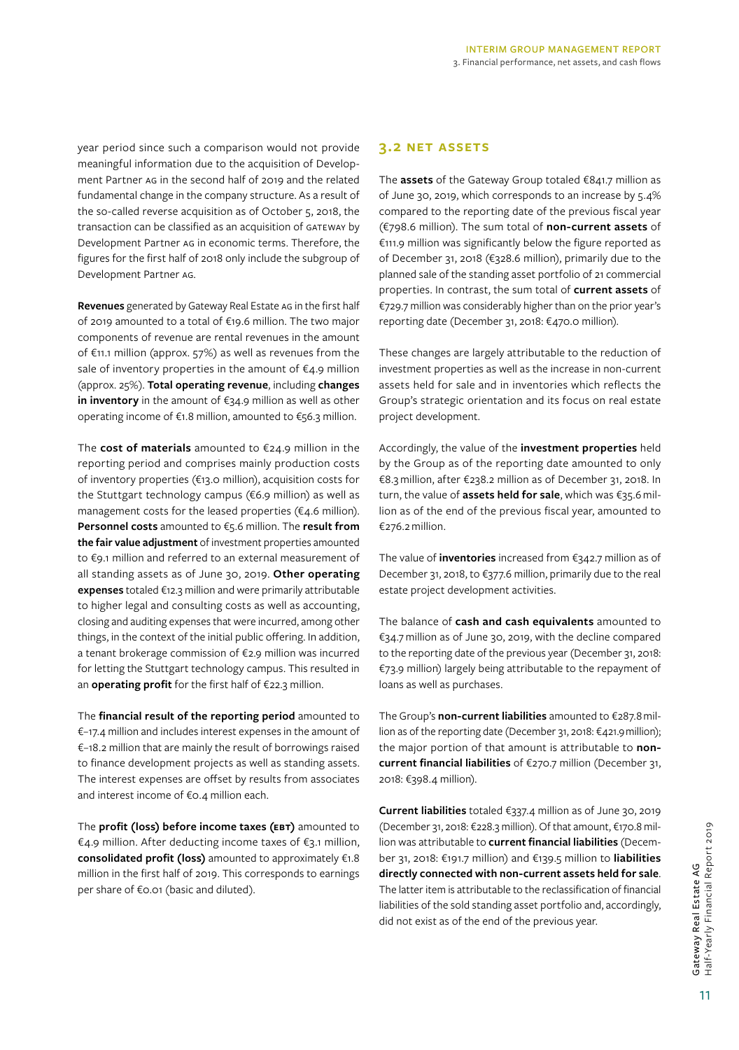year period since such a comparison would not provide meaningful information due to the acquisition of Development Partner AG in the second half of 2019 and the related fundamental change in the company structure. As a result of the so-called reverse acquisition as of October 5, 2018, the transaction can be classified as an acquisition of GATEWAY by Development Partner AG in economic terms. Therefore, the figures for the first half of 2018 only include the subgroup of Development Partner AG.

**Revenues** generated by Gateway Real Estate AG in the first half of 2019 amounted to a total of €19.6 million. The two major components of revenue are rental revenues in the amount of €11.1 million (approx. 57%) as well as revenues from the sale of inventory properties in the amount of €4.9 million (approx. 25%). **Total operating revenue**, including **changes in inventory** in the amount of €34.9 million as well as other operating income of €1.8 million, amounted to €56.3 million.

The **cost of materials** amounted to €24.9 million in the reporting period and comprises mainly production costs of inventory properties (€13.0 million), acquisition costs for the Stuttgart technology campus (€6.9 million) as well as management costs for the leased properties (€4.6 million). **Personnel costs** amounted to €5.6 million. The **result from the fair value adjustment** of investment properties amounted to €9.1 million and referred to an external measurement of all standing assets as of June 30, 2019. **Other operating expenses** totaled €12.3 million and were primarily attributable to higher legal and consulting costs as well as accounting, closing and auditing expenses that were incurred, among other things, in the context of the initial public offering. In addition, a tenant brokerage commission of €2.9 million was incurred for letting the Stuttgart technology campus. This resulted in an **operating profit** for the first half of €22.3 million.

The **financial result of the reporting period** amounted to €–17.4 million and includes interest expenses in the amount of €–18.2 million that are mainly the result of borrowings raised to finance development projects as well as standing assets. The interest expenses are offset by results from associates and interest income of €0.4 million each.

The **profit (loss) before income taxes (EBT)** amounted to €4.9 million. After deducting income taxes of €3.1 million, **consolidated profit (loss)** amounted to approximately €1.8 million in the first half of 2019. This corresponds to earnings per share of €0.01 (basic and diluted).

## 3.2 NET ASSETS

The **assets** of the Gateway Group totaled €841.7 million as of June 30, 2019, which corresponds to an increase by 5.4% compared to the reporting date of the previous fiscal year (€798.6 million). The sum total of **non-current assets** of €111.9 million was significantly below the figure reported as of December 31, 2018 (€328.6 million), primarily due to the planned sale of the standing asset portfolio of 21 commercial properties. In contrast, the sum total of **current assets** of €729.7 million was considerably higher than on the prior year's reporting date (December 31, 2018: €470.0 million).

These changes are largely attributable to the reduction of investment properties as well as the increase in non-current assets held for sale and in inventories which reflects the Group's strategic orientation and its focus on real estate project development.

Accordingly, the value of the **investment properties** held by the Group as of the reporting date amounted to only €8.3 million, after €238.2 million as of December 31, 2018. In turn, the value of **assets held for sale**, which was €35.6 million as of the end of the previous fiscal year, amounted to €276.2 million.

The value of **inventories** increased from €342.7 million as of December 31, 2018, to €377.6 million, primarily due to the real estate project development activities.

The balance of **cash and cash equivalents** amounted to €34.7 million as of June 30, 2019, with the decline compared to the reporting date of the previous year (December 31, 2018: €73.9 million) largely being attributable to the repayment of loans as well as purchases.

The Group's **non-current liabilities** amounted to €287.8 million as of the reporting date (December 31, 2018: €421.9 million); the major portion of that amount is attributable to **non-current financial liabilities** of €270.7 million (December 31, 2018: €398.4 million).

**Current liabilities** totaled €337.4 million as of June 30, 2019 (December 31, 2018: €228.3 million). Of that amount, €170.8 million was attributable to **current financial liabilities** (December 31, 2018: €191.7 million) and €139.5 million to **liabilities directly connected with non-current assets held for sale**. The latter item is attributable to the reclassification of financial liabilities of the sold standing asset portfolio and, accordingly, did not exist as of the end of the previous year.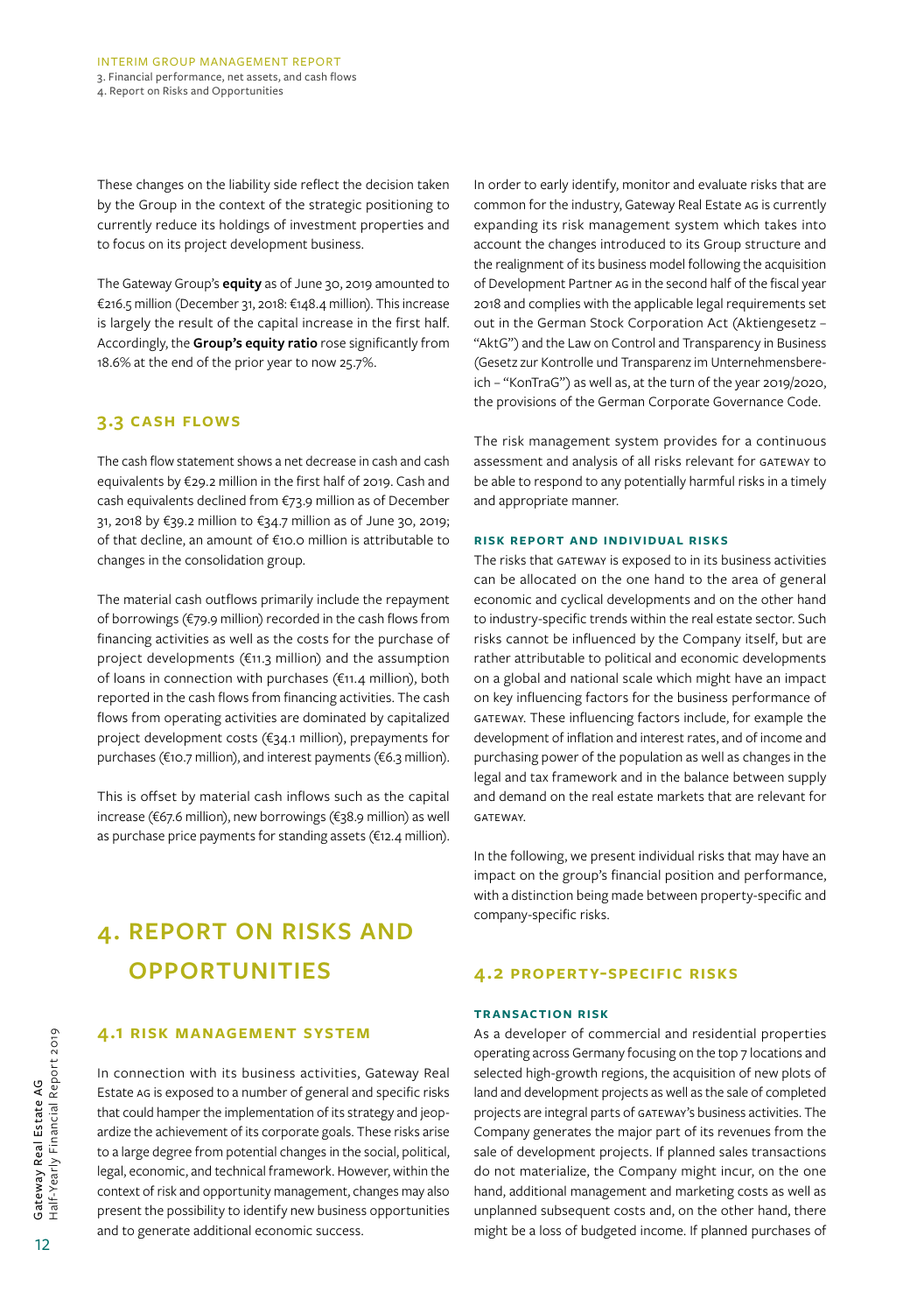These changes on the liability side reflect the decision taken by the Group in the context of the strategic positioning to currently reduce its holdings of investment properties and to focus on its project development business.

The Gateway Group's **equity** as of June 30, 2019 amounted to €216.5 million (December 31, 2018: €148.4 million). This increase is largely the result of the capital increase in the first half. Accordingly, the **Group's equity ratio** rose significantly from 18.6% at the end of the prior year to now 25.7%.

### 3.3 CASH FLOWS

The cash flow statement shows a net decrease in cash and cash equivalents by €29.2 million in the first half of 2019. Cash and cash equivalents declined from €73.9 million as of December 31, 2018 by €39.2 million to €34.7 million as of June 30, 2019; of that decline, an amount of €10.0 million is attributable to changes in the consolidation group.

The material cash outflows primarily include the repayment of borrowings (€79.9 million) recorded in the cash flows from financing activities as well as the costs for the purchase of project developments (€11.3 million) and the assumption of loans in connection with purchases (€11.4 million), both reported in the cash flows from financing activities. The cash flows from operating activities are dominated by capitalized project development costs (€34.1 million), prepayments for purchases (€10.7 million), and interest payments (€6.3 million).

This is offset by material cash inflows such as the capital increase (€67.6 million), new borrowings (€38.9 million) as well as purchase price payments for standing assets (€12.4 million).

## 4. REPORT ON RISKS AND OPPORTUNITIES

### 4.1 RISK MANAGEMENT SYSTEM

In connection with its business activities, Gateway Real Estate AG is exposed to a number of general and specific risks that could hamper the implementation of its strategy and jeopardize the achievement of its corporate goals. These risks arise to a large degree from potential changes in the social, political, legal, economic, and technical framework. However, within the context of risk and opportunity management, changes may also present the possibility to identify new business opportunities and to generate additional economic success.

In order to early identify, monitor and evaluate risks that are common for the industry, Gateway Real Estate AG is currently expanding its risk management system which takes into account the changes introduced to its Group structure and the realignment of its business model following the acquisition of Development Partner AG in the second half of the fiscal year 2018 and complies with the applicable legal requirements set out in the German Stock Corporation Act (Aktiengesetz – "AktG") and the Law on Control and Transparency in Business (Gesetz zur Kontrolle und Transparenz im Unternehmensbereich – "KonTraG") as well as, at the turn of the year 2019/2020, the provisions of the German Corporate Governance Code.

The risk management system provides for a continuous assessment and analysis of all risks relevant for GATEWAY to be able to respond to any potentially harmful risks in a timely and appropriate manner.

#### RISK REPORT AND INDIVIDUAL RISKS

The risks that GATEWAY is exposed to in its business activities can be allocated on the one hand to the area of general economic and cyclical developments and on the other hand to industry-specific trends within the real estate sector. Such risks cannot be influenced by the Company itself, but are rather attributable to political and economic developments on a global and national scale which might have an impact on key influencing factors for the business performance of GATEWAY. These influencing factors include, for example the development of inflation and interest rates, and of income and purchasing power of the population as well as changes in the legal and tax framework and in the balance between supply and demand on the real estate markets that are relevant for GATEWAY.

In the following, we present individual risks that may have an impact on the group's financial position and performance, with a distinction being made between property-specific and company-specific risks.

### 4.2 PROPERTY-SPECIFIC RISKS

#### TRANSACTION RISK

As a developer of commercial and residential properties operating across Germany focusing on the top 7 locations and selected high-growth regions, the acquisition of new plots of land and development projects as well as the sale of completed projects are integral parts of GATEWAY's business activities. The Company generates the major part of its revenues from the sale of development projects. If planned sales transactions do not materialize, the Company might incur, on the one hand, additional management and marketing costs as well as unplanned subsequent costs and, on the other hand, there might be a loss of budgeted income. If planned purchases of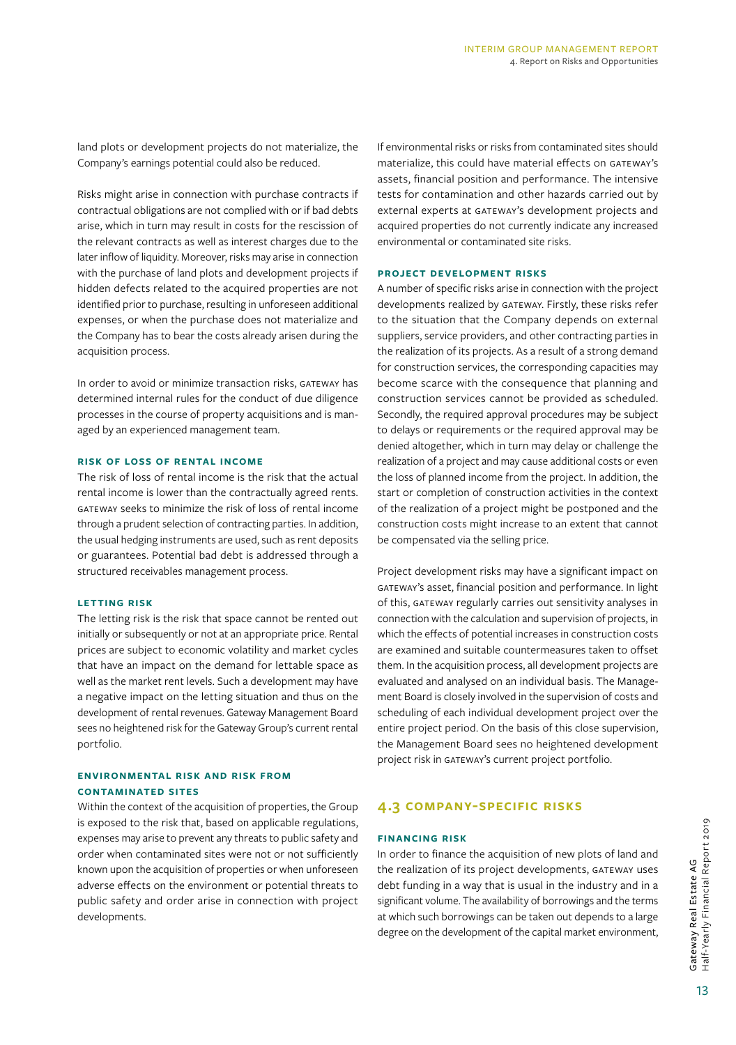land plots or development projects do not materialize, the Company's earnings potential could also be reduced.

Risks might arise in connection with purchase contracts if contractual obligations are not complied with or if bad debts arise, which in turn may result in costs for the rescission of the relevant contracts as well as interest charges due to the later inflow of liquidity. Moreover, risks may arise in connection with the purchase of land plots and development projects if hidden defects related to the acquired properties are not identified prior to purchase, resulting in unforeseen additional expenses, or when the purchase does not materialize and the Company has to bear the costs already arisen during the acquisition process.

In order to avoid or minimize transaction risks, GATEWAY has determined internal rules for the conduct of due diligence processes in the course of property acquisitions and is managed by an experienced management team.

#### RISK OF LOSS OF RENTAL INCOME

The risk of loss of rental income is the risk that the actual rental income is lower than the contractually agreed rents. GATEWAY seeks to minimize the risk of loss of rental income through a prudent selection of contracting parties. In addition, the usual hedging instruments are used, such as rent deposits or guarantees. Potential bad debt is addressed through a structured receivables management process.

#### LETTING RISK

The letting risk is the risk that space cannot be rented out initially or subsequently or not at an appropriate price. Rental prices are subject to economic volatility and market cycles that have an impact on the demand for lettable space as well as the market rent levels. Such a development may have a negative impact on the letting situation and thus on the development of rental revenues. Gateway Management Board sees no heightened risk for the Gateway Group's current rental portfolio.

#### ENVIRONMENTAL RISK AND RISK FROM CONTAMINATED SITES

Within the context of the acquisition of properties, the Group is exposed to the risk that, based on applicable regulations, expenses may arise to prevent any threats to public safety and order when contaminated sites were not or not sufficiently known upon the acquisition of properties or when unforeseen adverse effects on the environment or potential threats to public safety and order arise in connection with project developments.

If environmental risks or risks from contaminated sites should materialize, this could have material effects on GATEWAY's assets, financial position and performance. The intensive tests for contamination and other hazards carried out by external experts at GATEWAY's development projects and acquired properties do not currently indicate any increased environmental or contaminated site risks.

#### PROJECT DEVELOPMENT RISKS

A number of specific risks arise in connection with the project developments realized by GATEWAY. Firstly, these risks refer to the situation that the Company depends on external suppliers, service providers, and other contracting parties in the realization of its projects. As a result of a strong demand for construction services, the corresponding capacities may become scarce with the consequence that planning and construction services cannot be provided as scheduled. Secondly, the required approval procedures may be subject to delays or requirements or the required approval may be denied altogether, which in turn may delay or challenge the realization of a project and may cause additional costs or even the loss of planned income from the project. In addition, the start or completion of construction activities in the context of the realization of a project might be postponed and the construction costs might increase to an extent that cannot be compensated via the selling price.

Project development risks may have a significant impact on GATEWAY's asset, financial position and performance. In light of this, GATEWAY regularly carries out sensitivity analyses in connection with the calculation and supervision of projects, in which the effects of potential increases in construction costs are examined and suitable countermeasures taken to offset them. In the acquisition process, all development projects are evaluated and analysed on an individual basis. The Management Board is closely involved in the supervision of costs and scheduling of each individual development project over the entire project period. On the basis of this close supervision, the Management Board sees no heightened development project risk in GATEWAY's current project portfolio.

### 4.3 COMPANY-SPECIFIC RISKS

#### FINANCING RISK

In order to finance the acquisition of new plots of land and the realization of its project developments, GATEWAY uses debt funding in a way that is usual in the industry and in a significant volume. The availability of borrowings and the terms at which such borrowings can be taken out depends to a large degree on the development of the capital market environment,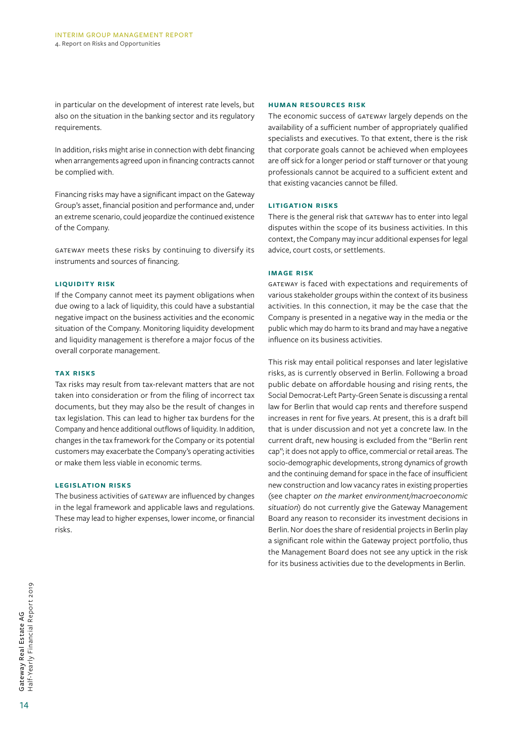in particular on the development of interest rate levels, but also on the situation in the banking sector and its regulatory requirements.

In addition, risks might arise in connection with debt financing when arrangements agreed upon in financing contracts cannot be complied with.

Financing risks may have a significant impact on the Gateway Group's asset, financial position and performance and, under an extreme scenario, could jeopardize the continued existence of the Company.

GATEWAY meets these risks by continuing to diversify its instruments and sources of financing.

### LIQUIDITY RISK

If the Company cannot meet its payment obligations when due owing to a lack of liquidity, this could have a substantial negative impact on the business activities and the economic situation of the Company. Monitoring liquidity development and liquidity management is therefore a major focus of the overall corporate management.

### TAX RISKS

Tax risks may result from tax-relevant matters that are not taken into consideration or from the filing of incorrect tax documents, but they may also be the result of changes in tax legislation. This can lead to higher tax burdens for the Company and hence additional outflows of liquidity. In addition, changes in the tax framework for the Company or its potential customers may exacerbate the Company's operating activities or make them less viable in economic terms.

### LEGISLATION RISKS

The business activities of GATEWAY are influenced by changes in the legal framework and applicable laws and regulations. These may lead to higher expenses, lower income, or financial risks.

### HUMAN RESOURCES RISK

The economic success of GATEWAY largely depends on the availability of a sufficient number of appropriately qualified specialists and executives. To that extent, there is the risk that corporate goals cannot be achieved when employees are off sick for a longer period or staff turnover or that young professionals cannot be acquired to a sufficient extent and that existing vacancies cannot be filled.

### LITIGATION RISKS

There is the general risk that GATEWAY has to enter into legal disputes within the scope of its business activities. In this context, the Company may incur additional expenses for legal advice, court costs, or settlements.

### IMAGE RISK

GATEWAY is faced with expectations and requirements of various stakeholder groups within the context of its business activities. In this connection, it may be the case that the Company is presented in a negative way in the media or the public which may do harm to its brand and may have a negative influence on its business activities.

This risk may entail political responses and later legislative risks, as is currently observed in Berlin. Following a broad public debate on affordable housing and rising rents, the Social Democrat-Left Party-Green Senate is discussing a rental law for Berlin that would cap rents and therefore suspend increases in rent for five years. At present, this is a draft bill that is under discussion and not yet a concrete law. In the current draft, new housing is excluded from the "Berlin rent cap"; it does not apply to office, commercial or retail areas. The socio-demographic developments, strong dynamics of growth and the continuing demand for space in the face of insufficient new construction and low vacancy rates in existing properties (see chapter *on the market environment/macroeconomic situation*) do not currently give the Gateway Management Board any reason to reconsider its investment decisions in Berlin. Nor does the share of residential projects in Berlin play a significant role within the Gateway project portfolio, thus the Management Board does not see any uptick in the risk for its business activities due to the developments in Berlin.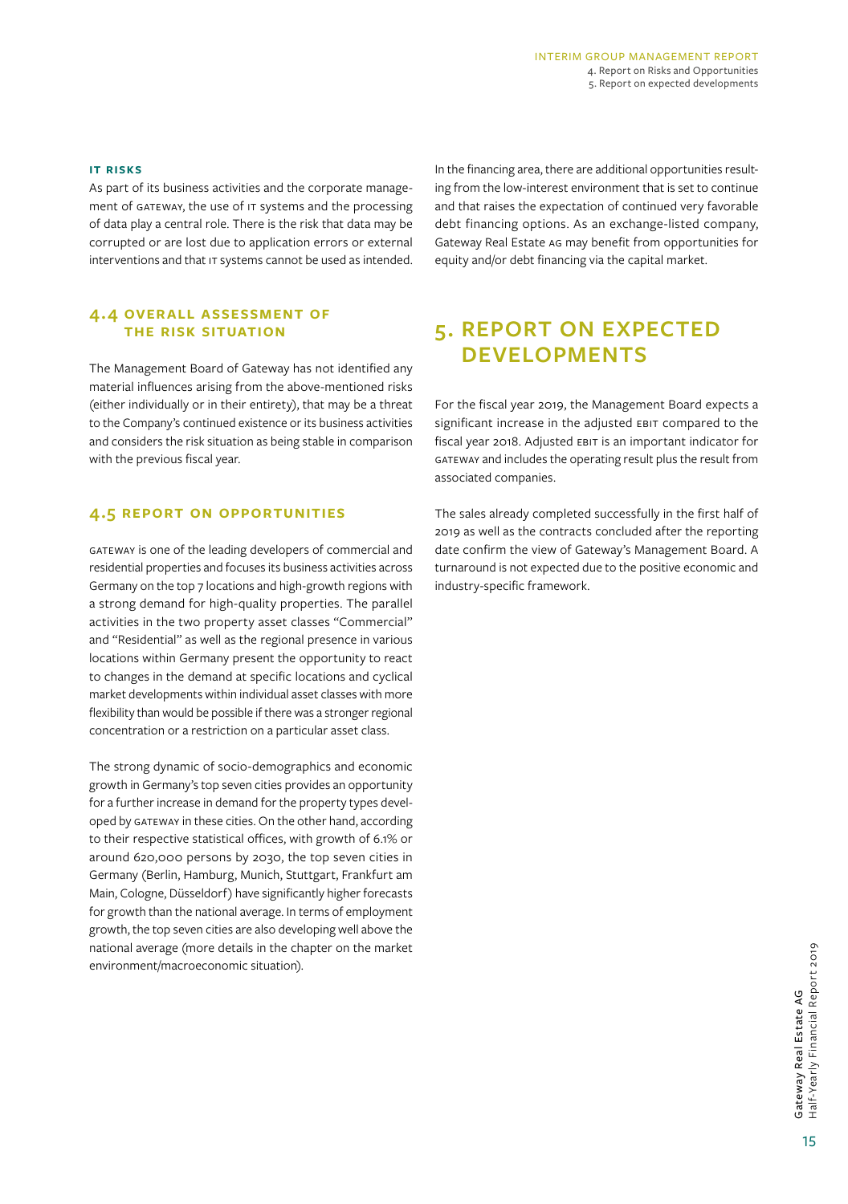#### IT RISKS

As part of its business activities and the corporate management of GATEWAY, the use of IT systems and the processing of data play a central role. There is the risk that data may be corrupted or are lost due to application errors or external interventions and that IT systems cannot be used as intended.

### 4.4 OVERALL ASSESSMENT OF THE RISK SITUATION

The Management Board of Gateway has not identified any material influences arising from the above-mentioned risks (either individually or in their entirety), that may be a threat to the Company's continued existence or its business activities and considers the risk situation as being stable in comparison with the previous fiscal year.

### 4.5 REPORT ON OPPORTUNITIES

GATEWAY is one of the leading developers of commercial and residential properties and focuses its business activities across Germany on the top 7 locations and high-growth regions with a strong demand for high-quality properties. The parallel activities in the two property asset classes "Commercial" and "Residential" as well as the regional presence in various locations within Germany present the opportunity to react to changes in the demand at specific locations and cyclical market developments within individual asset classes with more flexibility than would be possible if there was a stronger regional concentration or a restriction on a particular asset class.

The strong dynamic of socio-demographics and economic growth in Germany's top seven cities provides an opportunity for a further increase in demand for the property types developed by GATEWAY in these cities. On the other hand, according to their respective statistical offices, with growth of 6.1% or around 620,000 persons by 2030, the top seven cities in Germany (Berlin, Hamburg, Munich, Stuttgart, Frankfurt am Main, Cologne, Düsseldorf) have significantly higher forecasts for growth than the national average. In terms of employment growth, the top seven cities are also developing well above the national average (more details in the chapter on the market environment/macroeconomic situation).

In the financing area, there are additional opportunities resulting from the low-interest environment that is set to continue and that raises the expectation of continued very favorable debt financing options. As an exchange-listed company, Gateway Real Estate AG may benefit from opportunities for equity and/or debt financing via the capital market.

## 5. REPORT ON EXPECTED DEVELOPMENTS

For the fiscal year 2019, the Management Board expects a significant increase in the adjusted EBIT compared to the fiscal year 2018. Adjusted EBIT is an important indicator for GATEWAY and includes the operating result plus the result from associated companies.

The sales already completed successfully in the first half of 2019 as well as the contracts concluded after the reporting date confirm the view of Gateway's Management Board. A turnaround is not expected due to the positive economic and industry-specific framework.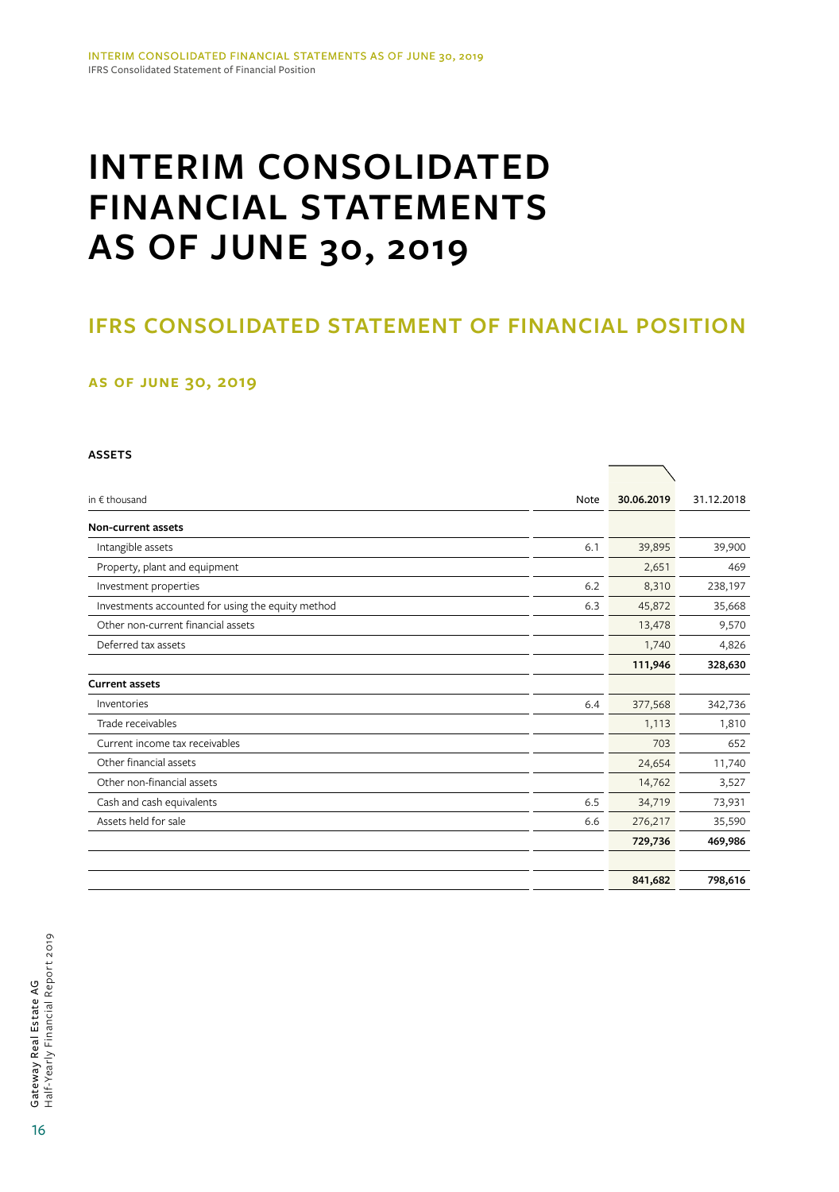# INTERIM CONSOLIDATED FINANCIAL STATEMENTS AS OF JUNE 30, 2019

## IFRS CONSOLIDATED STATEMENT OF FINANCIAL POSITION

### AS OF JUNE 30, 2019

**ASSETS**

| in € thousand | Note | 30.06.2019 | 31.12.2018 |
|---|---|---|---|
| **Non-current assets** | | | |
| Intangible assets | 6.1 | 39,895 | 39,900 |
| Property, plant and equipment | | 2,651 | 469 |
| Investment properties | 6.2 | 8,310 | 238,197 |
| Investments accounted for using the equity method | 6.3 | 45,872 | 35,668 |
| Other non-current financial assets | | 13,478 | 9,570 |
| Deferred tax assets | | 1,740 | 4,826 |
| | | **111,946** | **328,630** |
| **Current assets** | | | |
| Inventories | 6.4 | 377,568 | 342,736 |
| Trade receivables | | 1,113 | 1,810 |
| Current income tax receivables | | 703 | 652 |
| Other financial assets | | 24,654 | 11,740 |
| Other non-financial assets | | 14,762 | 3,527 |
| Cash and cash equivalents | 6.5 | 34,719 | 73,931 |
| Assets held for sale | 6.6 | 276,217 | 35,590 |
| | | **729,736** | **469,986** |
| | | | |
| | | **841,682** | **798,616** |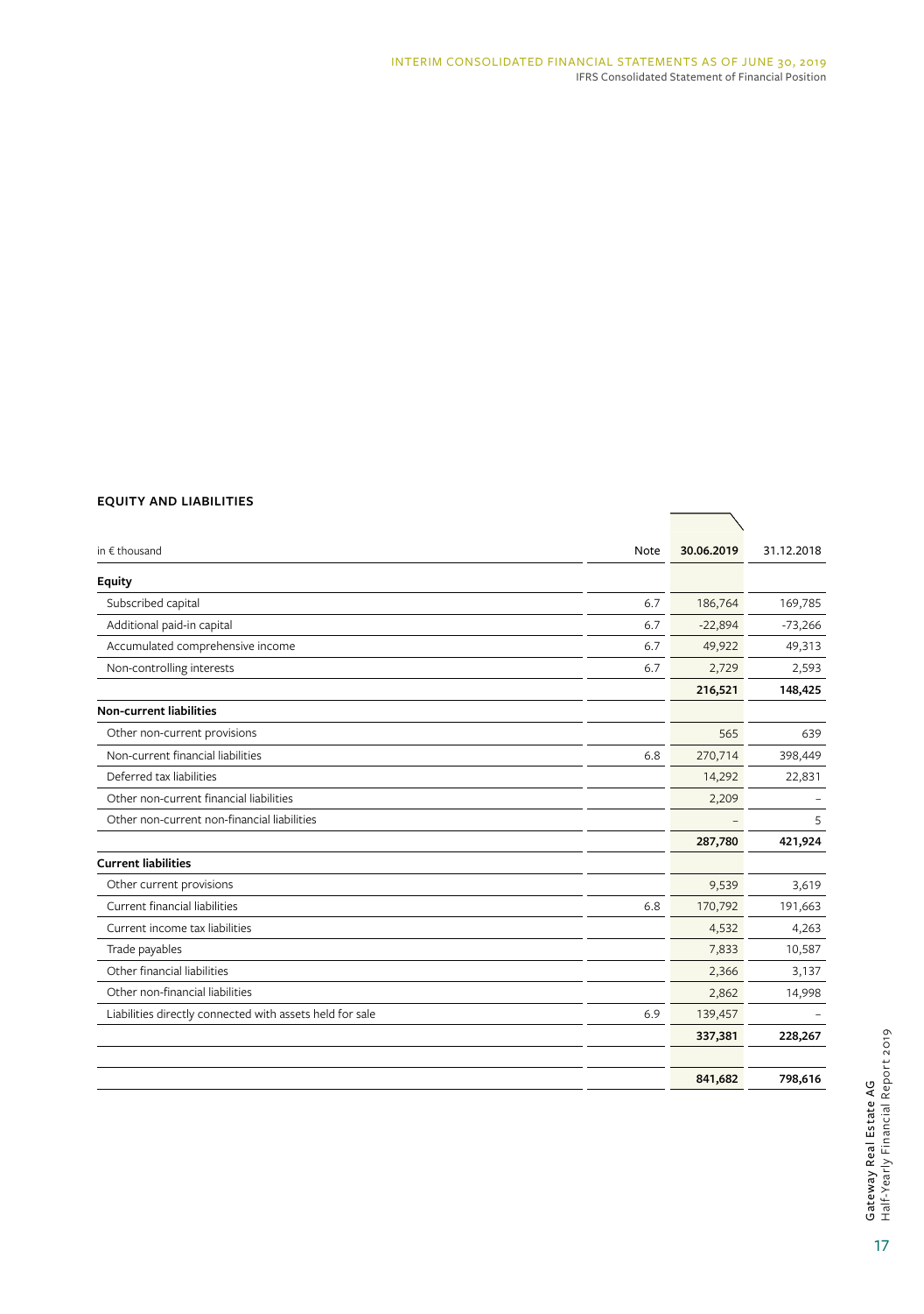## EQUITY AND LIABILITIES

| in € thousand | Note | 30.06.2019 | 31.12.2018 |
|---|---|---|---|
| **Equity** | | | |
| Subscribed capital | 6.7 | 186,764 | 169,785 |
| Additional paid-in capital | 6.7 | -22,894 | -73,266 |
| Accumulated comprehensive income | 6.7 | 49,922 | 49,313 |
| Non-controlling interests | 6.7 | 2,729 | 2,593 |
| | | **216,521** | **148,425** |
| **Non-current liabilities** | | | |
| Other non-current provisions | | 565 | 639 |
| Non-current financial liabilities | 6.8 | 270,714 | 398,449 |
| Deferred tax liabilities | | 14,292 | 22,831 |
| Other non-current financial liabilities | | 2,209 | – |
| Other non-current non-financial liabilities | | – | 5 |
| | | **287,780** | **421,924** |
| **Current liabilities** | | | |
| Other current provisions | | 9,539 | 3,619 |
| Current financial liabilities | 6.8 | 170,792 | 191,663 |
| Current income tax liabilities | | 4,532 | 4,263 |
| Trade payables | | 7,833 | 10,587 |
| Other financial liabilities | | 2,366 | 3,137 |
| Other non-financial liabilities | | 2,862 | 14,998 |
| Liabilities directly connected with assets held for sale | 6.9 | 139,457 | – |
| | | **337,381** | **228,267** |
| | | | |
| | | **841,682** | **798,616** |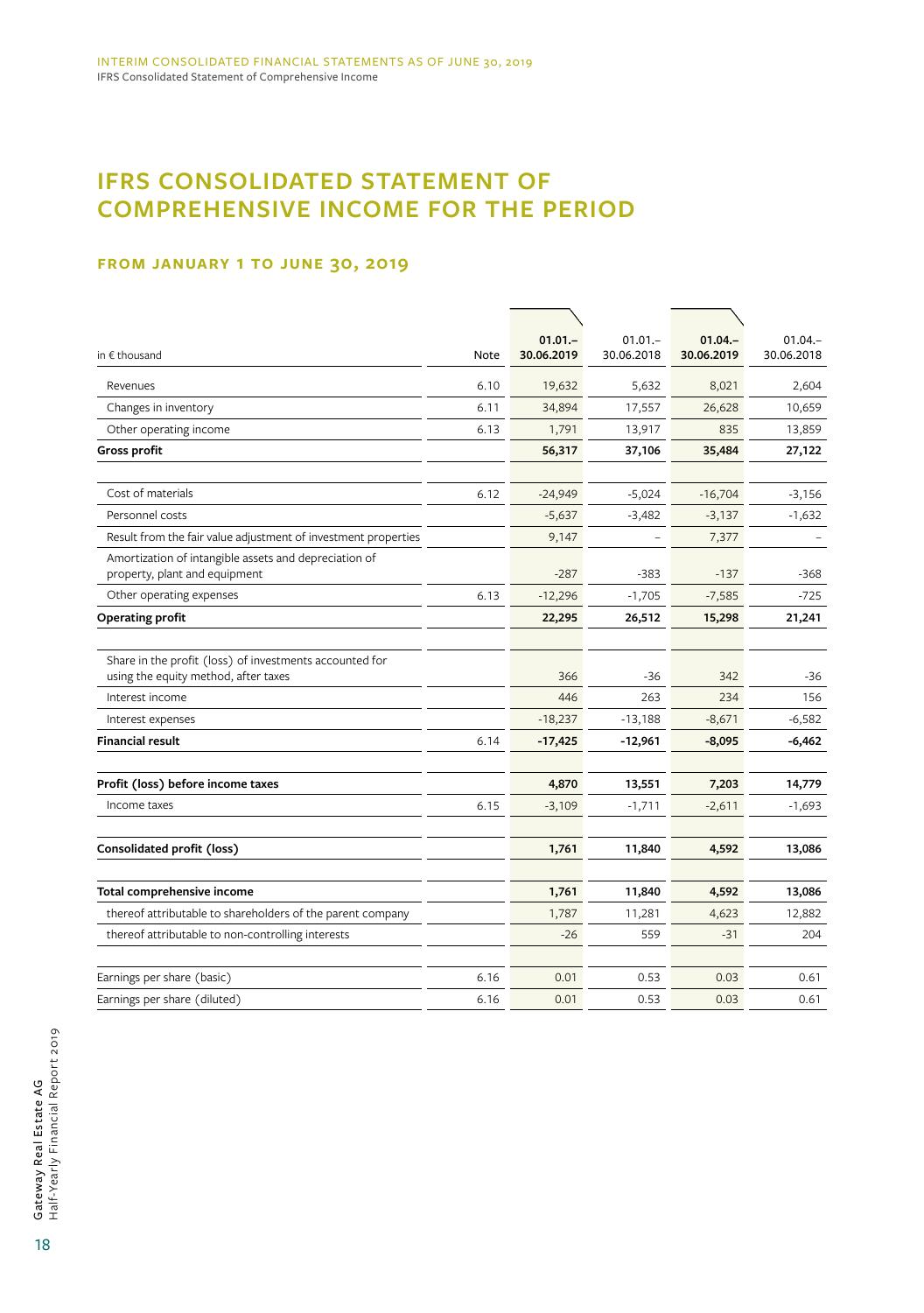# IFRS CONSOLIDATED STATEMENT OF COMPREHENSIVE INCOME FOR THE PERIOD

### FROM JANUARY 1 TO JUNE 30, 2019

| in € thousand | Note | **01.01.– 30.06.2019** | 01.01.– 30.06.2018 | **01.04.– 30.06.2019** | 01.04.– 30.06.2018 |
|---|---|---|---|---|---|
| Revenues | 6.10 | 19,632 | 5,632 | 8,021 | 2,604 |
| Changes in inventory | 6.11 | 34,894 | 17,557 | 26,628 | 10,659 |
| Other operating income | 6.13 | 1,791 | 13,917 | 835 | 13,859 |
| **Gross profit** | | **56,317** | **37,106** | **35,484** | **27,122** |
| Cost of materials | 6.12 | -24,949 | -5,024 | -16,704 | -3,156 |
| Personnel costs | | -5,637 | -3,482 | -3,137 | -1,632 |
| Result from the fair value adjustment of investment properties | | 9,147 | – | 7,377 | – |
| Amortization of intangible assets and depreciation of property, plant and equipment | | -287 | -383 | -137 | -368 |
| Other operating expenses | 6.13 | -12,296 | -1,705 | -7,585 | -725 |
| **Operating profit** | | **22,295** | **26,512** | **15,298** | **21,241** |
| Share in the profit (loss) of investments accounted for using the equity method, after taxes | | 366 | -36 | 342 | -36 |
| Interest income | | 446 | 263 | 234 | 156 |
| Interest expenses | | -18,237 | -13,188 | -8,671 | -6,582 |
| **Financial result** | 6.14 | **-17,425** | **-12,961** | **-8,095** | **-6,462** |
| **Profit (loss) before income taxes** | | **4,870** | **13,551** | **7,203** | **14,779** |
| Income taxes | 6.15 | -3,109 | -1,711 | -2,611 | -1,693 |
| **Consolidated profit (loss)** | | **1,761** | **11,840** | **4,592** | **13,086** |
| **Total comprehensive income** | | **1,761** | **11,840** | **4,592** | **13,086** |
| thereof attributable to shareholders of the parent company | | 1,787 | 11,281 | 4,623 | 12,882 |
| thereof attributable to non-controlling interests | | -26 | 559 | -31 | 204 |
| Earnings per share (basic) | 6.16 | 0.01 | 0.53 | 0.03 | 0.61 |
| Earnings per share (diluted) | 6.16 | 0.01 | 0.53 | 0.03 | 0.61 |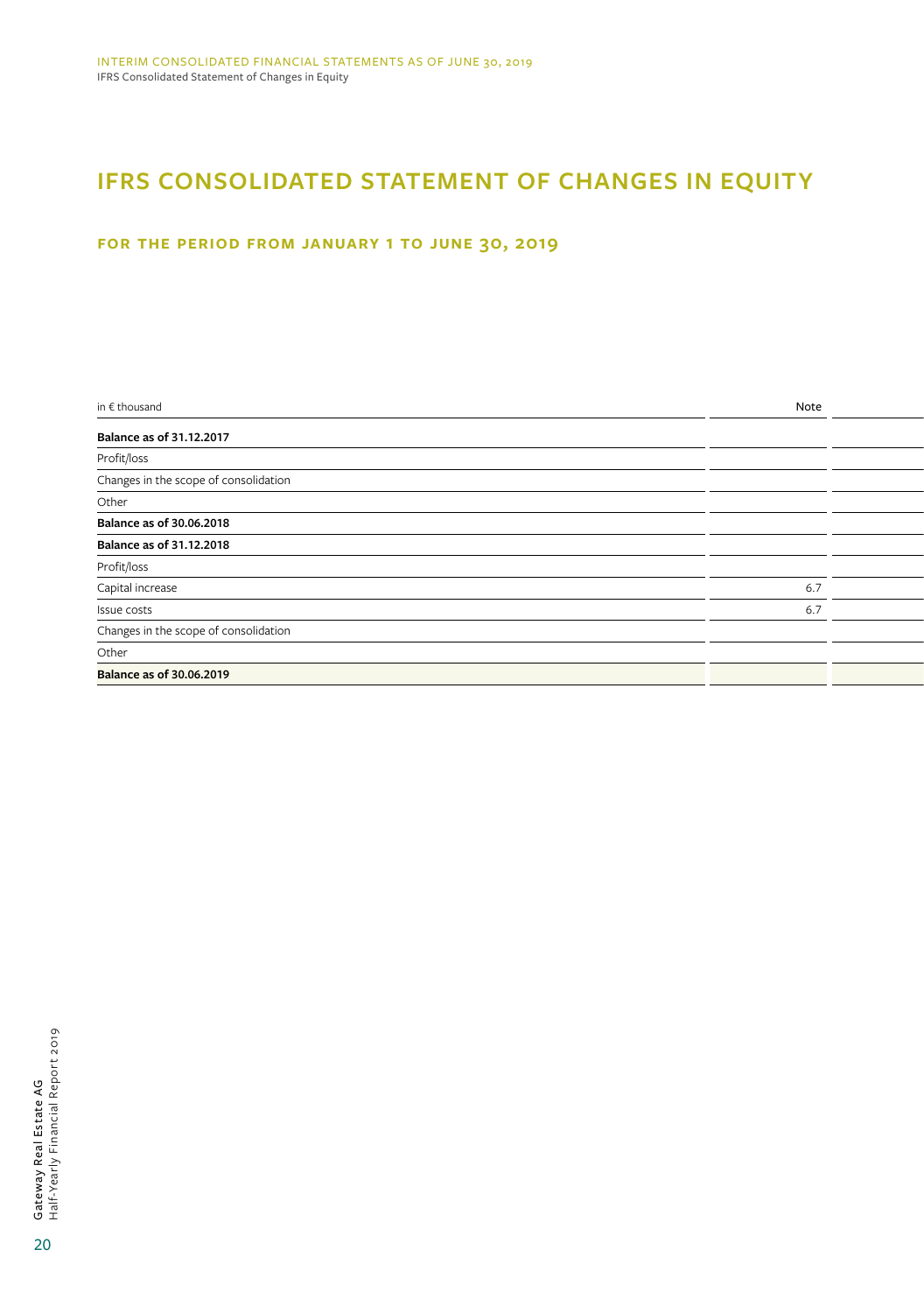# IFRS CONSOLIDATED STATEMENT OF CHANGES IN EQUITY

## FOR THE PERIOD FROM JANUARY 1 TO JUNE 30, 2019

| in € thousand | Note | |
|---|---|---|
| **Balance as of 31.12.2017** | | |
| Profit/loss | | |
| Changes in the scope of consolidation | | |
| Other | | |
| **Balance as of 30.06.2018** | | |
| **Balance as of 31.12.2018** | | |
| Profit/loss | | |
| Capital increase | 6.7 | |
| Issue costs | 6.7 | |
| Changes in the scope of consolidation | | |
| Other | | |
| **Balance as of 30.06.2019** | | |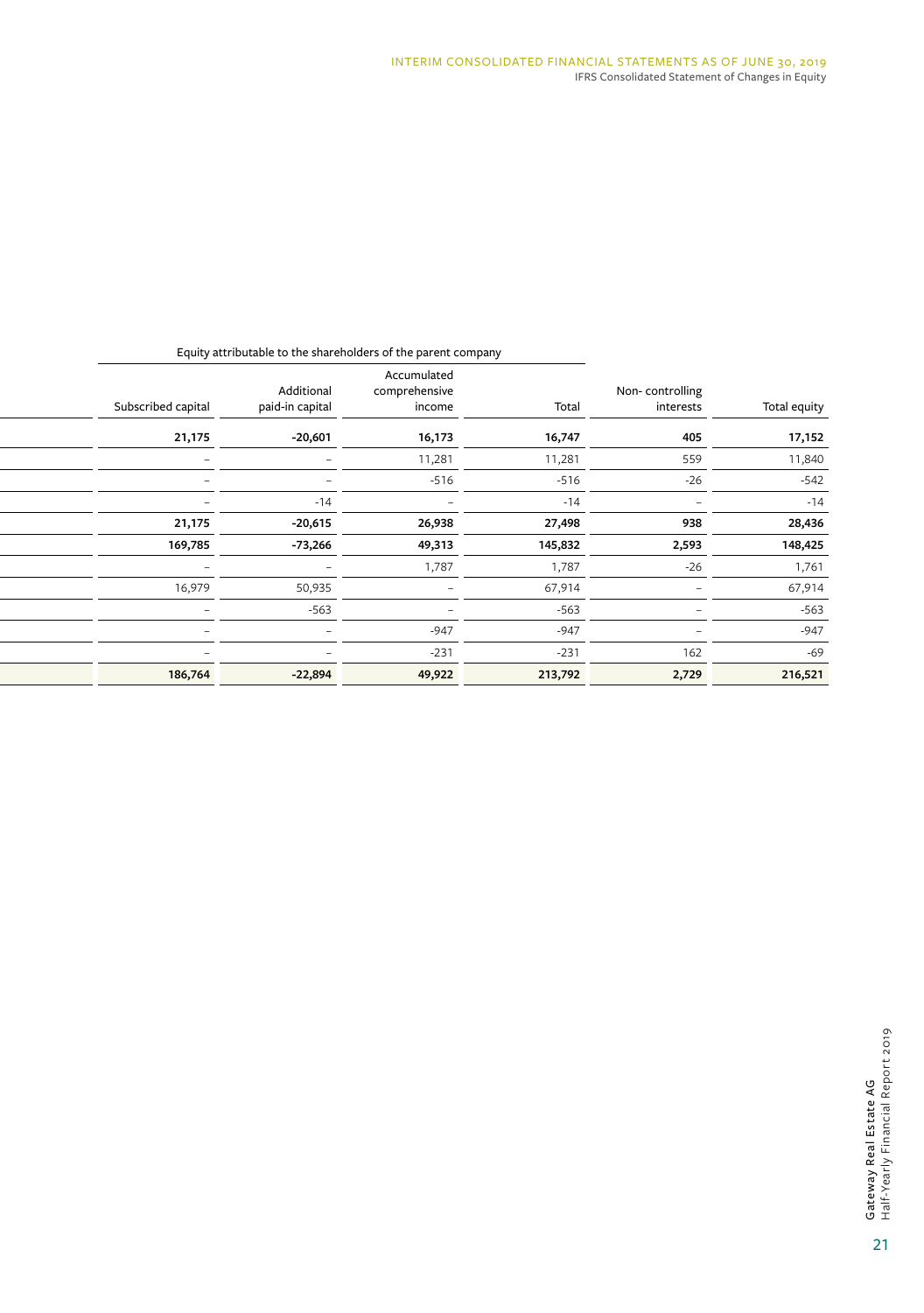| Equity attributable to the shareholders of the parent company | | | | | |
|---|---|---|---|---|---|
| Subscribed capital | Additional paid-in capital | Accumulated comprehensive income | Total | Non- controlling interests | Total equity |
| **21,175** | **-20,601** | **16,173** | **16,747** | **405** | **17,152** |
| – | – | 11,281 | 11,281 | 559 | 11,840 |
| – | – | -516 | -516 | -26 | -542 |
| – | -14 | – | -14 | – | -14 |
| **21,175** | **-20,615** | **26,938** | **27,498** | **938** | **28,436** |
| **169,785** | **-73,266** | **49,313** | **145,832** | **2,593** | **148,425** |
| – | – | 1,787 | 1,787 | -26 | 1,761 |
| 16,979 | 50,935 | – | 67,914 | – | 67,914 |
| – | -563 | – | -563 | – | -563 |
| – | – | -947 | -947 | – | -947 |
| – | – | -231 | -231 | 162 | -69 |
| **186,764** | **-22,894** | **49,922** | **213,792** | **2,729** | **216,521** |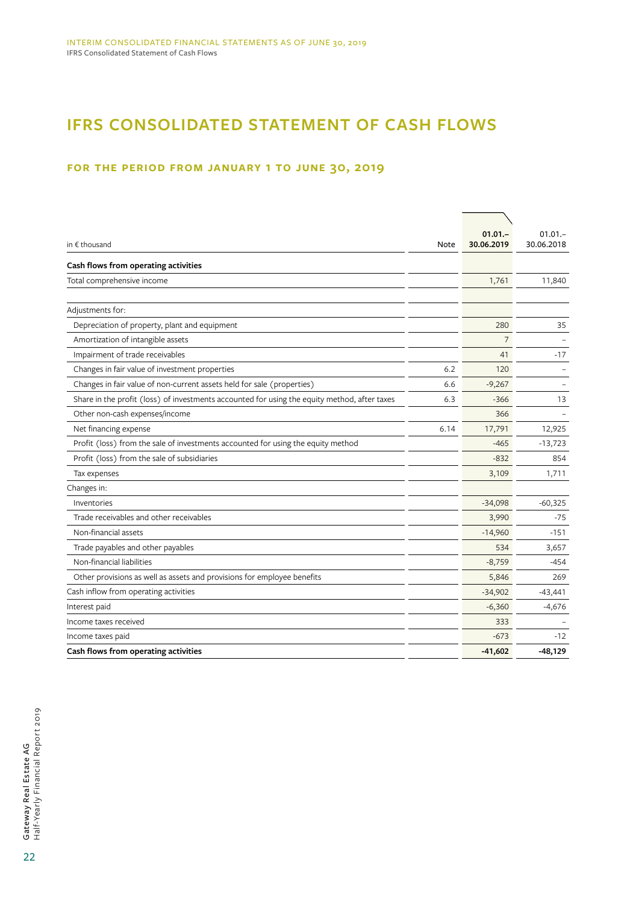# IFRS CONSOLIDATED STATEMENT OF CASH FLOWS

## FOR THE PERIOD FROM JANUARY 1 TO JUNE 30, 2019

| in € thousand | Note | 01.01.–30.06.2019 | 01.01.–30.06.2018 |
|---|---|---|---|
| **Cash flows from operating activities** | | | |
| Total comprehensive income | | 1,761 | 11,840 |
| | | | |
| Adjustments for: | | | |
| Depreciation of property, plant and equipment | | 280 | 35 |
| Amortization of intangible assets | | 7 | – |
| Impairment of trade receivables | | 41 | -17 |
| Changes in fair value of investment properties | 6.2 | 120 | – |
| Changes in fair value of non-current assets held for sale (properties) | 6.6 | -9,267 | – |
| Share in the profit (loss) of investments accounted for using the equity method, after taxes | 6.3 | -366 | 13 |
| Other non-cash expenses/income | | 366 | – |
| Net financing expense | 6.14 | 17,791 | 12,925 |
| Profit (loss) from the sale of investments accounted for using the equity method | | -465 | -13,723 |
| Profit (loss) from the sale of subsidiaries | | -832 | 854 |
| Tax expenses | | 3,109 | 1,711 |
| Changes in: | | | |
| Inventories | | -34,098 | -60,325 |
| Trade receivables and other receivables | | 3,990 | -75 |
| Non-financial assets | | -14,960 | -151 |
| Trade payables and other payables | | 534 | 3,657 |
| Non-financial liabilities | | -8,759 | -454 |
| Other provisions as well as assets and provisions for employee benefits | | 5,846 | 269 |
| Cash inflow from operating activities | | -34,902 | -43,441 |
| Interest paid | | -6,360 | -4,676 |
| Income taxes received | | 333 | – |
| Income taxes paid | | -673 | -12 |
| **Cash flows from operating activities** | | **-41,602** | **-48,129** |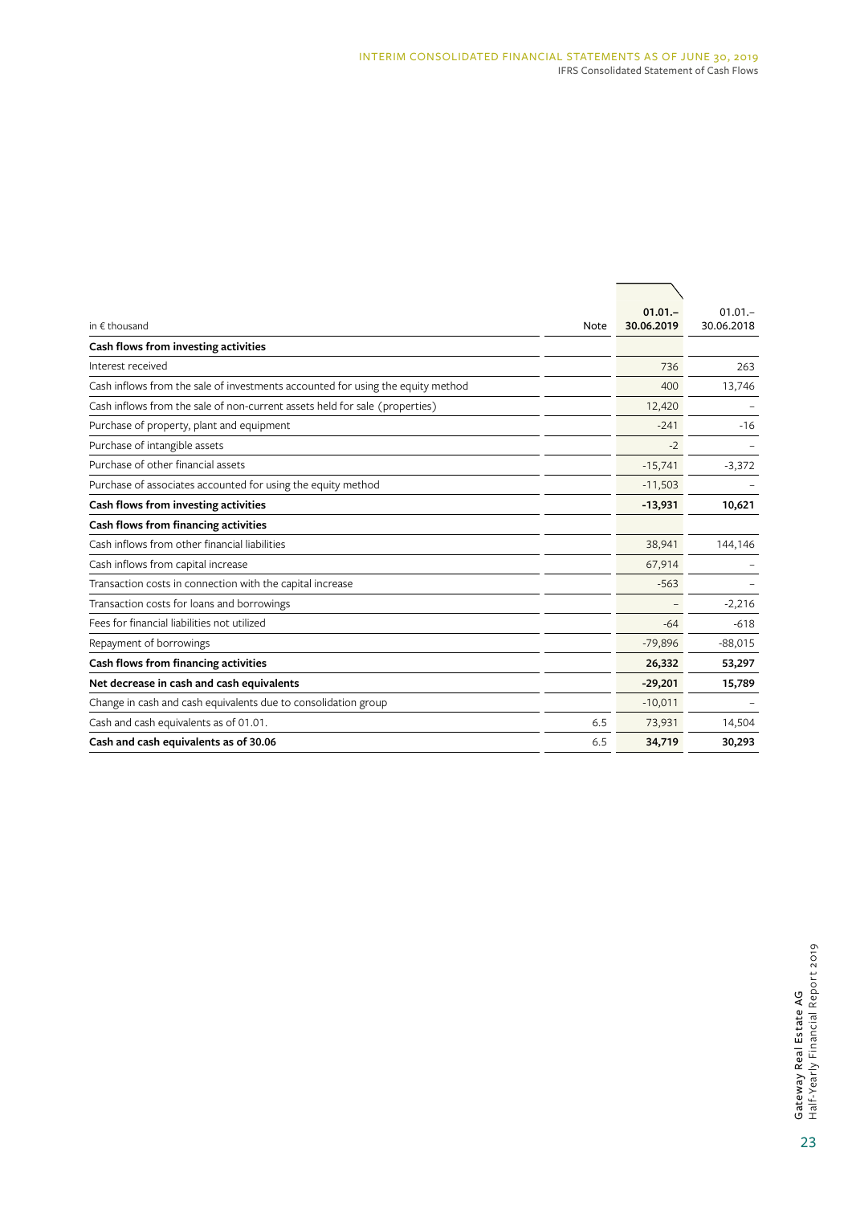| in € thousand | Note | 01.01.–<br>30.06.2019 | 01.01.–<br>30.06.2018 |
|---|---|---|---|
| **Cash flows from investing activities** | | | |
| Interest received | | 736 | 263 |
| Cash inflows from the sale of investments accounted for using the equity method | | 400 | 13,746 |
| Cash inflows from the sale of non-current assets held for sale (properties) | | 12,420 | – |
| Purchase of property, plant and equipment | | -241 | -16 |
| Purchase of intangible assets | | -2 | – |
| Purchase of other financial assets | | -15,741 | -3,372 |
| Purchase of associates accounted for using the equity method | | -11,503 | – |
| **Cash flows from investing activities** | | **-13,931** | **10,621** |
| **Cash flows from financing activities** | | | |
| Cash inflows from other financial liabilities | | 38,941 | 144,146 |
| Cash inflows from capital increase | | 67,914 | – |
| Transaction costs in connection with the capital increase | | -563 | – |
| Transaction costs for loans and borrowings | | – | -2,216 |
| Fees for financial liabilities not utilized | | -64 | -618 |
| Repayment of borrowings | | -79,896 | -88,015 |
| **Cash flows from financing activities** | | **26,332** | **53,297** |
| **Net decrease in cash and cash equivalents** | | **-29,201** | **15,789** |
| Change in cash and cash equivalents due to consolidation group | | -10,011 | – |
| Cash and cash equivalents as of 01.01. | 6.5 | 73,931 | 14,504 |
| **Cash and cash equivalents as of 30.06** | 6.5 | **34,719** | **30,293** |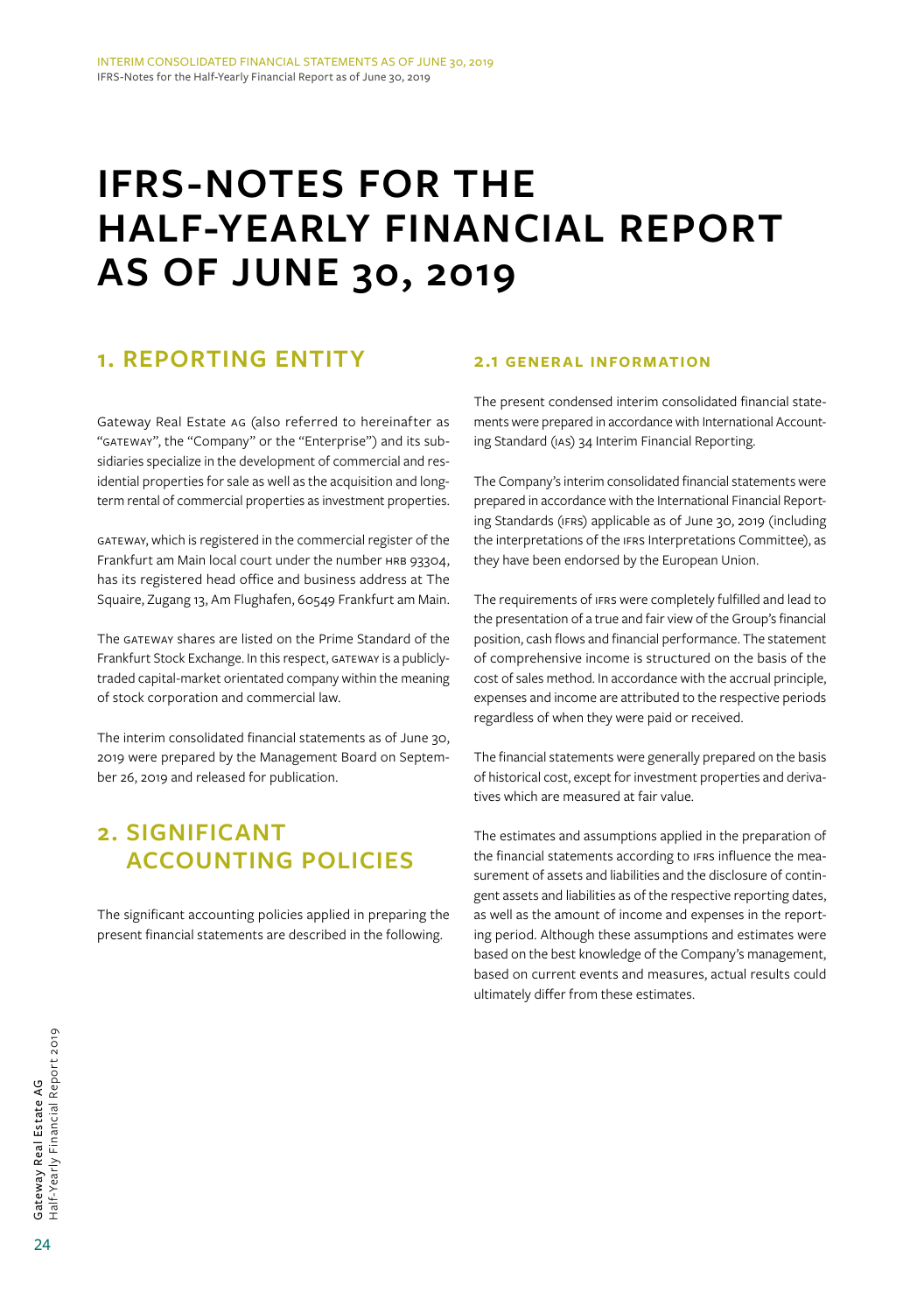# IFRS-NOTES FOR THE HALF-YEARLY FINANCIAL REPORT AS OF JUNE 30, 2019

## 1. REPORTING ENTITY

Gateway Real Estate AG (also referred to hereinafter as "GATEWAY", the "Company" or the "Enterprise") and its subsidiaries specialize in the development of commercial and residential properties for sale as well as the acquisition and long-term rental of commercial properties as investment properties.

GATEWAY, which is registered in the commercial register of the Frankfurt am Main local court under the number HRB 93304, has its registered head office and business address at The Squaire, Zugang 13, Am Flughafen, 60549 Frankfurt am Main.

The GATEWAY shares are listed on the Prime Standard of the Frankfurt Stock Exchange. In this respect, GATEWAY is a publicly-traded capital-market orientated company within the meaning of stock corporation and commercial law.

The interim consolidated financial statements as of June 30, 2019 were prepared by the Management Board on September 26, 2019 and released for publication.

## 2. SIGNIFICANT ACCOUNTING POLICIES

The significant accounting policies applied in preparing the present financial statements are described in the following.

### 2.1 GENERAL INFORMATION

The present condensed interim consolidated financial statements were prepared in accordance with International Accounting Standard (IAS) 34 Interim Financial Reporting.

The Company's interim consolidated financial statements were prepared in accordance with the International Financial Reporting Standards (IFRS) applicable as of June 30, 2019 (including the interpretations of the IFRS Interpretations Committee), as they have been endorsed by the European Union.

The requirements of IFRS were completely fulfilled and lead to the presentation of a true and fair view of the Group's financial position, cash flows and financial performance. The statement of comprehensive income is structured on the basis of the cost of sales method. In accordance with the accrual principle, expenses and income are attributed to the respective periods regardless of when they were paid or received.

The financial statements were generally prepared on the basis of historical cost, except for investment properties and derivatives which are measured at fair value.

The estimates and assumptions applied in the preparation of the financial statements according to IFRS influence the measurement of assets and liabilities and the disclosure of contingent assets and liabilities as of the respective reporting dates, as well as the amount of income and expenses in the reporting period. Although these assumptions and estimates were based on the best knowledge of the Company's management, based on current events and measures, actual results could ultimately differ from these estimates.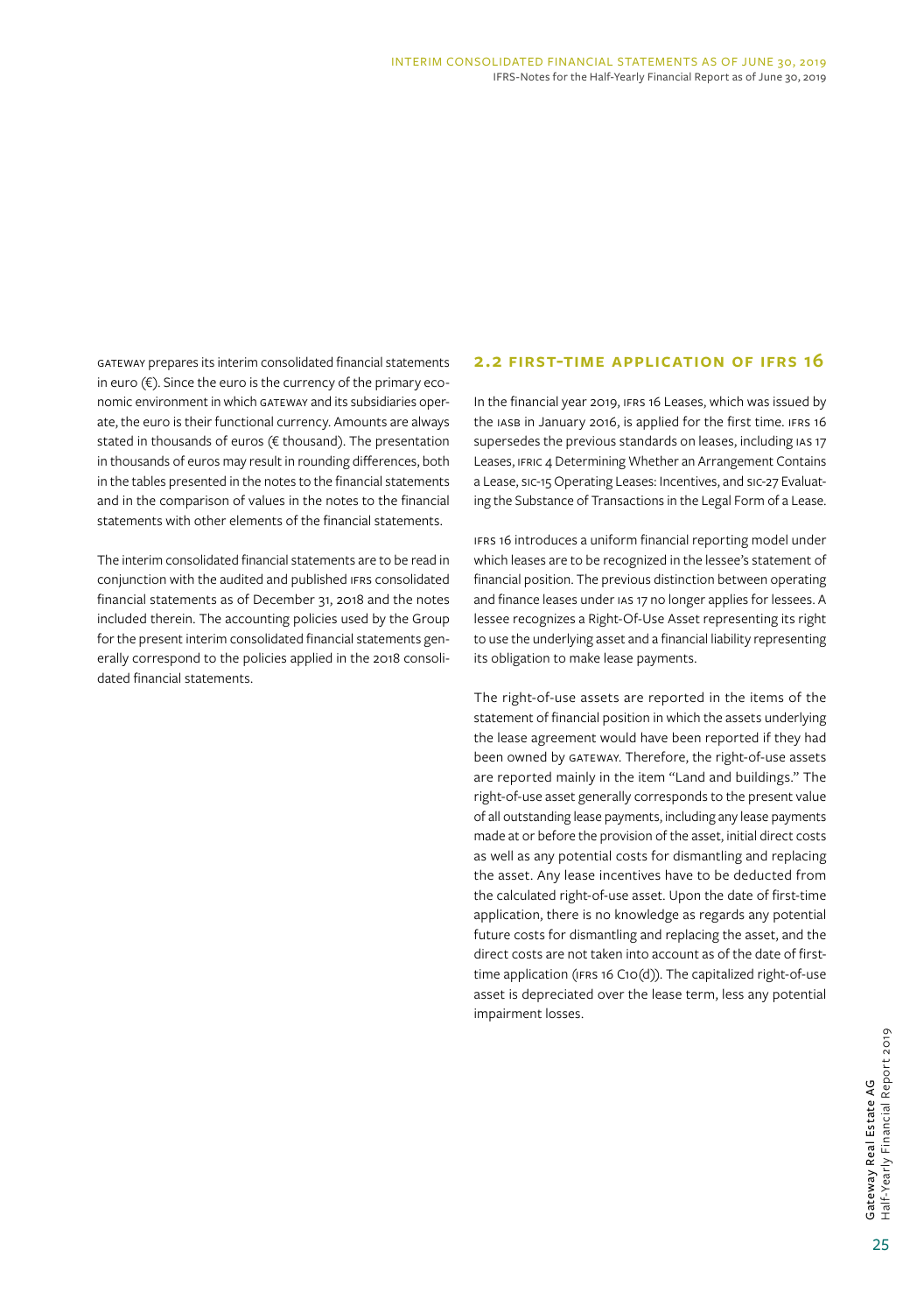GATEWAY prepares its interim consolidated financial statements in euro (€). Since the euro is the currency of the primary economic environment in which GATEWAY and its subsidiaries operate, the euro is their functional currency. Amounts are always stated in thousands of euros (€ thousand). The presentation in thousands of euros may result in rounding differences, both in the tables presented in the notes to the financial statements and in the comparison of values in the notes to the financial statements with other elements of the financial statements.

The interim consolidated financial statements are to be read in conjunction with the audited and published IFRS consolidated financial statements as of December 31, 2018 and the notes included therein. The accounting policies used by the Group for the present interim consolidated financial statements generally correspond to the policies applied in the 2018 consolidated financial statements.

## 2.2 FIRST-TIME APPLICATION OF IFRS 16

In the financial year 2019, IFRS 16 Leases, which was issued by the IASB in January 2016, is applied for the first time. IFRS 16 supersedes the previous standards on leases, including IAS 17 Leases, IFRIC 4 Determining Whether an Arrangement Contains a Lease, SIC-15 Operating Leases: Incentives, and SIC-27 Evaluating the Substance of Transactions in the Legal Form of a Lease.

IFRS 16 introduces a uniform financial reporting model under which leases are to be recognized in the lessee's statement of financial position. The previous distinction between operating and finance leases under IAS 17 no longer applies for lessees. A lessee recognizes a Right-Of-Use Asset representing its right to use the underlying asset and a financial liability representing its obligation to make lease payments.

The right-of-use assets are reported in the items of the statement of financial position in which the assets underlying the lease agreement would have been reported if they had been owned by GATEWAY. Therefore, the right-of-use assets are reported mainly in the item "Land and buildings." The right-of-use asset generally corresponds to the present value of all outstanding lease payments, including any lease payments made at or before the provision of the asset, initial direct costs as well as any potential costs for dismantling and replacing the asset. Any lease incentives have to be deducted from the calculated right-of-use asset. Upon the date of first-time application, there is no knowledge as regards any potential future costs for dismantling and replacing the asset, and the direct costs are not taken into account as of the date of first-time application (IFRS 16 C10(d)). The capitalized right-of-use asset is depreciated over the lease term, less any potential impairment losses.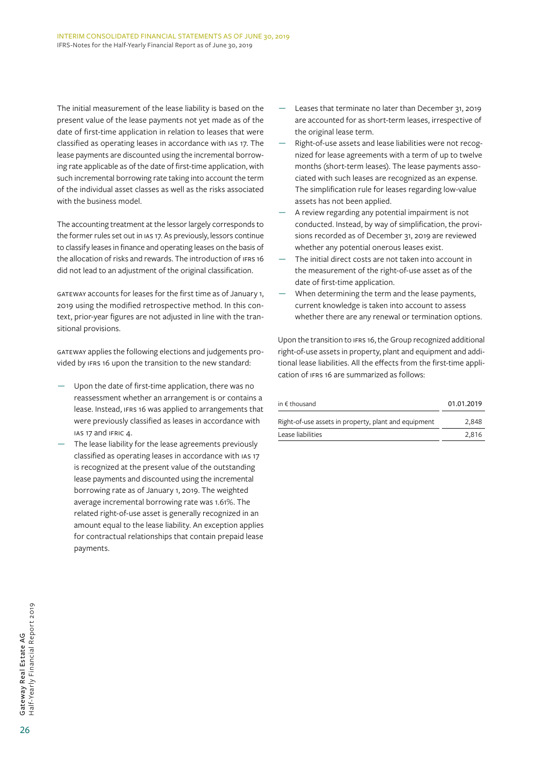The initial measurement of the lease liability is based on the present value of the lease payments not yet made as of the date of first-time application in relation to leases that were classified as operating leases in accordance with IAS 17. The lease payments are discounted using the incremental borrowing rate applicable as of the date of first-time application, with such incremental borrowing rate taking into account the term of the individual asset classes as well as the risks associated with the business model.

The accounting treatment at the lessor largely corresponds to the former rules set out in IAS 17. As previously, lessors continue to classify leases in finance and operating leases on the basis of the allocation of risks and rewards. The introduction of IFRS 16 did not lead to an adjustment of the original classification.

GATEWAY accounts for leases for the first time as of January 1, 2019 using the modified retrospective method. In this context, prior-year figures are not adjusted in line with the transitional provisions.

GATEWAY applies the following elections and judgements provided by IFRS 16 upon the transition to the new standard:

- Upon the date of first-time application, there was no reassessment whether an arrangement is or contains a lease. Instead, IFRS 16 was applied to arrangements that were previously classified as leases in accordance with IAS 17 and IFRIC 4.
- The lease liability for the lease agreements previously classified as operating leases in accordance with IAS 17 is recognized at the present value of the outstanding lease payments and discounted using the incremental borrowing rate as of January 1, 2019. The weighted average incremental borrowing rate was 1.61%. The related right-of-use asset is generally recognized in an amount equal to the lease liability. An exception applies for contractual relationships that contain prepaid lease payments.
- Leases that terminate no later than December 31, 2019 are accounted for as short-term leases, irrespective of the original lease term.
- Right-of-use assets and lease liabilities were not recognized for lease agreements with a term of up to twelve months (short-term leases). The lease payments associated with such leases are recognized as an expense. The simplification rule for leases regarding low-value assets has not been applied.
- A review regarding any potential impairment is not conducted. Instead, by way of simplification, the provisions recorded as of December 31, 2019 are reviewed whether any potential onerous leases exist.
- The initial direct costs are not taken into account in the measurement of the right-of-use asset as of the date of first-time application.
- When determining the term and the lease payments, current knowledge is taken into account to assess whether there are any renewal or termination options.

Upon the transition to IFRS 16, the Group recognized additional right-of-use assets in property, plant and equipment and additional lease liabilities. All the effects from the first-time application of IFRS 16 are summarized as follows:

| in € thousand | 01.01.2019 |
|---|---|
| Right-of-use assets in property, plant and equipment | 2,848 |
| Lease liabilities | 2,816 |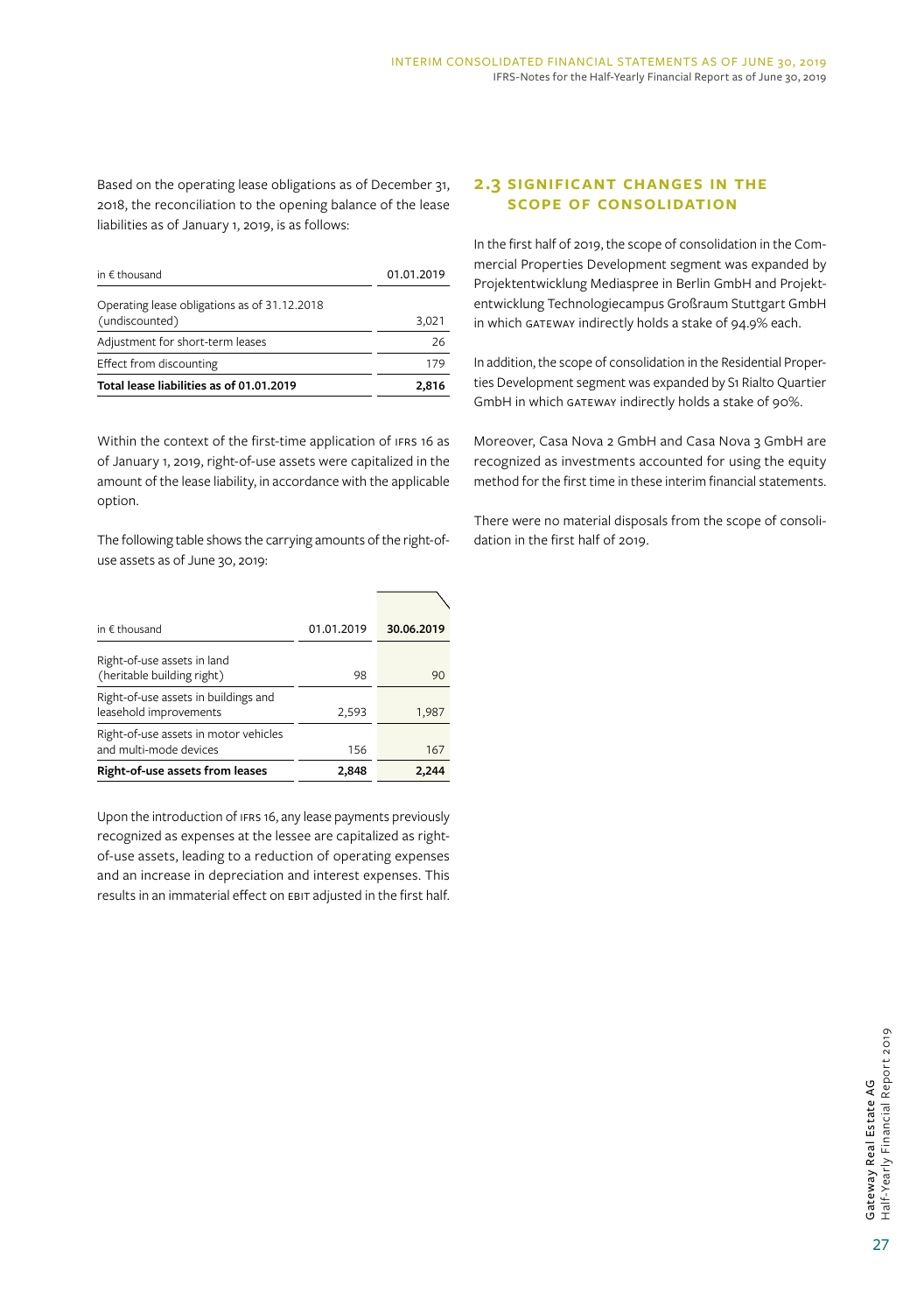Based on the operating lease obligations as of December 31, 2018, the reconciliation to the opening balance of the lease liabilities as of January 1, 2019, is as follows:

| in € thousand | 01.01.2019 |
|---|---|
| Operating lease obligations as of 31.12.2018 (undiscounted) | 3,021 |
| Adjustment for short-term leases | 26 |
| Effect from discounting | 179 |
| **Total lease liabilities as of 01.01.2019** | **2,816** |

Within the context of the first-time application of IFRS 16 as of January 1, 2019, right-of-use assets were capitalized in the amount of the lease liability, in accordance with the applicable option.

The following table shows the carrying amounts of the right-of-use assets as of June 30, 2019:

| in € thousand | 01.01.2019 | **30.06.2019** |
|---|---|---|
| Right-of-use assets in land (heritable building right) | 98 | 90 |
| Right-of-use assets in buildings and leasehold improvements | 2,593 | 1,987 |
| Right-of-use assets in motor vehicles and multi-mode devices | 156 | 167 |
| **Right-of-use assets from leases** | **2,848** | **2,244** |

Upon the introduction of IFRS 16, any lease payments previously recognized as expenses at the lessee are capitalized as right-of-use assets, leading to a reduction of operating expenses and an increase in depreciation and interest expenses. This results in an immaterial effect on EBIT adjusted in the first half.

## 2.3 SIGNIFICANT CHANGES IN THE SCOPE OF CONSOLIDATION

In the first half of 2019, the scope of consolidation in the Commercial Properties Development segment was expanded by Projektentwicklung Mediaspree in Berlin GmbH and Projektentwicklung Technologiecampus Großraum Stuttgart GmbH in which GATEWAY indirectly holds a stake of 94.9% each.

In addition, the scope of consolidation in the Residential Properties Development segment was expanded by S1 Rialto Quartier GmbH in which GATEWAY indirectly holds a stake of 90%.

Moreover, Casa Nova 2 GmbH and Casa Nova 3 GmbH are recognized as investments accounted for using the equity method for the first time in these interim financial statements.

There were no material disposals from the scope of consolidation in the first half of 2019.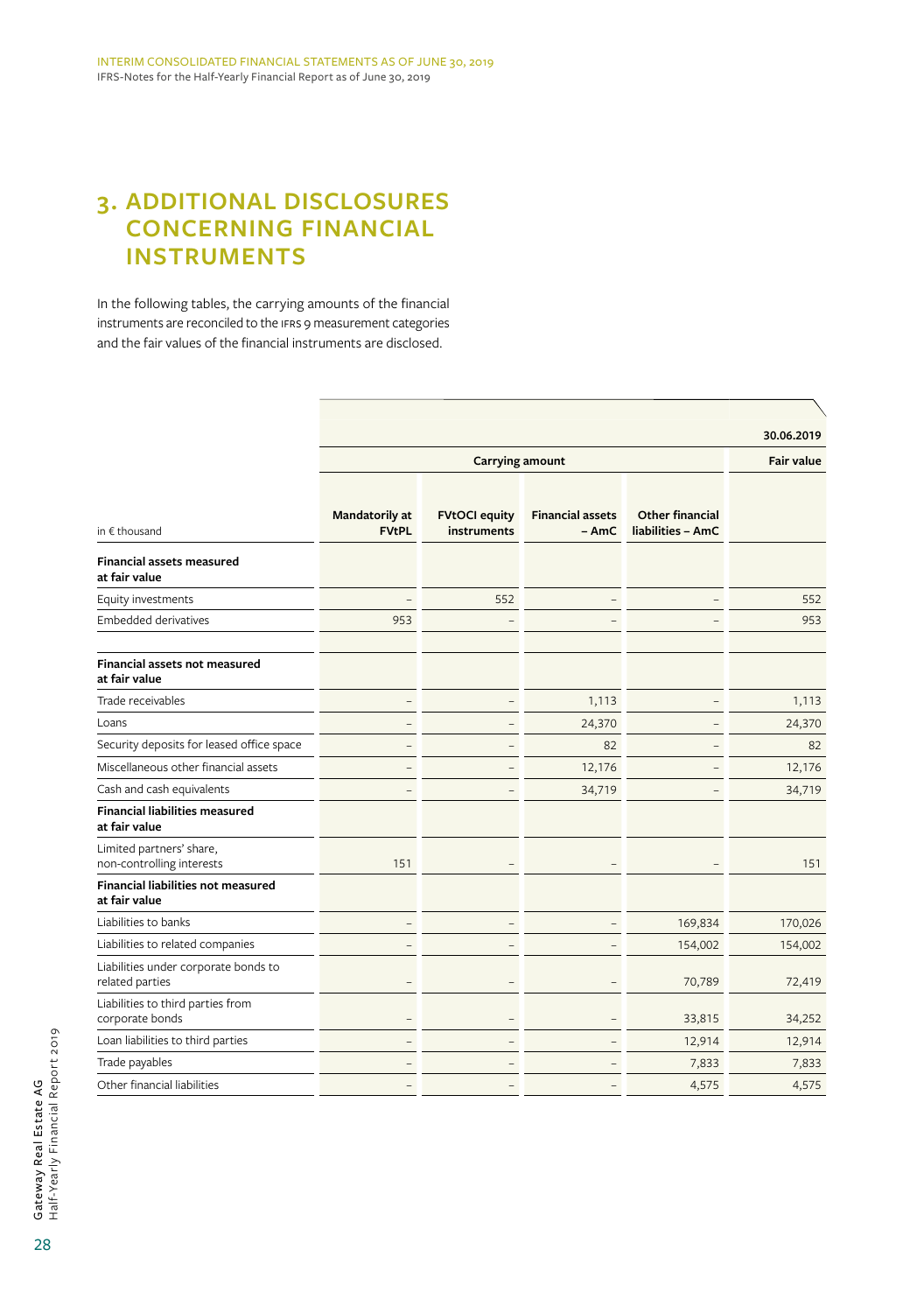## 3. ADDITIONAL DISCLOSURES CONCERNING FINANCIAL INSTRUMENTS

In the following tables, the carrying amounts of the financial instruments are reconciled to the IFRS 9 measurement categories and the fair values of the financial instruments are disclosed.

| | | | | | 30.06.2019 |
|---|---|---|---|---|---|
| | Carrying amount | | | | Fair value |
| in € thousand | Mandatorily at FVtPL | FVtOCI equity instruments | Financial assets – AmC | Other financial liabilities – AmC | |
| **Financial assets measured at fair value** | | | | | |
| Equity investments | – | 552 | – | – | 552 |
| Embedded derivatives | 953 | – | – | – | 953 |
| **Financial assets not measured at fair value** | | | | | |
| Trade receivables | – | – | 1,113 | – | 1,113 |
| Loans | – | – | 24,370 | – | 24,370 |
| Security deposits for leased office space | – | – | 82 | – | 82 |
| Miscellaneous other financial assets | – | – | 12,176 | – | 12,176 |
| Cash and cash equivalents | – | – | 34,719 | – | 34,719 |
| **Financial liabilities measured at fair value** | | | | | |
| Limited partners' share, non-controlling interests | 151 | – | – | – | 151 |
| **Financial liabilities not measured at fair value** | | | | | |
| Liabilities to banks | – | – | – | 169,834 | 170,026 |
| Liabilities to related companies | – | – | – | 154,002 | 154,002 |
| Liabilities under corporate bonds to related parties | – | – | – | 70,789 | 72,419 |
| Liabilities to third parties from corporate bonds | – | – | – | 33,815 | 34,252 |
| Loan liabilities to third parties | – | – | – | 12,914 | 12,914 |
| Trade payables | – | – | – | 7,833 | 7,833 |
| Other financial liabilities | – | – | – | 4,575 | 4,575 |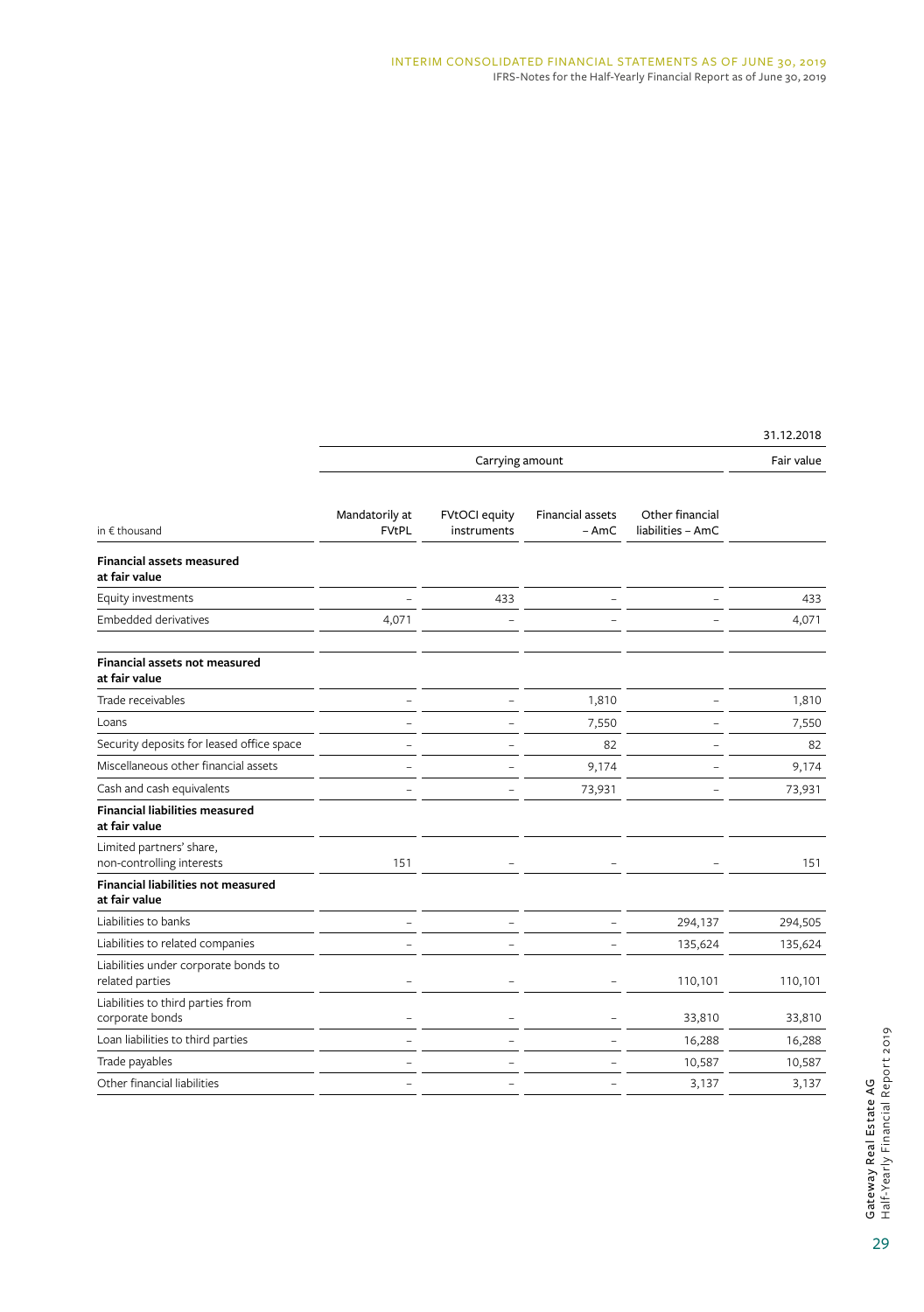| in € thousand | Carrying amount | | | | Fair value |
|---|---|---|---|---|---|
| | | | | | 31.12.2018 |
| | Mandatorily at FVtPL | FVtOCI equity instruments | Financial assets – AmC | Other financial liabilities – AmC | |
| **Financial assets measured at fair value** | | | | | |
| Equity investments | – | 433 | – | – | 433 |
| Embedded derivatives | 4,071 | – | – | – | 4,071 |
| **Financial assets not measured at fair value** | | | | | |
| Trade receivables | – | – | 1,810 | – | 1,810 |
| Loans | – | – | 7,550 | – | 7,550 |
| Security deposits for leased office space | – | – | 82 | – | 82 |
| Miscellaneous other financial assets | – | – | 9,174 | – | 9,174 |
| Cash and cash equivalents | – | – | 73,931 | – | 73,931 |
| **Financial liabilities measured at fair value** | | | | | |
| Limited partners' share, non-controlling interests | 151 | – | – | – | 151 |
| **Financial liabilities not measured at fair value** | | | | | |
| Liabilities to banks | – | – | – | 294,137 | 294,505 |
| Liabilities to related companies | – | – | – | 135,624 | 135,624 |
| Liabilities under corporate bonds to related parties | – | – | – | 110,101 | 110,101 |
| Liabilities to third parties from corporate bonds | – | – | – | 33,810 | 33,810 |
| Loan liabilities to third parties | – | – | – | 16,288 | 16,288 |
| Trade payables | – | – | – | 10,587 | 10,587 |
| Other financial liabilities | – | – | – | 3,137 | 3,137 |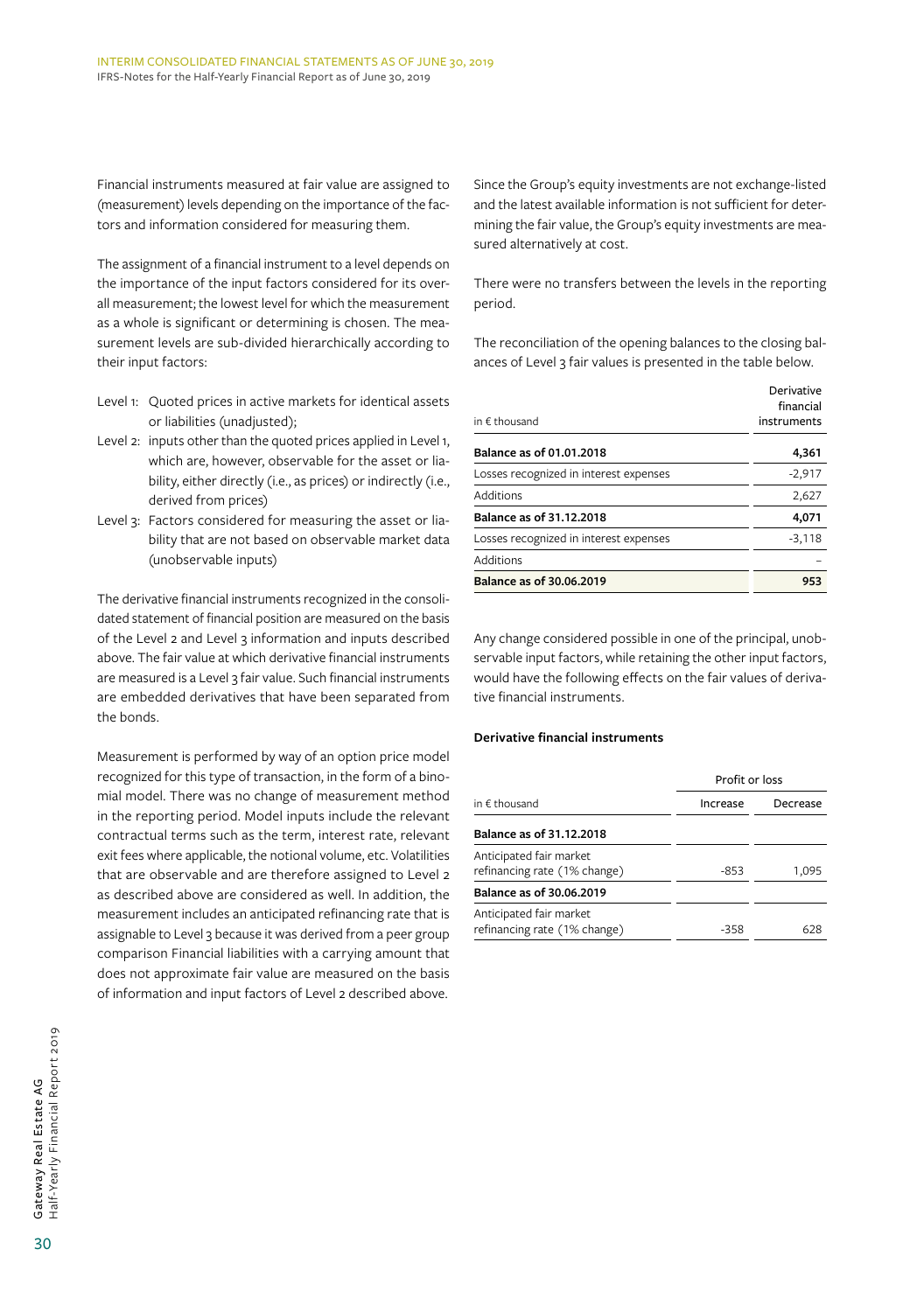Financial instruments measured at fair value are assigned to (measurement) levels depending on the importance of the factors and information considered for measuring them.

The assignment of a financial instrument to a level depends on the importance of the input factors considered for its overall measurement; the lowest level for which the measurement as a whole is significant or determining is chosen. The measurement levels are sub-divided hierarchically according to their input factors:

- Level 1: Quoted prices in active markets for identical assets or liabilities (unadjusted);
- Level 2: inputs other than the quoted prices applied in Level 1, which are, however, observable for the asset or liability, either directly (i.e., as prices) or indirectly (i.e., derived from prices)
- Level 3: Factors considered for measuring the asset or liability that are not based on observable market data (unobservable inputs)

The derivative financial instruments recognized in the consolidated statement of financial position are measured on the basis of the Level 2 and Level 3 information and inputs described above. The fair value at which derivative financial instruments are measured is a Level 3 fair value. Such financial instruments are embedded derivatives that have been separated from the bonds.

Measurement is performed by way of an option price model recognized for this type of transaction, in the form of a binomial model. There was no change of measurement method in the reporting period. Model inputs include the relevant contractual terms such as the term, interest rate, relevant exit fees where applicable, the notional volume, etc. Volatilities that are observable and are therefore assigned to Level 2 as described above are considered as well. In addition, the measurement includes an anticipated refinancing rate that is assignable to Level 3 because it was derived from a peer group comparison Financial liabilities with a carrying amount that does not approximate fair value are measured on the basis of information and input factors of Level 2 described above.

Since the Group's equity investments are not exchange-listed and the latest available information is not sufficient for determining the fair value, the Group's equity investments are measured alternatively at cost.

There were no transfers between the levels in the reporting period.

The reconciliation of the opening balances to the closing balances of Level 3 fair values is presented in the table below.

| in € thousand | Derivative financial instruments |
|---|---|
| **Balance as of 01.01.2018** | **4,361** |
| Losses recognized in interest expenses | -2,917 |
| Additions | 2,627 |
| **Balance as of 31.12.2018** | **4,071** |
| Losses recognized in interest expenses | -3,118 |
| Additions | – |
| **Balance as of 30.06.2019** | **953** |

Any change considered possible in one of the principal, unobservable input factors, while retaining the other input factors, would have the following effects on the fair values of derivative financial instruments.

**Derivative financial instruments**

| | Profit or loss | |
|---|---|---|
| in € thousand | Increase | Decrease |
| **Balance as of 31.12.2018** | | |
| Anticipated fair market refinancing rate (1% change) | -853 | 1,095 |
| **Balance as of 30.06.2019** | | |
| Anticipated fair market refinancing rate (1% change) | -358 | 628 |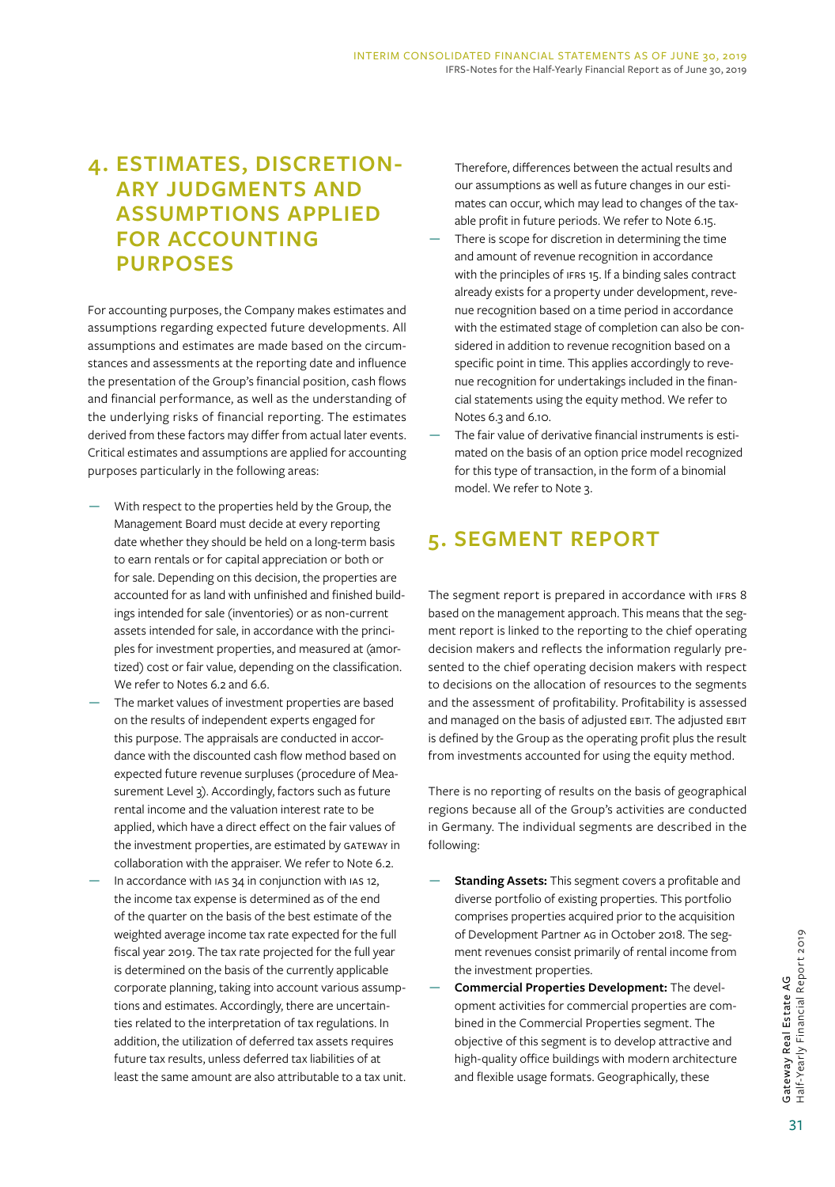# 4. ESTIMATES, DISCRETIONARY JUDGMENTS AND ASSUMPTIONS APPLIED FOR ACCOUNTING PURPOSES

For accounting purposes, the Company makes estimates and assumptions regarding expected future developments. All assumptions and estimates are made based on the circumstances and assessments at the reporting date and influence the presentation of the Group's financial position, cash flows and financial performance, as well as the understanding of the underlying risks of financial reporting. The estimates derived from these factors may differ from actual later events. Critical estimates and assumptions are applied for accounting purposes particularly in the following areas:

- With respect to the properties held by the Group, the Management Board must decide at every reporting date whether they should be held on a long-term basis to earn rentals or for capital appreciation or both or for sale. Depending on this decision, the properties are accounted for as land with unfinished and finished buildings intended for sale (inventories) or as non-current assets intended for sale, in accordance with the principles for investment properties, and measured at (amortized) cost or fair value, depending on the classification. We refer to Notes 6.2 and 6.6.
- The market values of investment properties are based on the results of independent experts engaged for this purpose. The appraisals are conducted in accordance with the discounted cash flow method based on expected future revenue surpluses (procedure of Measurement Level 3). Accordingly, factors such as future rental income and the valuation interest rate to be applied, which have a direct effect on the fair values of the investment properties, are estimated by GATEWAY in collaboration with the appraiser. We refer to Note 6.2.
- In accordance with IAS 34 in conjunction with IAS 12, the income tax expense is determined as of the end of the quarter on the basis of the best estimate of the weighted average income tax rate expected for the full fiscal year 2019. The tax rate projected for the full year is determined on the basis of the currently applicable corporate planning, taking into account various assumptions and estimates. Accordingly, there are uncertainties related to the interpretation of tax regulations. In addition, the utilization of deferred tax assets requires future tax results, unless deferred tax liabilities of at least the same amount are also attributable to a tax unit. Therefore, differences between the actual results and our assumptions as well as future changes in our estimates can occur, which may lead to changes of the taxable profit in future periods. We refer to Note 6.15.
- There is scope for discretion in determining the time and amount of revenue recognition in accordance with the principles of IFRS 15. If a binding sales contract already exists for a property under development, revenue recognition based on a time period in accordance with the estimated stage of completion can also be considered in addition to revenue recognition based on a specific point in time. This applies accordingly to revenue recognition for undertakings included in the financial statements using the equity method. We refer to Notes 6.3 and 6.10.
- The fair value of derivative financial instruments is estimated on the basis of an option price model recognized for this type of transaction, in the form of a binomial model. We refer to Note 3.

# 5. SEGMENT REPORT

The segment report is prepared in accordance with IFRS 8 based on the management approach. This means that the segment report is linked to the reporting to the chief operating decision makers and reflects the information regularly presented to the chief operating decision makers with respect to decisions on the allocation of resources to the segments and the assessment of profitability. Profitability is assessed and managed on the basis of adjusted EBIT. The adjusted EBIT is defined by the Group as the operating profit plus the result from investments accounted for using the equity method.

There is no reporting of results on the basis of geographical regions because all of the Group's activities are conducted in Germany. The individual segments are described in the following:

- **Standing Assets:** This segment covers a profitable and diverse portfolio of existing properties. This portfolio comprises properties acquired prior to the acquisition of Development Partner AG in October 2018. The segment revenues consist primarily of rental income from the investment properties.
- **Commercial Properties Development:** The development activities for commercial properties are combined in the Commercial Properties segment. The objective of this segment is to develop attractive and high-quality office buildings with modern architecture and flexible usage formats. Geographically, these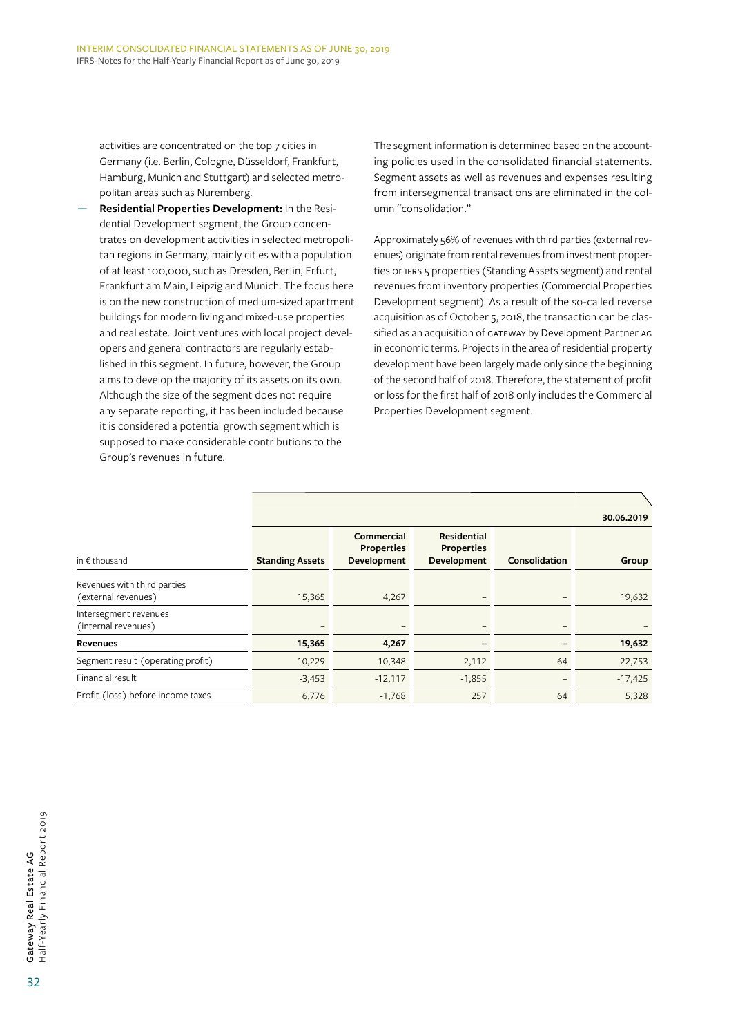activities are concentrated on the top 7 cities in Germany (i.e. Berlin, Cologne, Düsseldorf, Frankfurt, Hamburg, Munich and Stuttgart) and selected metropolitan areas such as Nuremberg.

- **Residential Properties Development:** In the Residential Development segment, the Group concentrates on development activities in selected metropolitan regions in Germany, mainly cities with a population of at least 100,000, such as Dresden, Berlin, Erfurt, Frankfurt am Main, Leipzig and Munich. The focus here is on the new construction of medium-sized apartment buildings for modern living and mixed-use properties and real estate. Joint ventures with local project developers and general contractors are regularly established in this segment. In future, however, the Group aims to develop the majority of its assets on its own. Although the size of the segment does not require any separate reporting, it has been included because it is considered a potential growth segment which is supposed to make considerable contributions to the Group's revenues in future.

The segment information is determined based on the accounting policies used in the consolidated financial statements. Segment assets as well as revenues and expenses resulting from intersegmental transactions are eliminated in the column "consolidation."

Approximately 56% of revenues with third parties (external revenues) originate from rental revenues from investment properties or IFRS 5 properties (Standing Assets segment) and rental revenues from inventory properties (Commercial Properties Development segment). As a result of the so-called reverse acquisition as of October 5, 2018, the transaction can be classified as an acquisition of GATEWAY by Development Partner AG in economic terms. Projects in the area of residential property development have been largely made only since the beginning of the second half of 2018. Therefore, the statement of profit or loss for the first half of 2018 only includes the Commercial Properties Development segment.

| | | | | | 30.06.2019 |
|---|---|---|---|---|---|
| in € thousand | Standing Assets | Commercial Properties Development | Residential Properties Development | Consolidation | Group |
| Revenues with third parties (external revenues) | 15,365 | 4,267 | – | – | 19,632 |
| Intersegment revenues (internal revenues) | – | – | – | – | – |
| **Revenues** | **15,365** | **4,267** | **–** | **–** | **19,632** |
| Segment result (operating profit) | 10,229 | 10,348 | 2,112 | 64 | 22,753 |
| Financial result | -3,453 | -12,117 | -1,855 | – | -17,425 |
| Profit (loss) before income taxes | 6,776 | -1,768 | 257 | 64 | 5,328 |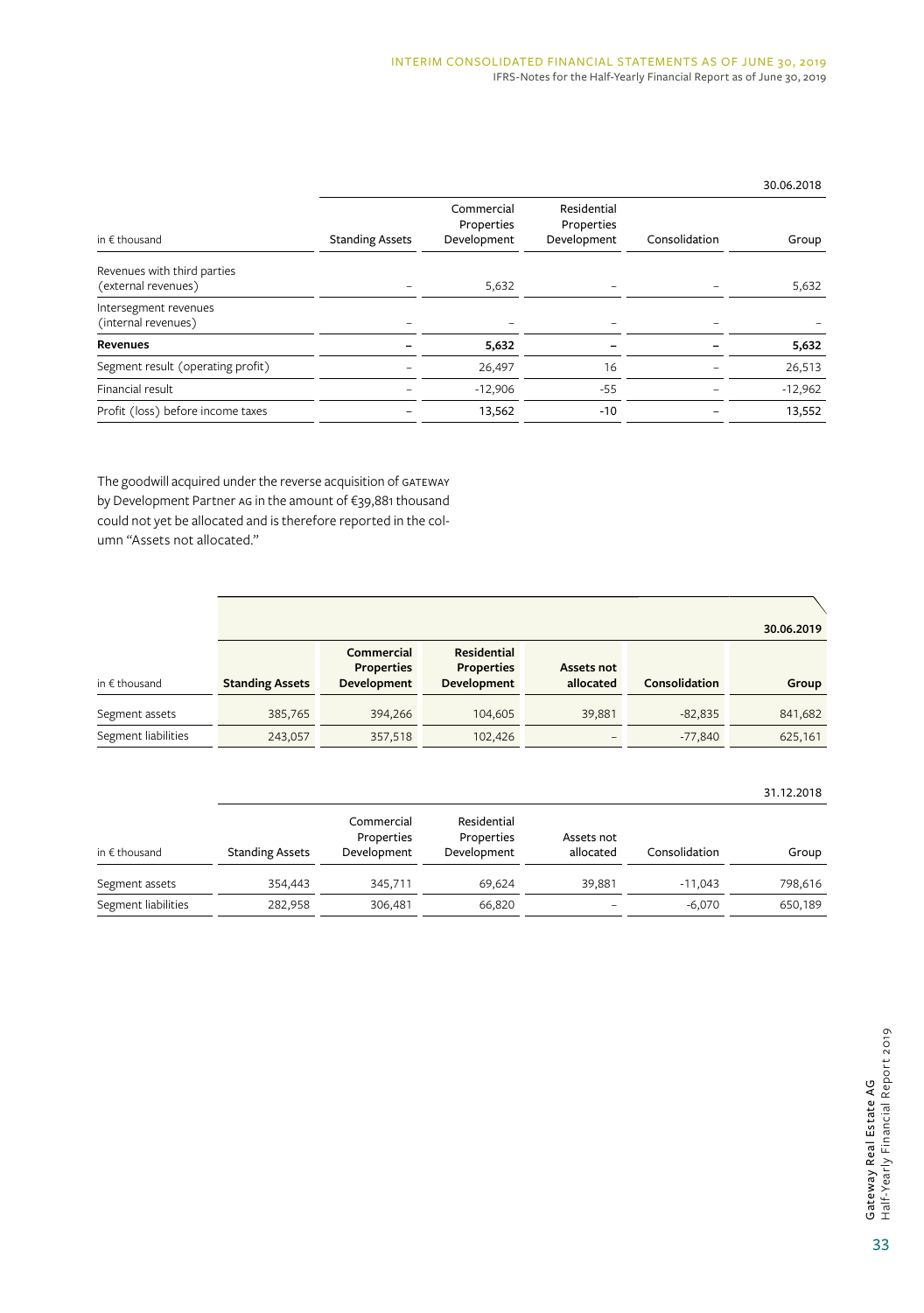| in € thousand | Standing Assets | Commercial Properties Development | Residential Properties Development | Consolidation | Group |
|---|---|---|---|---|---|
| | | | | | 30.06.2018 |
| Revenues with third parties (external revenues) | – | 5,632 | – | – | 5,632 |
| Intersegment revenues (internal revenues) | – | – | – | – | – |
| **Revenues** | **–** | **5,632** | **–** | **–** | **5,632** |
| Segment result (operating profit) | – | 26,497 | 16 | – | 26,513 |
| Financial result | – | -12,906 | -55 | – | -12,962 |
| Profit (loss) before income taxes | – | 13,562 | -10 | – | 13,552 |

The goodwill acquired under the reverse acquisition of GATEWAY by Development Partner AG in the amount of €39,881 thousand could not yet be allocated and is therefore reported in the column "Assets not allocated."

| in € thousand | **Standing Assets** | **Commercial Properties Development** | **Residential Properties Development** | **Assets not allocated** | **Consolidation** | **Group** |
|---|---|---|---|---|---|---|
| | | | | | | **30.06.2019** |
| Segment assets | 385,765 | 394,266 | 104,605 | 39,881 | -82,835 | 841,682 |
| Segment liabilities | 243,057 | 357,518 | 102,426 | – | -77,840 | 625,161 |

| in € thousand | Standing Assets | Commercial Properties Development | Residential Properties Development | Assets not allocated | Consolidation | Group |
|---|---|---|---|---|---|---|
| | | | | | | 31.12.2018 |
| Segment assets | 354,443 | 345,711 | 69,624 | 39,881 | -11,043 | 798,616 |
| Segment liabilities | 282,958 | 306,481 | 66,820 | – | -6,070 | 650,189 |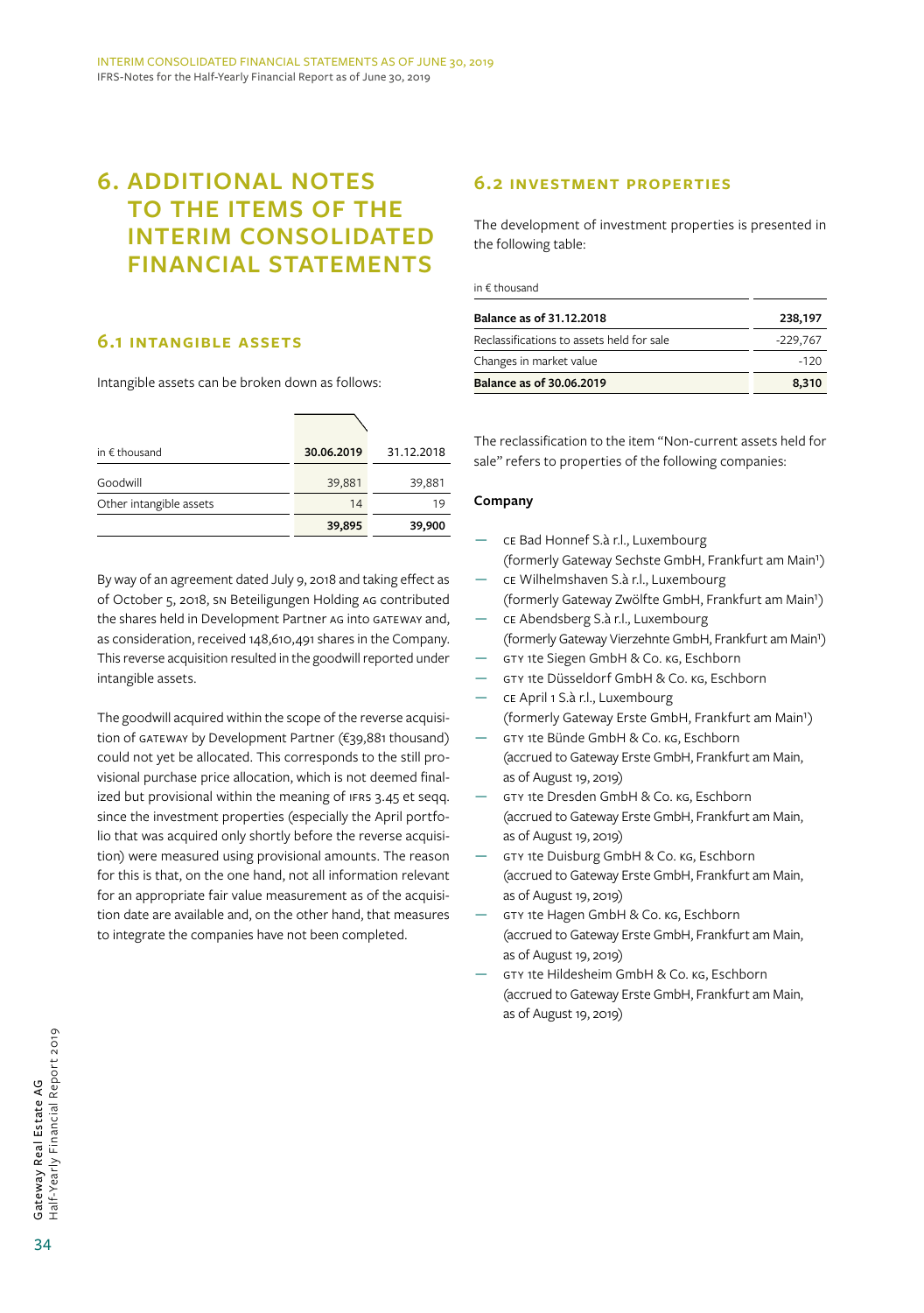# 6. ADDITIONAL NOTES TO THE ITEMS OF THE INTERIM CONSOLIDATED FINANCIAL STATEMENTS

## 6.1 INTANGIBLE ASSETS

Intangible assets can be broken down as follows:

| in € thousand | 30.06.2019 | 31.12.2018 |
|---|---|---|
| Goodwill | 39,881 | 39,881 |
| Other intangible assets | 14 | 19 |
| | **39,895** | **39,900** |

By way of an agreement dated July 9, 2018 and taking effect as of October 5, 2018, SN Beteiligungen Holding AG contributed the shares held in Development Partner AG into GATEWAY and, as consideration, received 148,610,491 shares in the Company. This reverse acquisition resulted in the goodwill reported under intangible assets.

The goodwill acquired within the scope of the reverse acquisition of GATEWAY by Development Partner (€39,881 thousand) could not yet be allocated. This corresponds to the still provisional purchase price allocation, which is not deemed finalized but provisional within the meaning of IFRS 3.45 et seqq. since the investment properties (especially the April portfolio that was acquired only shortly before the reverse acquisition) were measured using provisional amounts. The reason for this is that, on the one hand, not all information relevant for an appropriate fair value measurement as of the acquisition date are available and, on the other hand, that measures to integrate the companies have not been completed.

## 6.2 INVESTMENT PROPERTIES

The development of investment properties is presented in the following table:

| in € thousand | |
|---|---|
| **Balance as of 31.12.2018** | **238,197** |
| Reclassifications to assets held for sale | -229,767 |
| Changes in market value | -120 |
| **Balance as of 30.06.2019** | **8,310** |

The reclassification to the item "Non-current assets held for sale" refers to properties of the following companies:

**Company**

- CE Bad Honnef S.à r.l., Luxembourg (formerly Gateway Sechste GmbH, Frankfurt am Main[1])
- CE Wilhelmshaven S.à r.l., Luxembourg (formerly Gateway Zwölfte GmbH, Frankfurt am Main[1])
- CE Abendsberg S.à r.l., Luxembourg (formerly Gateway Vierzehnte GmbH, Frankfurt am Main[1])
- GTY 1te Siegen GmbH & Co. KG, Eschborn
- GTY 1te Düsseldorf GmbH & Co. KG, Eschborn
- CE April 1 S.à r.l., Luxembourg (formerly Gateway Erste GmbH, Frankfurt am Main[1])
- GTY 1te Bünde GmbH & Co. KG, Eschborn (accrued to Gateway Erste GmbH, Frankfurt am Main, as of August 19, 2019)
- GTY 1te Dresden GmbH & Co. KG, Eschborn (accrued to Gateway Erste GmbH, Frankfurt am Main, as of August 19, 2019)
- GTY 1te Duisburg GmbH & Co. KG, Eschborn (accrued to Gateway Erste GmbH, Frankfurt am Main, as of August 19, 2019)
- GTY 1te Hagen GmbH & Co. KG, Eschborn (accrued to Gateway Erste GmbH, Frankfurt am Main, as of August 19, 2019)
- GTY 1te Hildesheim GmbH & Co. KG, Eschborn (accrued to Gateway Erste GmbH, Frankfurt am Main, as of August 19, 2019)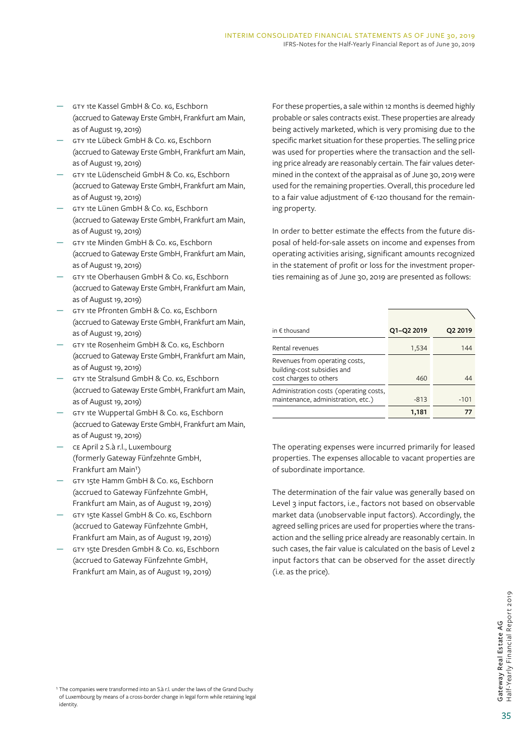- GTY 1te Kassel GmbH & Co. KG, Eschborn (accrued to Gateway Erste GmbH, Frankfurt am Main, as of August 19, 2019)
- GTY 1te Lübeck GmbH & Co. KG, Eschborn (accrued to Gateway Erste GmbH, Frankfurt am Main, as of August 19, 2019)
- GTY 1te Lüdenscheid GmbH & Co. KG, Eschborn (accrued to Gateway Erste GmbH, Frankfurt am Main, as of August 19, 2019)
- GTY 1te Lünen GmbH & Co. KG, Eschborn (accrued to Gateway Erste GmbH, Frankfurt am Main, as of August 19, 2019)
- GTY 1te Minden GmbH & Co. KG, Eschborn (accrued to Gateway Erste GmbH, Frankfurt am Main, as of August 19, 2019)
- GTY 1te Oberhausen GmbH & Co. KG, Eschborn (accrued to Gateway Erste GmbH, Frankfurt am Main, as of August 19, 2019)
- GTY 1te Pfronten GmbH & Co. KG, Eschborn (accrued to Gateway Erste GmbH, Frankfurt am Main, as of August 19, 2019)
- GTY 1te Rosenheim GmbH & Co. KG, Eschborn (accrued to Gateway Erste GmbH, Frankfurt am Main, as of August 19, 2019)
- GTY 1te Stralsund GmbH & Co. KG, Eschborn (accrued to Gateway Erste GmbH, Frankfurt am Main, as of August 19, 2019)
- GTY 1te Wuppertal GmbH & Co. KG, Eschborn (accrued to Gateway Erste GmbH, Frankfurt am Main, as of August 19, 2019)
- CE April 2 S.à r.l., Luxembourg (formerly Gateway Fünfzehnte GmbH, Frankfurt am Main[1])
- GTY 15te Hamm GmbH & Co. KG, Eschborn (accrued to Gateway Fünfzehnte GmbH, Frankfurt am Main, as of August 19, 2019)
- GTY 15te Kassel GmbH & Co. KG, Eschborn (accrued to Gateway Fünfzehnte GmbH, Frankfurt am Main, as of August 19, 2019)
- GTY 15te Dresden GmbH & Co. KG, Eschborn (accrued to Gateway Fünfzehnte GmbH, Frankfurt am Main, as of August 19, 2019)

For these properties, a sale within 12 months is deemed highly probable or sales contracts exist. These properties are already being actively marketed, which is very promising due to the specific market situation for these properties. The selling price was used for properties where the transaction and the selling price already are reasonably certain. The fair values determined in the context of the appraisal as of June 30, 2019 were used for the remaining properties. Overall, this procedure led to a fair value adjustment of €-120 thousand for the remaining property.

In order to better estimate the effects from the future disposal of held-for-sale assets on income and expenses from operating activities arising, significant amounts recognized in the statement of profit or loss for the investment properties remaining as of June 30, 2019 are presented as follows:

| in € thousand | Q1–Q2 2019 | Q2 2019 |
|---|---|---|
| Rental revenues | 1,534 | 144 |
| Revenues from operating costs, building-cost subsidies and cost charges to others | 460 | 44 |
| Administration costs (operating costs, maintenance, administration, etc.) | -813 | -101 |
| | **1,181** | **77** |

The operating expenses were incurred primarily for leased properties. The expenses allocable to vacant properties are of subordinate importance.

The determination of the fair value was generally based on Level 3 input factors, i.e., factors not based on observable market data (unobservable input factors). Accordingly, the agreed selling prices are used for properties where the transaction and the selling price already are reasonably certain. In such cases, the fair value is calculated on the basis of Level 2 input factors that can be observed for the asset directly (i.e. as the price).

[1] The companies were transformed into an S.à r.l. under the laws of the Grand Duchy of Luxembourg by means of a cross-border change in legal form while retaining legal identity.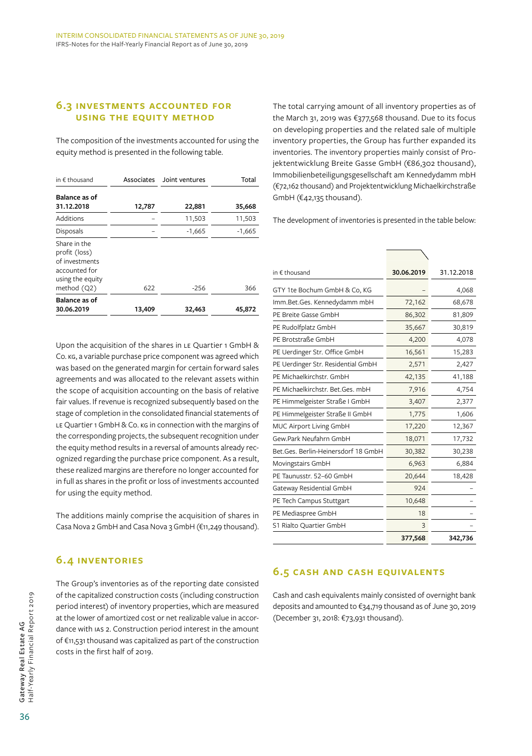## 6.3 Investments accounted for using the equity method

The composition of the investments accounted for using the equity method is presented in the following table.

| in € thousand | Associates | Joint ventures | Total |
|---|---|---|---|
| **Balance as of 31.12.2018** | **12,787** | **22,881** | **35,668** |
| Additions | – | 11,503 | 11,503 |
| Disposals | – | -1,665 | -1,665 |
| Share in the profit (loss) of investments accounted for using the equity method (Q2) | 622 | -256 | 366 |
| **Balance as of 30.06.2019** | **13,409** | **32,463** | **45,872** |

Upon the acquisition of the shares in LE Quartier 1 GmbH & Co. KG, a variable purchase price component was agreed which was based on the generated margin for certain forward sales agreements and was allocated to the relevant assets within the scope of acquisition accounting on the basis of relative fair values. If revenue is recognized subsequently based on the stage of completion in the consolidated financial statements of LE Quartier 1 GmbH & Co. KG in connection with the margins of the corresponding projects, the subsequent recognition under the equity method results in a reversal of amounts already recognized regarding the purchase price component. As a result, these realized margins are therefore no longer accounted for in full as shares in the profit or loss of investments accounted for using the equity method.

The additions mainly comprise the acquisition of shares in Casa Nova 2 GmbH and Casa Nova 3 GmbH (€11,249 thousand).

## 6.4 Inventories

The Group's inventories as of the reporting date consisted of the capitalized construction costs (including construction period interest) of inventory properties, which are measured at the lower of amortized cost or net realizable value in accordance with IAS 2. Construction period interest in the amount of €11,531 thousand was capitalized as part of the construction costs in the first half of 2019.

The total carrying amount of all inventory properties as of the March 31, 2019 was €377,568 thousand. Due to its focus on developing properties and the related sale of multiple inventory properties, the Group has further expanded its inventories. The inventory properties mainly consist of Projektentwicklung Breite Gasse GmbH (€86,302 thousand), Immobilienbeteiligungsgesellschaft am Kennedydamm mbH (€72,162 thousand) and Projektentwicklung Michaelkirchstraße GmbH (€42,135 thousand).

The development of inventories is presented in the table below:

| in € thousand | 30.06.2019 | 31.12.2018 |
|---|---|---|
| GTY 1te Bochum GmbH & Co, KG | – | 4,068 |
| Imm.Bet.Ges. Kennedydamm mbH | 72,162 | 68,678 |
| PE Breite Gasse GmbH | 86,302 | 81,809 |
| PE Rudolfplatz GmbH | 35,667 | 30,819 |
| PE Brotstraße GmbH | 4,200 | 4,078 |
| PE Uerdinger Str. Office GmbH | 16,561 | 15,283 |
| PE Uerdinger Str. Residential GmbH | 2,571 | 2,427 |
| PE Michaelkirchstr. GmbH | 42,135 | 41,188 |
| PE Michaelkirchstr. Bet.Ges. mbH | 7,916 | 4,754 |
| PE Himmelgeister Straße I GmbH | 3,407 | 2,377 |
| PE Himmelgeister Straße II GmbH | 1,775 | 1,606 |
| MUC Airport Living GmbH | 17,220 | 12,367 |
| Gew.Park Neufahrn GmbH | 18,071 | 17,732 |
| Bet.Ges. Berlin-Heinersdorf 18 GmbH | 30,382 | 30,238 |
| Movingstairs GmbH | 6,963 | 6,884 |
| PE Taunusstr. 52–60 GmbH | 20,644 | 18,428 |
| Gateway Residential GmbH | 924 | – |
| PE Tech Campus Stuttgart | 10,648 | – |
| PE Mediaspree GmbH | 18 | – |
| S1 Rialto Quartier GmbH | 3 | – |
| | **377,568** | **342,736** |

## 6.5 Cash and cash equivalents

Cash and cash equivalents mainly consisted of overnight bank deposits and amounted to €34,719 thousand as of June 30, 2019 (December 31, 2018: €73,931 thousand).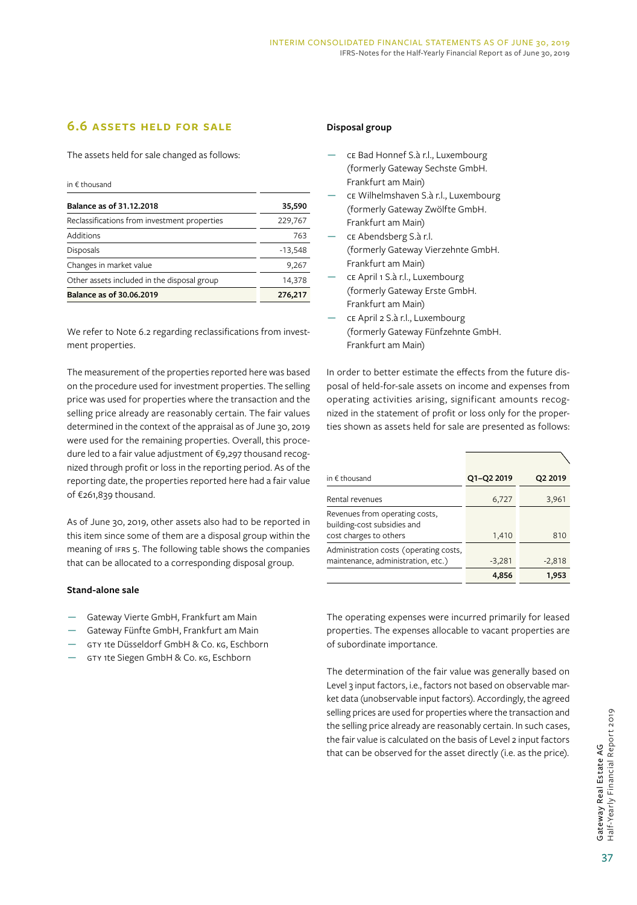## 6.6 ASSETS HELD FOR SALE

The assets held for sale changed as follows:

in € thousand

| | |
|---|---|
| **Balance as of 31.12.2018** | **35,590** |
| Reclassifications from investment properties | 229,767 |
| Additions | 763 |
| Disposals | -13,548 |
| Changes in market value | 9,267 |
| Other assets included in the disposal group | 14,378 |
| **Balance as of 30.06.2019** | **276,217** |

We refer to Note 6.2 regarding reclassifications from investment properties.

The measurement of the properties reported here was based on the procedure used for investment properties. The selling price was used for properties where the transaction and the selling price already are reasonably certain. The fair values determined in the context of the appraisal as of June 30, 2019 were used for the remaining properties. Overall, this procedure led to a fair value adjustment of €9,297 thousand recognized through profit or loss in the reporting period. As of the reporting date, the properties reported here had a fair value of €261,839 thousand.

As of June 30, 2019, other assets also had to be reported in this item since some of them are a disposal group within the meaning of IFRS 5. The following table shows the companies that can be allocated to a corresponding disposal group.

**Stand-alone sale**

- Gateway Vierte GmbH, Frankfurt am Main
- Gateway Fünfte GmbH, Frankfurt am Main
- GTY 1te Düsseldorf GmbH & Co. KG, Eschborn
- GTY 1te Siegen GmbH & Co. KG, Eschborn

**Disposal group**

- CE Bad Honnef S.à r.l., Luxembourg (formerly Gateway Sechste GmbH. Frankfurt am Main)
- CE Wilhelmshaven S.à r.l., Luxembourg (formerly Gateway Zwölfte GmbH. Frankfurt am Main)
- CE Abendsberg S.à r.l. (formerly Gateway Vierzehnte GmbH. Frankfurt am Main)
- CE April 1 S.à r.l., Luxembourg (formerly Gateway Erste GmbH. Frankfurt am Main)
- CE April 2 S.à r.l., Luxembourg (formerly Gateway Fünfzehnte GmbH. Frankfurt am Main)

In order to better estimate the effects from the future disposal of held-for-sale assets on income and expenses from operating activities arising, significant amounts recognized in the statement of profit or loss only for the properties shown as assets held for sale are presented as follows:

| in € thousand | Q1–Q2 2019 | Q2 2019 |
|---|---|---|
| Rental revenues | 6,727 | 3,961 |
| Revenues from operating costs, building-cost subsidies and cost charges to others | 1,410 | 810 |
| Administration costs (operating costs, maintenance, administration, etc.) | -3,281 | -2,818 |
| | **4,856** | **1,953** |

The operating expenses were incurred primarily for leased properties. The expenses allocable to vacant properties are of subordinate importance.

The determination of the fair value was generally based on Level 3 input factors, i.e., factors not based on observable market data (unobservable input factors). Accordingly, the agreed selling prices are used for properties where the transaction and the selling price already are reasonably certain. In such cases, the fair value is calculated on the basis of Level 2 input factors that can be observed for the asset directly (i.e. as the price).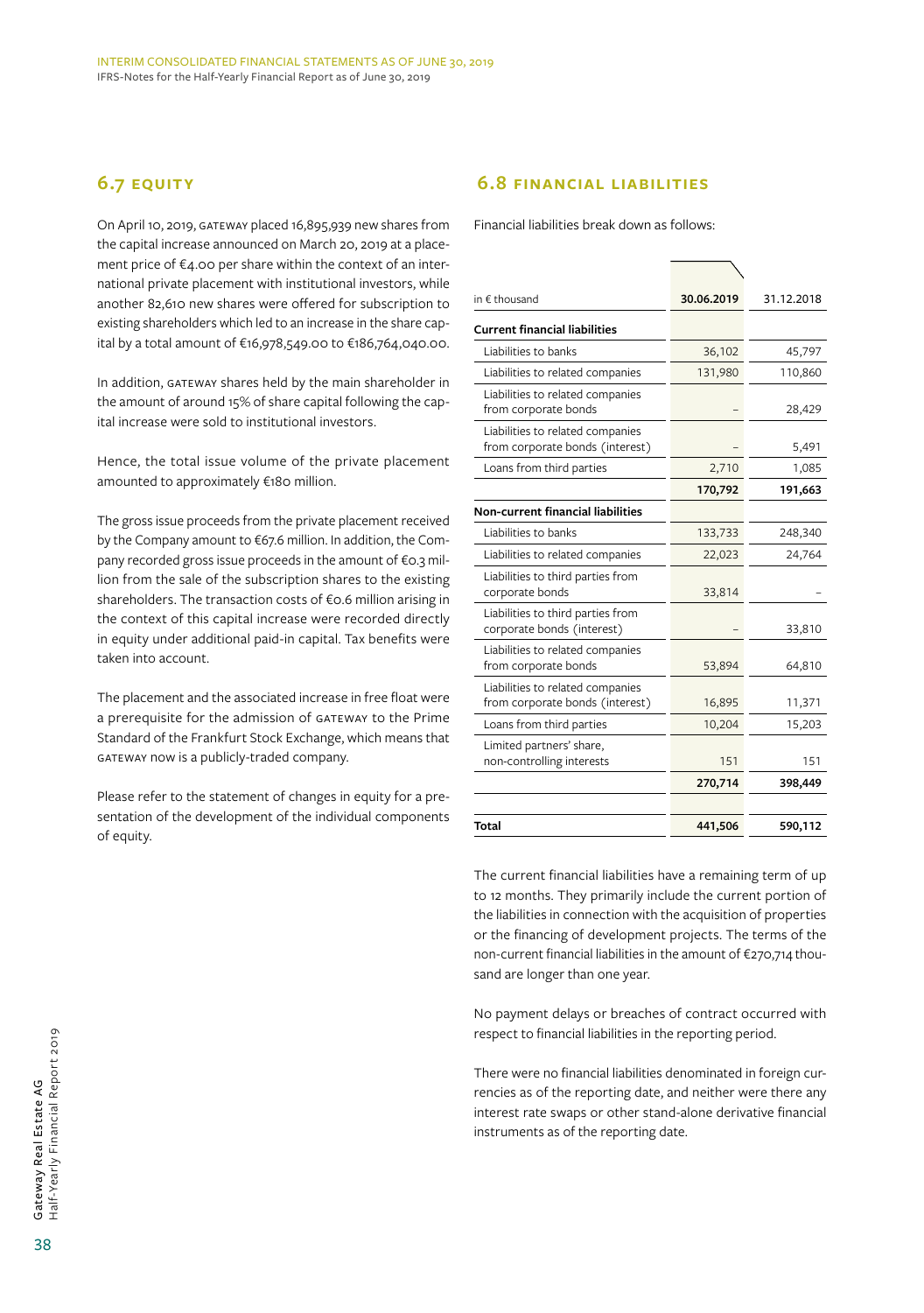## 6.7 EQUITY

On April 10, 2019, GATEWAY placed 16,895,939 new shares from the capital increase announced on March 20, 2019 at a placement price of €4.00 per share within the context of an international private placement with institutional investors, while another 82,610 new shares were offered for subscription to existing shareholders which led to an increase in the share capital by a total amount of €16,978,549.00 to €186,764,040.00.

In addition, GATEWAY shares held by the main shareholder in the amount of around 15% of share capital following the capital increase were sold to institutional investors.

Hence, the total issue volume of the private placement amounted to approximately €180 million.

The gross issue proceeds from the private placement received by the Company amount to €67.6 million. In addition, the Company recorded gross issue proceeds in the amount of €0.3 million from the sale of the subscription shares to the existing shareholders. The transaction costs of €0.6 million arising in the context of this capital increase were recorded directly in equity under additional paid-in capital. Tax benefits were taken into account.

The placement and the associated increase in free float were a prerequisite for the admission of GATEWAY to the Prime Standard of the Frankfurt Stock Exchange, which means that GATEWAY now is a publicly-traded company.

Please refer to the statement of changes in equity for a presentation of the development of the individual components of equity.

## 6.8 FINANCIAL LIABILITIES

Financial liabilities break down as follows:

| in € thousand | 30.06.2019 | 31.12.2018 |
|---|---|---|
| **Current financial liabilities** | | |
| Liabilities to banks | 36,102 | 45,797 |
| Liabilities to related companies | 131,980 | 110,860 |
| Liabilities to related companies from corporate bonds | – | 28,429 |
| Liabilities to related companies from corporate bonds (interest) | – | 5,491 |
| Loans from third parties | 2,710 | 1,085 |
| | **170,792** | **191,663** |
| **Non-current financial liabilities** | | |
| Liabilities to banks | 133,733 | 248,340 |
| Liabilities to related companies | 22,023 | 24,764 |
| Liabilities to third parties from corporate bonds | 33,814 | – |
| Liabilities to third parties from corporate bonds (interest) | – | 33,810 |
| Liabilities to related companies from corporate bonds | 53,894 | 64,810 |
| Liabilities to related companies from corporate bonds (interest) | 16,895 | 11,371 |
| Loans from third parties | 10,204 | 15,203 |
| Limited partners' share, non-controlling interests | 151 | 151 |
| | **270,714** | **398,449** |
| **Total** | **441,506** | **590,112** |

The current financial liabilities have a remaining term of up to 12 months. They primarily include the current portion of the liabilities in connection with the acquisition of properties or the financing of development projects. The terms of the non-current financial liabilities in the amount of €270,714 thousand are longer than one year.

No payment delays or breaches of contract occurred with respect to financial liabilities in the reporting period.

There were no financial liabilities denominated in foreign currencies as of the reporting date, and neither were there any interest rate swaps or other stand-alone derivative financial instruments as of the reporting date.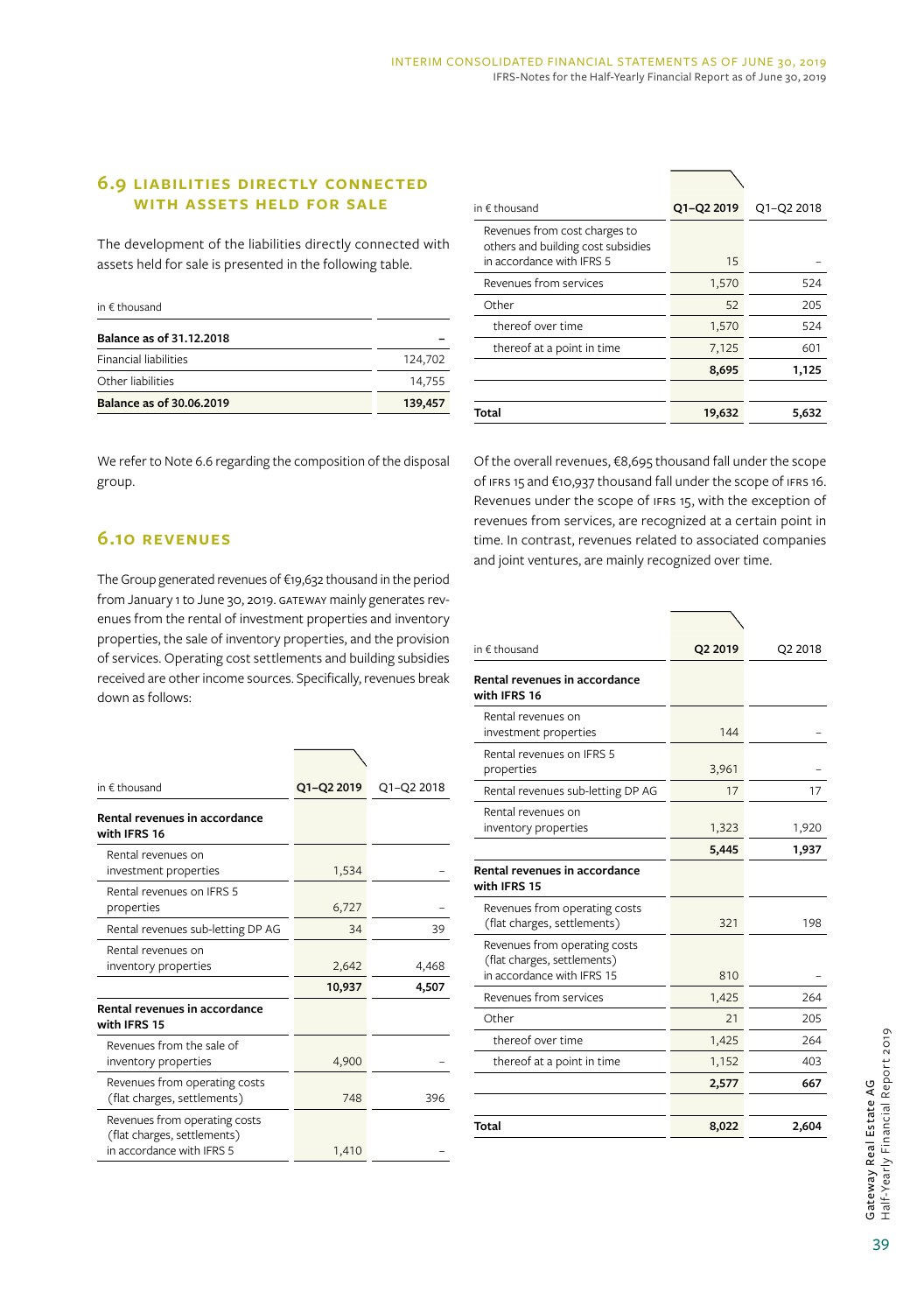## 6.9 LIABILITIES DIRECTLY CONNECTED WITH ASSETS HELD FOR SALE

The development of the liabilities directly connected with assets held for sale is presented in the following table.

| in € thousand | |
|---|---|
| **Balance as of 31.12.2018** | **–** |
| Financial liabilities | 124,702 |
| Other liabilities | 14,755 |
| **Balance as of 30.06.2019** | **139,457** |

We refer to Note 6.6 regarding the composition of the disposal group.

## 6.10 REVENUES

The Group generated revenues of €19,632 thousand in the period from January 1 to June 30, 2019. GATEWAY mainly generates revenues from the rental of investment properties and inventory properties, the sale of inventory properties, and the provision of services. Operating cost settlements and building subsidies received are other income sources. Specifically, revenues break down as follows:

| in € thousand | Q1–Q2 2019 | Q1–Q2 2018 |
|---|---|---|
| **Rental revenues in accordance with IFRS 16** | | |
| Rental revenues on investment properties | 1,534 | – |
| Rental revenues on IFRS 5 properties | 6,727 | – |
| Rental revenues sub-letting DP AG | 34 | 39 |
| Rental revenues on inventory properties | 2,642 | 4,468 |
| | **10,937** | **4,507** |
| **Rental revenues in accordance with IFRS 15** | | |
| Revenues from the sale of inventory properties | 4,900 | – |
| Revenues from operating costs (flat charges, settlements) | 748 | 396 |
| Revenues from operating costs (flat charges, settlements) in accordance with IFRS 5 | 1,410 | – |
| Revenues from cost charges to others and building cost subsidies in accordance with IFRS 5 | 15 | – |
| Revenues from services | 1,570 | 524 |
| Other | 52 | 205 |
| thereof over time | 1,570 | 524 |
| thereof at a point in time | 7,125 | 601 |
| | **8,695** | **1,125** |
| | | |
| **Total** | **19,632** | **5,632** |

Of the overall revenues, €8,695 thousand fall under the scope of IFRS 15 and €10,937 thousand fall under the scope of IFRS 16. Revenues under the scope of IFRS 15, with the exception of revenues from services, are recognized at a certain point in time. In contrast, revenues related to associated companies and joint ventures, are mainly recognized over time.

| in € thousand | Q2 2019 | Q2 2018 |
|---|---|---|
| **Rental revenues in accordance with IFRS 16** | | |
| Rental revenues on investment properties | 144 | – |
| Rental revenues on IFRS 5 properties | 3,961 | – |
| Rental revenues sub-letting DP AG | 17 | 17 |
| Rental revenues on inventory properties | 1,323 | 1,920 |
| | **5,445** | **1,937** |
| **Rental revenues in accordance with IFRS 15** | | |
| Revenues from operating costs (flat charges, settlements) | 321 | 198 |
| Revenues from operating costs (flat charges, settlements) in accordance with IFRS 15 | 810 | – |
| Revenues from services | 1,425 | 264 |
| Other | 21 | 205 |
| thereof over time | 1,425 | 264 |
| thereof at a point in time | 1,152 | 403 |
| | **2,577** | **667** |
| | | |
| **Total** | **8,022** | **2,604** |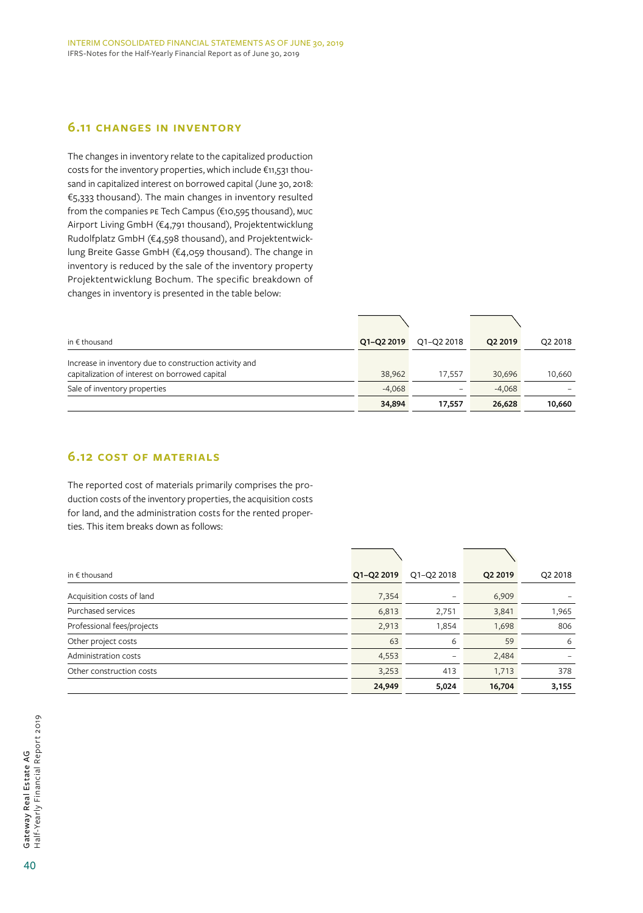## 6.11 Changes in inventory

The changes in inventory relate to the capitalized production costs for the inventory properties, which include €11,531 thousand in capitalized interest on borrowed capital (June 30, 2018: €5,333 thousand). The main changes in inventory resulted from the companies PE Tech Campus (€10,595 thousand), MUC Airport Living GmbH (€4,791 thousand), Projektentwicklung Rudolfplatz GmbH (€4,598 thousand), and Projektentwicklung Breite Gasse GmbH (€4,059 thousand). The change in inventory is reduced by the sale of the inventory property Projektentwicklung Bochum. The specific breakdown of changes in inventory is presented in the table below:

| in € thousand | **Q1–Q2 2019** | Q1–Q2 2018 | **Q2 2019** | Q2 2018 |
|---|---|---|---|---|
| Increase in inventory due to construction activity and capitalization of interest on borrowed capital | 38,962 | 17,557 | 30,696 | 10,660 |
| Sale of inventory properties | -4,068 | – | -4,068 | – |
| | **34,894** | **17,557** | **26,628** | **10,660** |

## 6.12 Cost of materials

The reported cost of materials primarily comprises the production costs of the inventory properties, the acquisition costs for land, and the administration costs for the rented properties. This item breaks down as follows:

| in € thousand | **Q1–Q2 2019** | Q1–Q2 2018 | **Q2 2019** | Q2 2018 |
|---|---|---|---|---|
| Acquisition costs of land | 7,354 | – | 6,909 | – |
| Purchased services | 6,813 | 2,751 | 3,841 | 1,965 |
| Professional fees/projects | 2,913 | 1,854 | 1,698 | 806 |
| Other project costs | 63 | 6 | 59 | 6 |
| Administration costs | 4,553 | – | 2,484 | – |
| Other construction costs | 3,253 | 413 | 1,713 | 378 |
| | **24,949** | **5,024** | **16,704** | **3,155** |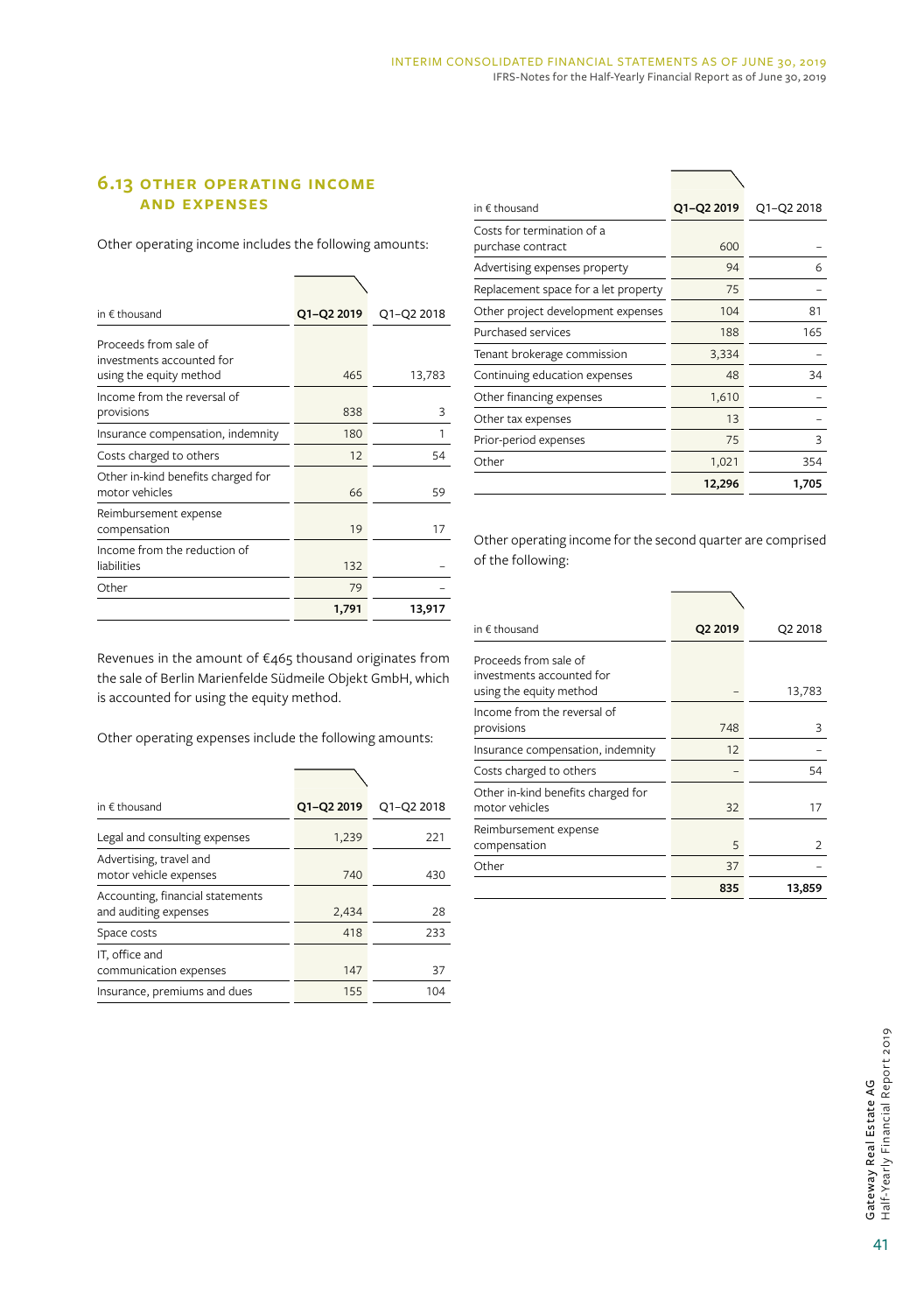## 6.13 Other operating income and expenses

Other operating income includes the following amounts:

| in € thousand | Q1–Q2 2019 | Q1–Q2 2018 |
|---|---|---|
| Proceeds from sale of investments accounted for using the equity method | 465 | 13,783 |
| Income from the reversal of provisions | 838 | 3 |
| Insurance compensation, indemnity | 180 | 1 |
| Costs charged to others | 12 | 54 |
| Other in-kind benefits charged for motor vehicles | 66 | 59 |
| Reimbursement expense compensation | 19 | 17 |
| Income from the reduction of liabilities | 132 | – |
| Other | 79 | – |
| | **1,791** | **13,917** |

Revenues in the amount of €465 thousand originates from the sale of Berlin Marienfelde Südmeile Objekt GmbH, which is accounted for using the equity method.

Other operating expenses include the following amounts:

| in € thousand | Q1–Q2 2019 | Q1–Q2 2018 |
|---|---|---|
| Legal and consulting expenses | 1,239 | 221 |
| Advertising, travel and motor vehicle expenses | 740 | 430 |
| Accounting, financial statements and auditing expenses | 2,434 | 28 |
| Space costs | 418 | 233 |
| IT, office and communication expenses | 147 | 37 |
| Insurance, premiums and dues | 155 | 104 |
| Costs for termination of a purchase contract | 600 | – |
| Advertising expenses property | 94 | 6 |
| Replacement space for a let property | 75 | – |
| Other project development expenses | 104 | 81 |
| Purchased services | 188 | 165 |
| Tenant brokerage commission | 3,334 | – |
| Continuing education expenses | 48 | 34 |
| Other financing expenses | 1,610 | – |
| Other tax expenses | 13 | – |
| Prior-period expenses | 75 | 3 |
| Other | 1,021 | 354 |
| | **12,296** | **1,705** |

Other operating income for the second quarter are comprised of the following:

| in € thousand | Q2 2019 | Q2 2018 |
|---|---|---|
| Proceeds from sale of investments accounted for using the equity method | – | 13,783 |
| Income from the reversal of provisions | 748 | 3 |
| Insurance compensation, indemnity | 12 | – |
| Costs charged to others | – | 54 |
| Other in-kind benefits charged for motor vehicles | 32 | 17 |
| Reimbursement expense compensation | 5 | 2 |
| Other | 37 | – |
| | **835** | **13,859** |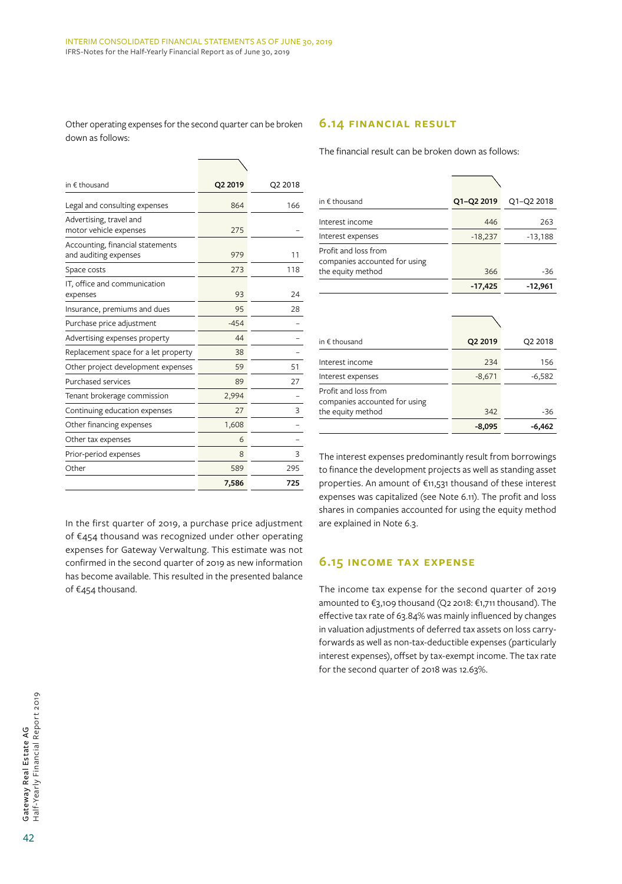Other operating expenses for the second quarter can be broken down as follows:

| in € thousand | Q2 2019 | Q2 2018 |
|---|---|---|
| Legal and consulting expenses | 864 | 166 |
| Advertising, travel and motor vehicle expenses | 275 | – |
| Accounting, financial statements and auditing expenses | 979 | 11 |
| Space costs | 273 | 118 |
| IT, office and communication expenses | 93 | 24 |
| Insurance, premiums and dues | 95 | 28 |
| Purchase price adjustment | -454 | – |
| Advertising expenses property | 44 | – |
| Replacement space for a let property | 38 | – |
| Other project development expenses | 59 | 51 |
| Purchased services | 89 | 27 |
| Tenant brokerage commission | 2,994 | – |
| Continuing education expenses | 27 | 3 |
| Other financing expenses | 1,608 | – |
| Other tax expenses | 6 | – |
| Prior-period expenses | 8 | 3 |
| Other | 589 | 295 |
| | **7,586** | **725** |

In the first quarter of 2019, a purchase price adjustment of €454 thousand was recognized under other operating expenses for Gateway Verwaltung. This estimate was not confirmed in the second quarter of 2019 as new information has become available. This resulted in the presented balance of €454 thousand.

## 6.14 FINANCIAL RESULT

The financial result can be broken down as follows:

| in € thousand | Q1–Q2 2019 | Q1–Q2 2018 |
|---|---|---|
| Interest income | 446 | 263 |
| Interest expenses | -18,237 | -13,188 |
| Profit and loss from companies accounted for using the equity method | 366 | -36 |
| | **-17,425** | **-12,961** |

| in € thousand | Q2 2019 | Q2 2018 |
|---|---|---|
| Interest income | 234 | 156 |
| Interest expenses | -8,671 | -6,582 |
| Profit and loss from companies accounted for using the equity method | 342 | -36 |
| | **-8,095** | **-6,462** |

The interest expenses predominantly result from borrowings to finance the development projects as well as standing asset properties. An amount of €11,531 thousand of these interest expenses was capitalized (see Note 6.11). The profit and loss shares in companies accounted for using the equity method are explained in Note 6.3.

## 6.15 INCOME TAX EXPENSE

The income tax expense for the second quarter of 2019 amounted to €3,109 thousand (Q2 2018: €1,711 thousand). The effective tax rate of 63.84% was mainly influenced by changes in valuation adjustments of deferred tax assets on loss carry-forwards as well as non-tax-deductible expenses (particularly interest expenses), offset by tax-exempt income. The tax rate for the second quarter of 2018 was 12.63%.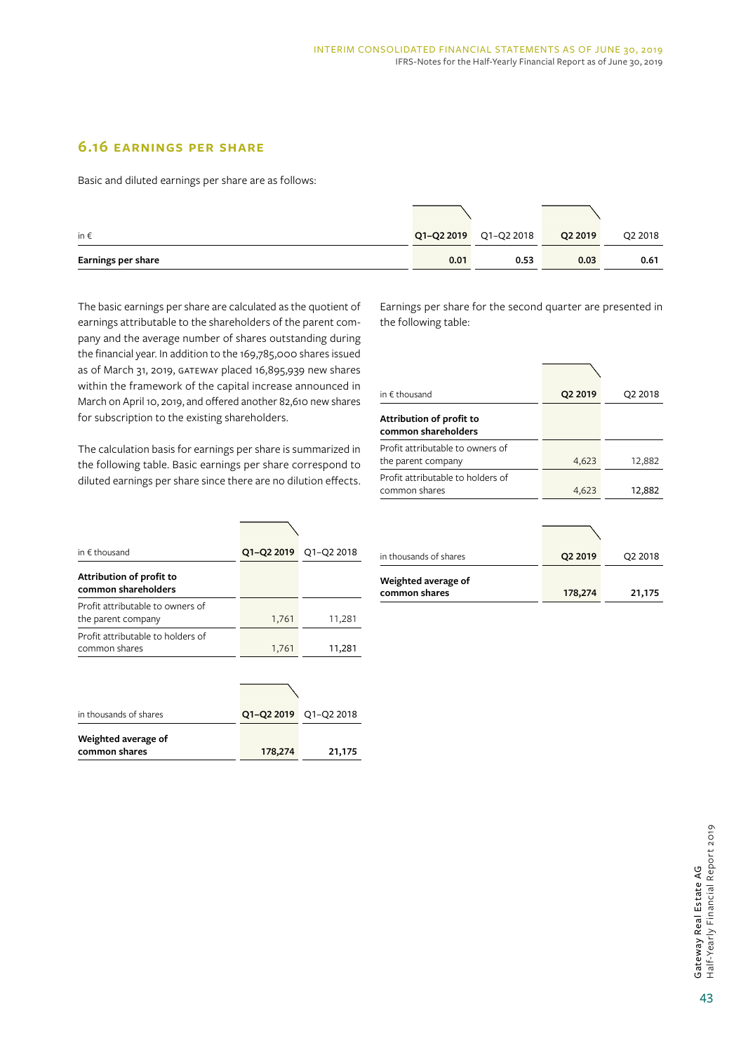## 6.16 EARNINGS PER SHARE

Basic and diluted earnings per share are as follows:

| in € | Q1–Q2 2019 | Q1–Q2 2018 | Q2 2019 | Q2 2018 |
|---|---|---|---|---|
| **Earnings per share** | **0.01** | **0.53** | **0.03** | **0.61** |

The basic earnings per share are calculated as the quotient of earnings attributable to the shareholders of the parent company and the average number of shares outstanding during the financial year. In addition to the 169,785,000 shares issued as of March 31, 2019, GATEWAY placed 16,895,939 new shares within the framework of the capital increase announced in March on April 10, 2019, and offered another 82,610 new shares for subscription to the existing shareholders.

The calculation basis for earnings per share is summarized in the following table. Basic earnings per share correspond to diluted earnings per share since there are no dilution effects.

| in € thousand | Q1–Q2 2019 | Q1–Q2 2018 |
|---|---|---|
| **Attribution of profit to common shareholders** | | |
| Profit attributable to owners of the parent company | 1,761 | 11,281 |
| Profit attributable to holders of common shares | 1,761 | 11,281 |

| in thousands of shares | Q1–Q2 2019 | Q1–Q2 2018 |
|---|---|---|
| **Weighted average of common shares** | **178,274** | **21,175** |

Earnings per share for the second quarter are presented in the following table:

| in € thousand | Q2 2019 | Q2 2018 |
|---|---|---|
| **Attribution of profit to common shareholders** | | |
| Profit attributable to owners of the parent company | 4,623 | 12,882 |
| Profit attributable to holders of common shares | 4,623 | 12,882 |

| in thousands of shares | Q2 2019 | Q2 2018 |
|---|---|---|
| **Weighted average of common shares** | **178,274** | **21,175** |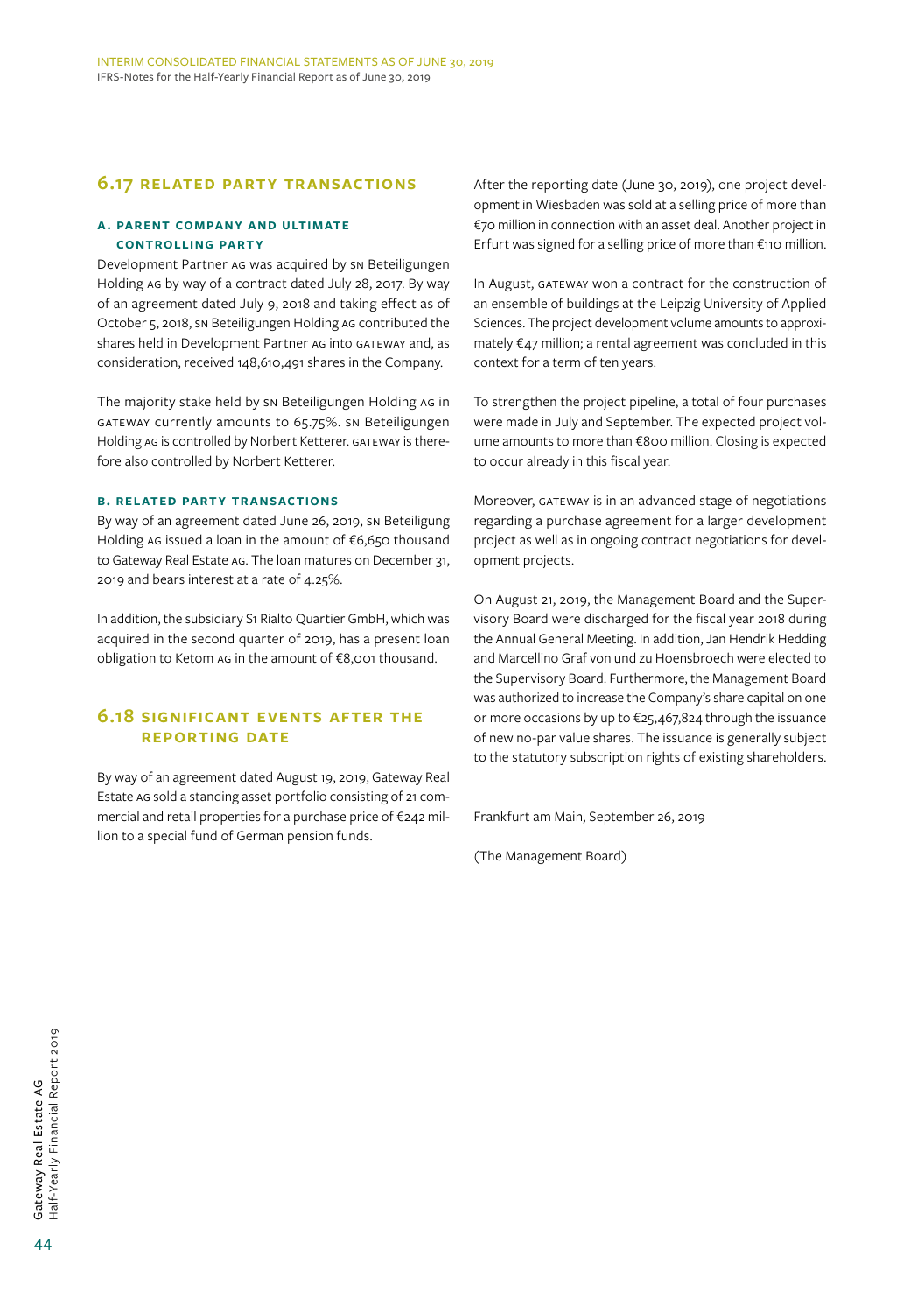## 6.17 RELATED PARTY TRANSACTIONS

### A. PARENT COMPANY AND ULTIMATE CONTROLLING PARTY

Development Partner AG was acquired by SN Beteiligungen Holding AG by way of a contract dated July 28, 2017. By way of an agreement dated July 9, 2018 and taking effect as of October 5, 2018, SN Beteiligungen Holding AG contributed the shares held in Development Partner AG into GATEWAY and, as consideration, received 148,610,491 shares in the Company.

The majority stake held by SN Beteiligungen Holding AG in GATEWAY currently amounts to 65.75%. SN Beteiligungen Holding AG is controlled by Norbert Ketterer. GATEWAY is therefore also controlled by Norbert Ketterer.

### B. RELATED PARTY TRANSACTIONS

By way of an agreement dated June 26, 2019, SN Beteiligung Holding AG issued a loan in the amount of €6,650 thousand to Gateway Real Estate AG. The loan matures on December 31, 2019 and bears interest at a rate of 4.25%.

In addition, the subsidiary S1 Rialto Quartier GmbH, which was acquired in the second quarter of 2019, has a present loan obligation to Ketom AG in the amount of €8,001 thousand.

## 6.18 SIGNIFICANT EVENTS AFTER THE REPORTING DATE

By way of an agreement dated August 19, 2019, Gateway Real Estate AG sold a standing asset portfolio consisting of 21 commercial and retail properties for a purchase price of €242 million to a special fund of German pension funds.

After the reporting date (June 30, 2019), one project development in Wiesbaden was sold at a selling price of more than €70 million in connection with an asset deal. Another project in Erfurt was signed for a selling price of more than €110 million.

In August, GATEWAY won a contract for the construction of an ensemble of buildings at the Leipzig University of Applied Sciences. The project development volume amounts to approximately €47 million; a rental agreement was concluded in this context for a term of ten years.

To strengthen the project pipeline, a total of four purchases were made in July and September. The expected project volume amounts to more than €800 million. Closing is expected to occur already in this fiscal year.

Moreover, GATEWAY is in an advanced stage of negotiations regarding a purchase agreement for a larger development project as well as in ongoing contract negotiations for development projects.

On August 21, 2019, the Management Board and the Supervisory Board were discharged for the fiscal year 2018 during the Annual General Meeting. In addition, Jan Hendrik Hedding and Marcellino Graf von und zu Hoensbroech were elected to the Supervisory Board. Furthermore, the Management Board was authorized to increase the Company's share capital on one or more occasions by up to €25,467,824 through the issuance of new no-par value shares. The issuance is generally subject to the statutory subscription rights of existing shareholders.

Frankfurt am Main, September 26, 2019

(The Management Board)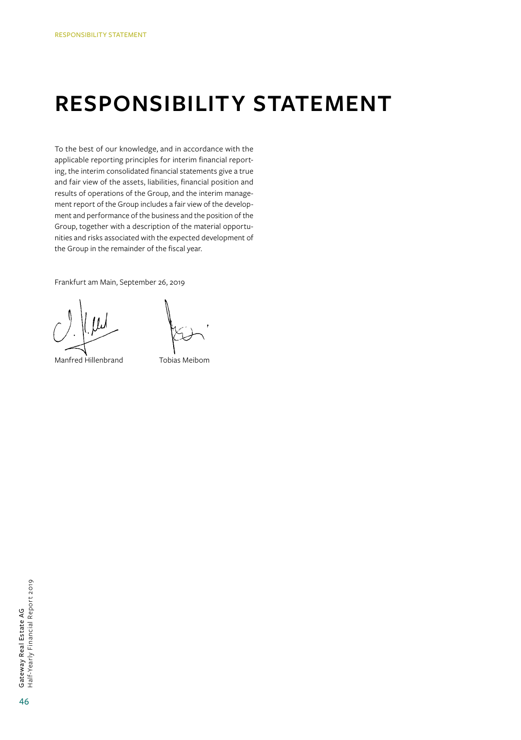# RESPONSIBILITY STATEMENT

To the best of our knowledge, and in accordance with the applicable reporting principles for interim financial reporting, the interim consolidated financial statements give a true and fair view of the assets, liabilities, financial position and results of operations of the Group, and the interim management report of the Group includes a fair view of the development and performance of the business and the position of the Group, together with a description of the material opportunities and risks associated with the expected development of the Group in the remainder of the fiscal year.

Frankfurt am Main, September 26, 2019

Manfred Hillenbrand    Tobias Meibom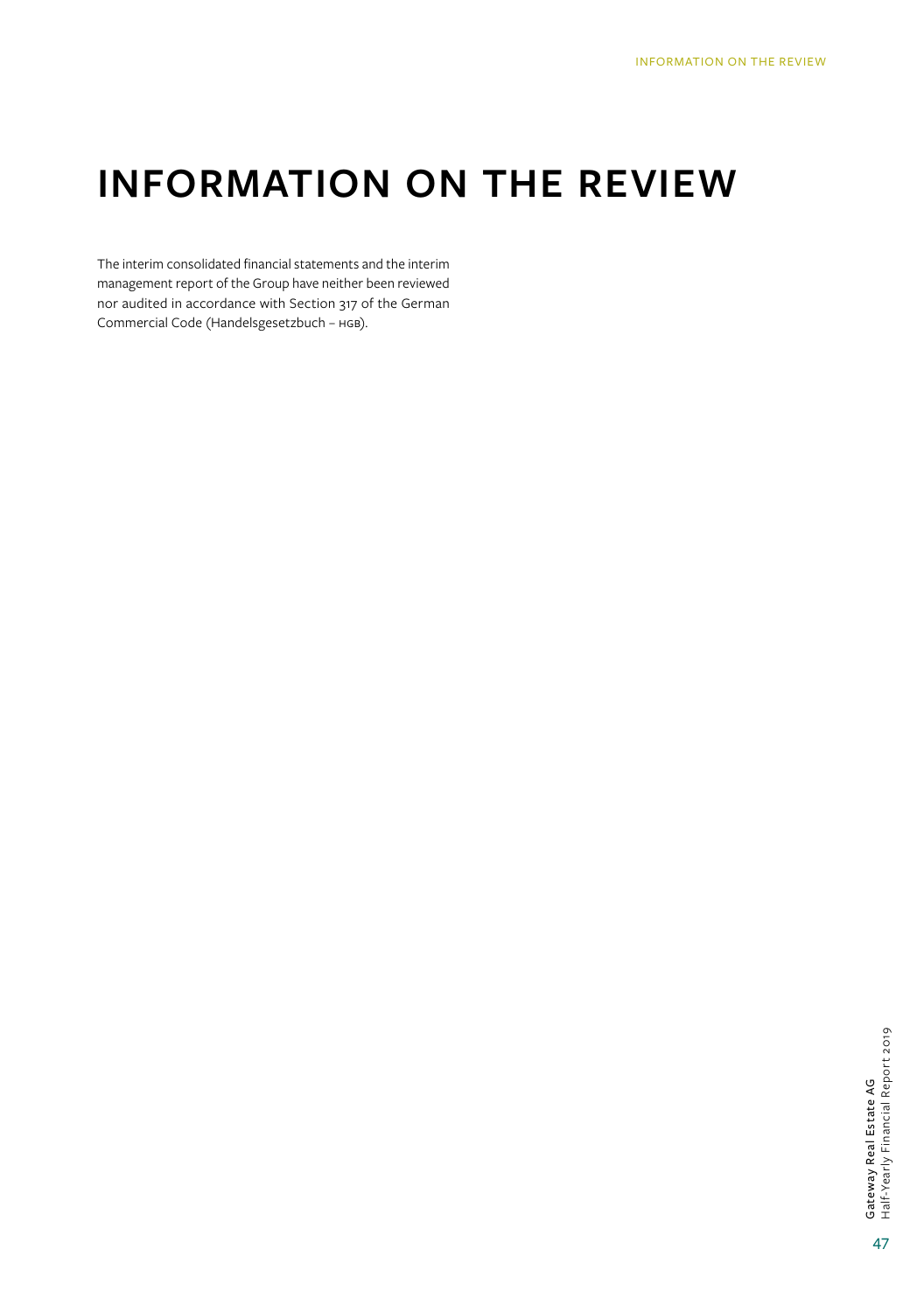# INFORMATION ON THE REVIEW

The interim consolidated financial statements and the interim management report of the Group have neither been reviewed nor audited in accordance with Section 317 of the German Commercial Code (Handelsgesetzbuch – HGB).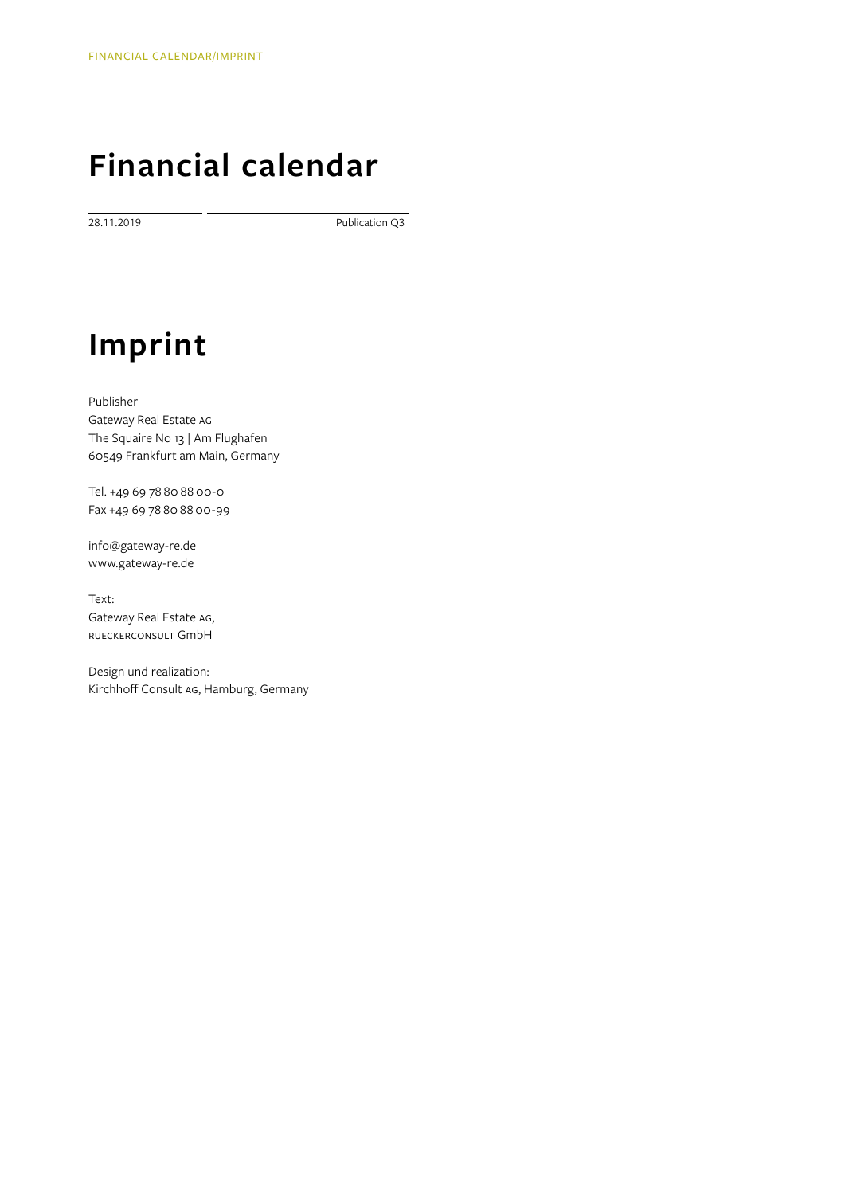# Financial calendar

| | |
|---|---|
| 28.11.2019 | Publication Q3 |

# Imprint

Publisher
Gateway Real Estate AG
The Squaire No 13 | Am Flughafen
60549 Frankfurt am Main, Germany

Tel. +49 69 78 80 88 00-0
Fax +49 69 78 80 88 00-99

info@gateway-re.de
www.gateway-re.de

Text:
Gateway Real Estate AG,
RUECKERCONSULT GmbH

Design und realization:
Kirchhoff Consult AG, Hamburg, Germany